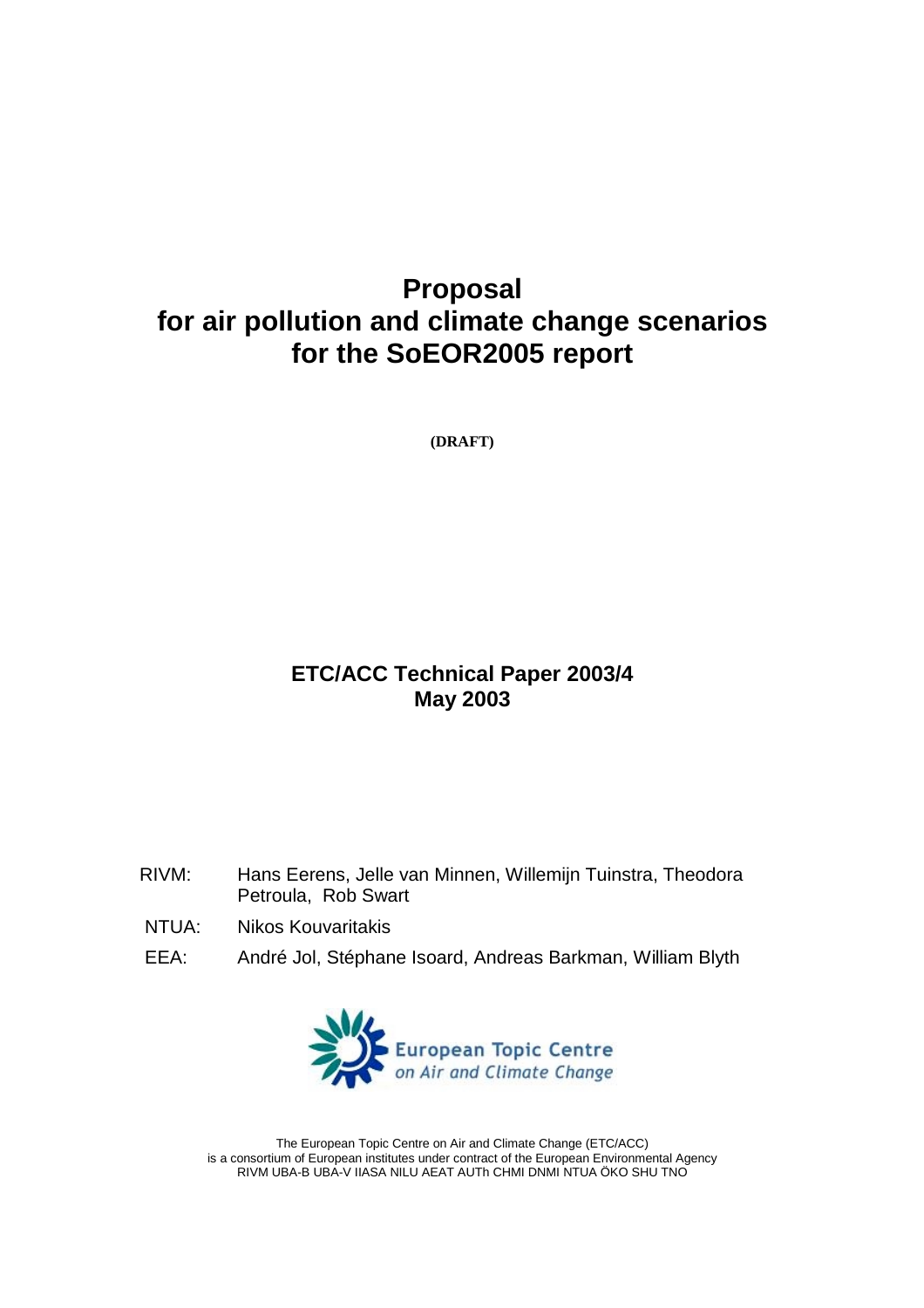# Proposal for air pollution and climate change scenarios for the SoEOR2005 report

**(DRAFT)**

**ETC/ACC Technical Paper 2003/4**
**May 2003**

RIVM: Hans Eerens, Jelle van Minnen, Willemijn Tuinstra, Theodora Petroula, Rob Swart

NTUA: Nikos Kouvaritakis

EEA: André Jol, Stéphane Isoard, Andreas Barkman, William Blyth

European Topic Centre on Air and Climate Change

The European Topic Centre on Air and Climate Change (ETC/ACC) is a consortium of European institutes under contract of the European Environmental Agency RIVM UBA-B UBA-V IIASA NILU AEAT AUTh CHMI DNMI NTUA ÖKO SHU TNO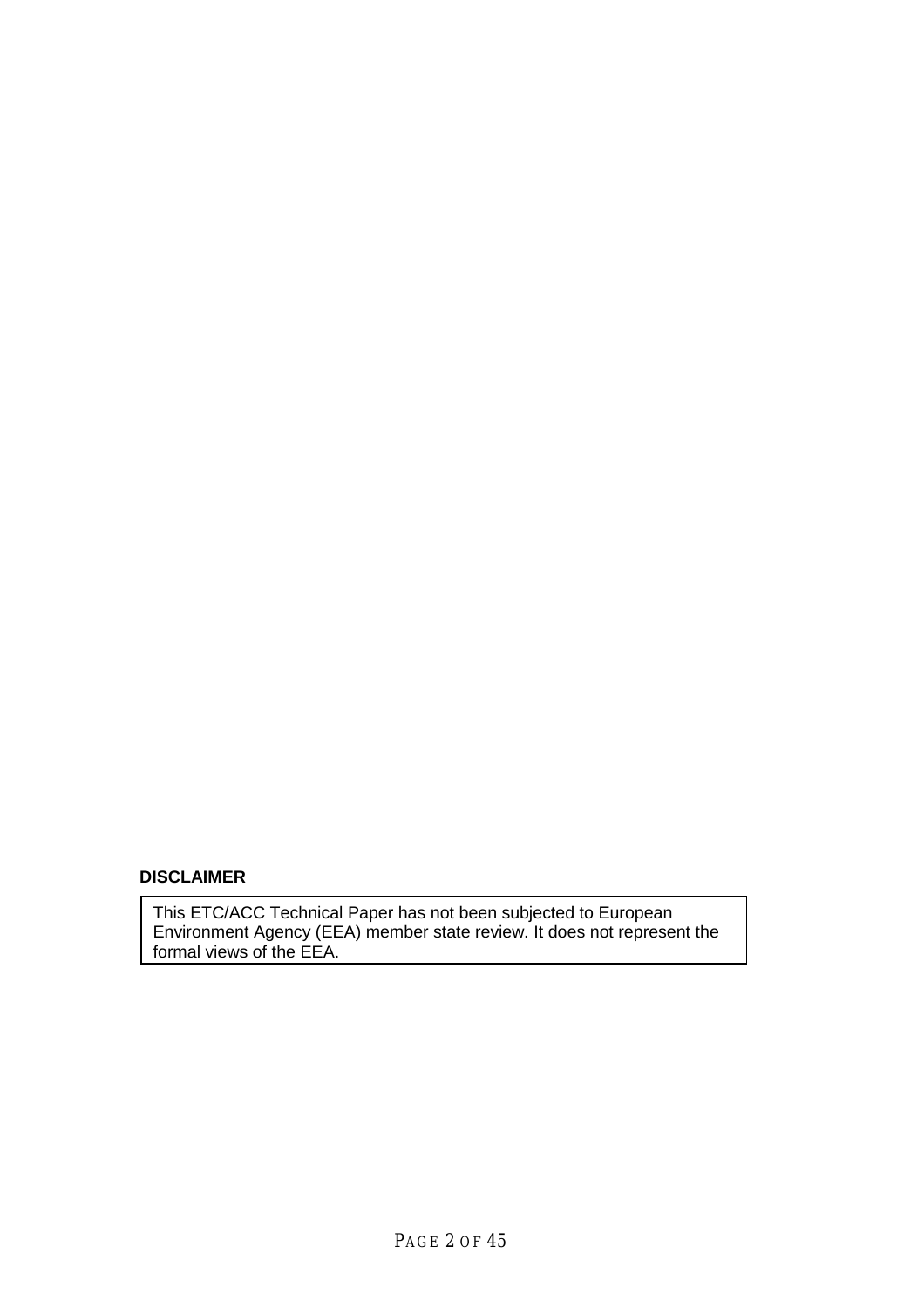**DISCLAIMER**

This ETC/ACC Technical Paper has not been subjected to European Environment Agency (EEA) member state review. It does not represent the formal views of the EEA.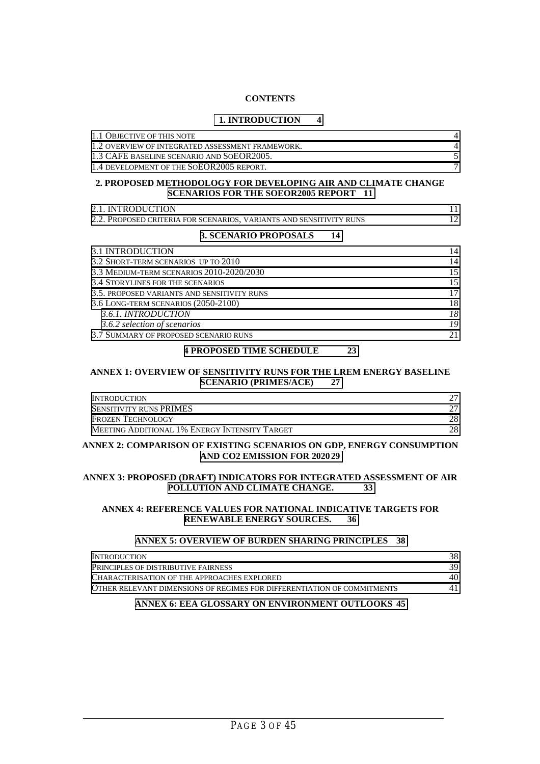**CONTENTS**

**1. INTRODUCTION 4**

| | |
|---|---|
| 1.1 OBJECTIVE OF THIS NOTE | 4 |
| 1.2 OVERVIEW OF INTEGRATED ASSESSMENT FRAMEWORK. | 4 |
| 1.3 CAFE BASELINE SCENARIO AND SOEOR2005. | 5 |
| 1.4 DEVELOPMENT OF THE SOEOR2005 REPORT. | 7 |

**2. PROPOSED METHODOLOGY FOR DEVELOPING AIR AND CLIMATE CHANGE SCENARIOS FOR THE SOEOR2005 REPORT 11**

| | |
|---|---|
| 2.1. INTRODUCTION | 11 |
| 2.2. PROPOSED CRITERIA FOR SCENARIOS, VARIANTS AND SENSITIVITY RUNS | 12 |

**3. SCENARIO PROPOSALS 14**

| | |
|---|---|
| 3.1 INTRODUCTION | 14 |
| 3.2 SHORT-TERM SCENARIOS UP TO 2010 | 14 |
| 3.3 MEDIUM-TERM SCENARIOS 2010-2020/2030 | 15 |
| 3.4 STORYLINES FOR THE SCENARIOS | 15 |
| 3.5. PROPOSED VARIANTS AND SENSITIVITY RUNS | 17 |
| 3.6 LONG-TERM SCENARIOS (2050-2100) | 18 |
| *3.6.1. INTRODUCTION* | *18* |
| *3.6.2 selection of scenarios* | *19* |
| 3.7 SUMMARY OF PROPOSED SCENARIO RUNS | 21 |

**4 PROPOSED TIME SCHEDULE 23**

**ANNEX 1: OVERVIEW OF SENSITIVITY RUNS FOR THE LREM ENERGY BASELINE SCENARIO (PRIMES/ACE) 27**

| | |
|---|---|
| INTRODUCTION | 27 |
| SENSITIVITY RUNS PRIMES | 27 |
| FROZEN TECHNOLOGY | 28 |
| MEETING ADDITIONAL 1% ENERGY INTENSITY TARGET | 28 |

**ANNEX 2: COMPARISON OF EXISTING SCENARIOS ON GDP, ENERGY CONSUMPTION AND CO2 EMISSION FOR 2020 29**

**ANNEX 3: PROPOSED (DRAFT) INDICATORS FOR INTEGRATED ASSESSMENT OF AIR POLLUTION AND CLIMATE CHANGE. 33**

**ANNEX 4: REFERENCE VALUES FOR NATIONAL INDICATIVE TARGETS FOR RENEWABLE ENERGY SOURCES. 36**

**ANNEX 5: OVERVIEW OF BURDEN SHARING PRINCIPLES 38**

| | |
|---|---|
| INTRODUCTION | 38 |
| PRINCIPLES OF DISTRIBUTIVE FAIRNESS | 39 |
| CHARACTERISATION OF THE APPROACHES EXPLORED | 40 |
| OTHER RELEVANT DIMENSIONS OF REGIMES FOR DIFFERENTIATION OF COMMITMENTS | 41 |

**ANNEX 6: EEA GLOSSARY ON ENVIRONMENT OUTLOOKS 45**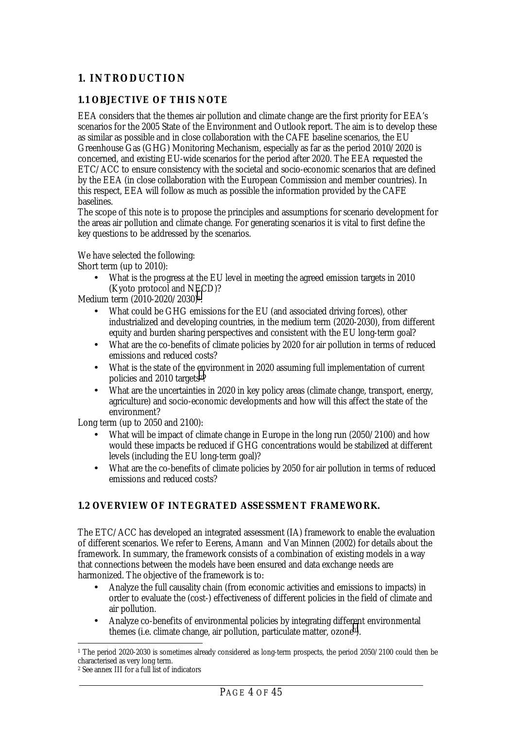# 1. INTRODUCTION

## 1.1 OBJECTIVE OF THIS NOTE

EEA considers that the themes air pollution and climate change are the first priority for EEA's scenarios for the 2005 State of the Environment and Outlook report. The aim is to develop these as similar as possible and in close collaboration with the CAFE baseline scenarios, the EU Greenhouse Gas (GHG) Monitoring Mechanism, especially as far as the period 2010/2020 is concerned, and existing EU-wide scenarios for the period after 2020. The EEA requested the ETC/ACC to ensure consistency with the societal and socio-economic scenarios that are defined by the EEA (in close collaboration with the European Commission and member countries). In this respect, EEA will follow as much as possible the information provided by the CAFE baselines.

The scope of this note is to propose the principles and assumptions for scenario development for the areas air pollution and climate change. For generating scenarios it is vital to first define the key questions to be addressed by the scenarios.

We have selected the following:

Short term (up to 2010):

- What is the progress at the EU level in meeting the agreed emission targets in 2010 (Kyoto protocol and NECD)?

Medium term (2010-2020/2030)[1]:

- What could be GHG emissions for the EU (and associated driving forces), other industrialized and developing countries, in the medium term (2020-2030), from different equity and burden sharing perspectives and consistent with the EU long-term goal?
- What are the co-benefits of climate policies by 2020 for air pollution in terms of reduced emissions and reduced costs?
- What is the state of the environment in 2020 assuming full implementation of current policies and 2010 targets[2]?
- What are the uncertainties in 2020 in key policy areas (climate change, transport, energy, agriculture) and socio-economic developments and how will this affect the state of the environment?

Long term (up to 2050 and 2100):

- What will be impact of climate change in Europe in the long run (2050/2100) and how would these impacts be reduced if GHG concentrations would be stabilized at different levels (including the EU long-term goal)?
- What are the co-benefits of climate policies by 2050 for air pollution in terms of reduced emissions and reduced costs?

## 1.2 OVERVIEW OF INTEGRATED ASSESSMENT FRAMEWORK.

The ETC/ACC has developed an integrated assessment (IA) framework to enable the evaluation of different scenarios. We refer to Eerens, Amann and Van Minnen (2002) for details about the framework. In summary, the framework consists of a combination of existing models in a way that connections between the models have been ensured and data exchange needs are harmonized. The objective of the framework is to:

- Analyze the full causality chain (from economic activities and emissions to impacts) in order to evaluate the (cost-) effectiveness of different policies in the field of climate and air pollution.
- Analyze co-benefits of environmental policies by integrating different environmental themes (i.e. climate change, air pollution, particulate matter, ozone[3]).

[1] The period 2020-2030 is sometimes already considered as long-term prospects, the period 2050/2100 could then be characterised as very long term.

[2] See annex III for a full list of indicators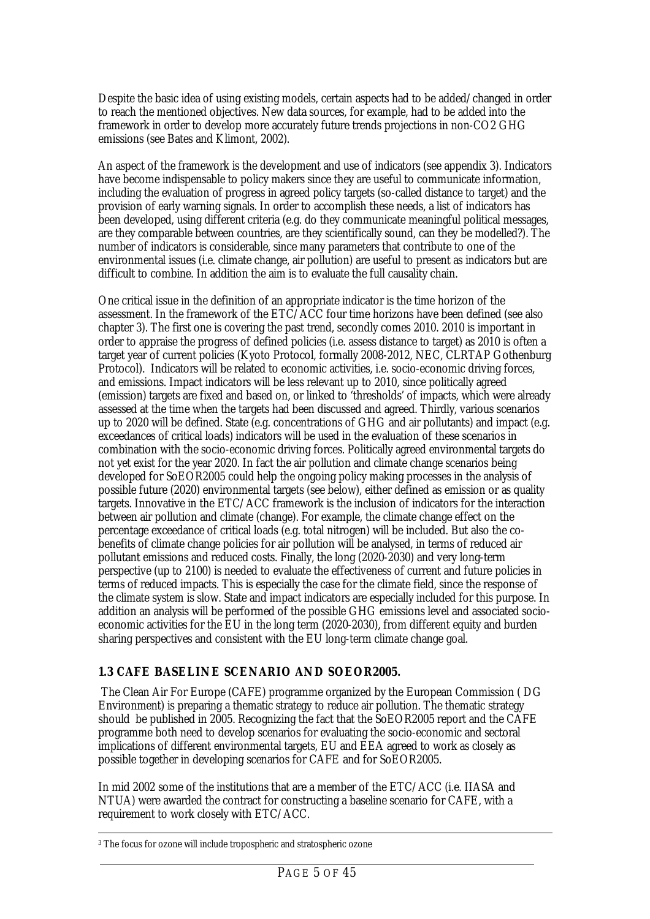Despite the basic idea of using existing models, certain aspects had to be added/changed in order to reach the mentioned objectives. New data sources, for example, had to be added into the framework in order to develop more accurately future trends projections in non-$CO_2$ GHG emissions (see Bates and Klimont, 2002).

An aspect of the framework is the development and use of indicators (see appendix 3). Indicators have become indispensable to policy makers since they are useful to communicate information, including the evaluation of progress in agreed policy targets (so-called distance to target) and the provision of early warning signals. In order to accomplish these needs, a list of indicators has been developed, using different criteria (e.g. do they communicate meaningful political messages, are they comparable between countries, are they scientifically sound, can they be modelled?). The number of indicators is considerable, since many parameters that contribute to one of the environmental issues (i.e. climate change, air pollution) are useful to present as indicators but are difficult to combine. In addition the aim is to evaluate the full causality chain.

One critical issue in the definition of an appropriate indicator is the time horizon of the assessment. In the framework of the ETC/ACC four time horizons have been defined (see also chapter 3). The first one is covering the past trend, secondly comes 2010. 2010 is important in order to appraise the progress of defined policies (i.e. assess distance to target) as 2010 is often a target year of current policies (Kyoto Protocol, formally 2008-2012, NEC, CLRTAP Gothenburg Protocol). Indicators will be related to economic activities, i.e. socio-economic driving forces, and emissions. Impact indicators will be less relevant up to 2010, since politically agreed (emission) targets are fixed and based on, or linked to 'thresholds' of impacts, which were already assessed at the time when the targets had been discussed and agreed. Thirdly, various scenarios up to 2020 will be defined. State (e.g. concentrations of GHG and air pollutants) and impact (e.g. exceedances of critical loads) indicators will be used in the evaluation of these scenarios in combination with the socio-economic driving forces. Politically agreed environmental targets do not yet exist for the year 2020. In fact the air pollution and climate change scenarios being developed for SoEOR2005 could help the ongoing policy making processes in the analysis of possible future (2020) environmental targets (see below), either defined as emission or as quality targets. Innovative in the ETC/ACC framework is the inclusion of indicators for the interaction between air pollution and climate (change). For example, the climate change effect on the percentage exceedance of critical loads (e.g. total nitrogen) will be included. But also the co-benefits of climate change policies for air pollution will be analysed, in terms of reduced air pollutant emissions and reduced costs. Finally, the long (2020-2030) and very long-term perspective (up to 2100) is needed to evaluate the effectiveness of current and future policies in terms of reduced impacts. This is especially the case for the climate field, since the response of the climate system is slow. State and impact indicators are especially included for this purpose. In addition an analysis will be performed of the possible GHG emissions level and associated socio-economic activities for the EU in the long term (2020-2030), from different equity and burden sharing perspectives and consistent with the EU long-term climate change goal.

### 1.3 CAFE BASELINE SCENARIO AND SOEOR2005.

The Clean Air For Europe (CAFE) programme organized by the European Commission ( DG Environment) is preparing a thematic strategy to reduce air pollution. The thematic strategy should be published in 2005. Recognizing the fact that the SoEOR2005 report and the CAFE programme both need to develop scenarios for evaluating the socio-economic and sectoral implications of different environmental targets, EU and EEA agreed to work as closely as possible together in developing scenarios for CAFE and for SoEOR2005.

In mid 2002 some of the institutions that are a member of the ETC/ACC (i.e. IIASA and NTUA) were awarded the contract for constructing a baseline scenario for CAFE, with a requirement to work closely with ETC/ACC.

[3] The focus for ozone will include tropospheric and stratospheric ozone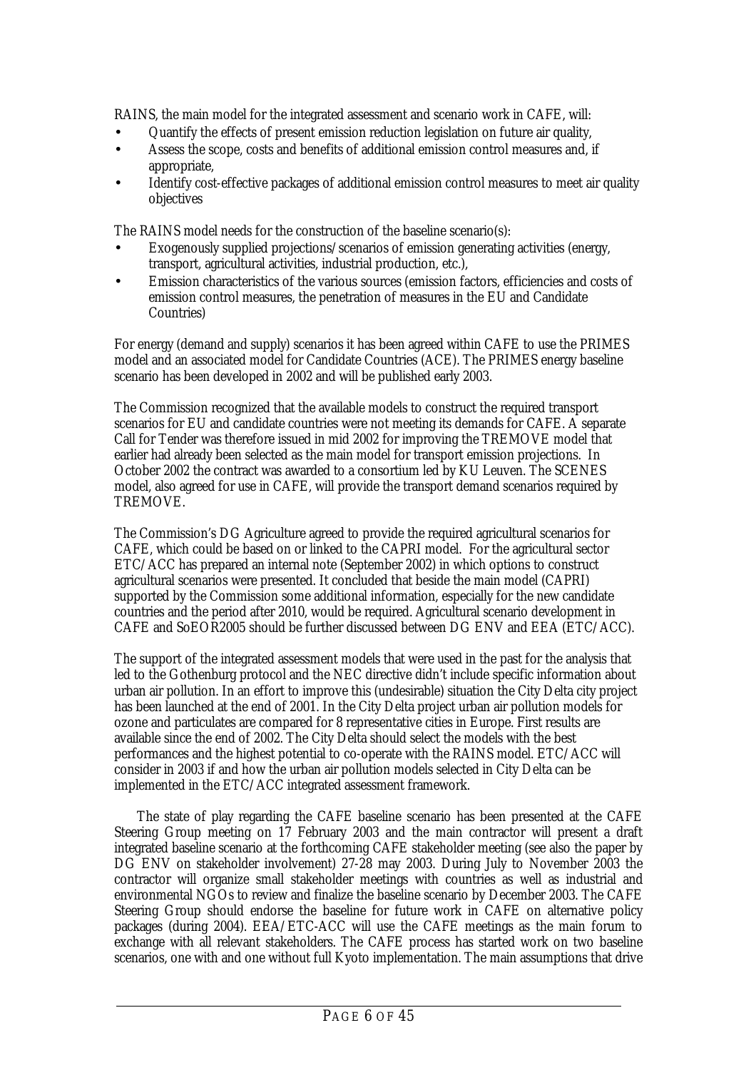RAINS, the main model for the integrated assessment and scenario work in CAFE, will:

- Quantify the effects of present emission reduction legislation on future air quality,
- Assess the scope, costs and benefits of additional emission control measures and, if appropriate,
- Identify cost-effective packages of additional emission control measures to meet air quality objectives

The RAINS model needs for the construction of the baseline scenario(s):

- Exogenously supplied projections/scenarios of emission generating activities (energy, transport, agricultural activities, industrial production, etc.),
- Emission characteristics of the various sources (emission factors, efficiencies and costs of emission control measures, the penetration of measures in the EU and Candidate Countries)

For energy (demand and supply) scenarios it has been agreed within CAFE to use the PRIMES model and an associated model for Candidate Countries (ACE). The PRIMES energy baseline scenario has been developed in 2002 and will be published early 2003.

The Commission recognized that the available models to construct the required transport scenarios for EU and candidate countries were not meeting its demands for CAFE. A separate Call for Tender was therefore issued in mid 2002 for improving the TREMOVE model that earlier had already been selected as the main model for transport emission projections. In October 2002 the contract was awarded to a consortium led by KU Leuven. The SCENES model, also agreed for use in CAFE, will provide the transport demand scenarios required by TREMOVE.

The Commission's DG Agriculture agreed to provide the required agricultural scenarios for CAFE, which could be based on or linked to the CAPRI model. For the agricultural sector ETC/ACC has prepared an internal note (September 2002) in which options to construct agricultural scenarios were presented. It concluded that beside the main model (CAPRI) supported by the Commission some additional information, especially for the new candidate countries and the period after 2010, would be required. Agricultural scenario development in CAFE and SoEOR2005 should be further discussed between DG ENV and EEA (ETC/ACC).

The support of the integrated assessment models that were used in the past for the analysis that led to the Gothenburg protocol and the NEC directive didn't include specific information about urban air pollution. In an effort to improve this (undesirable) situation the City Delta city project has been launched at the end of 2001. In the City Delta project urban air pollution models for ozone and particulates are compared for 8 representative cities in Europe. First results are available since the end of 2002. The City Delta should select the models with the best performances and the highest potential to co-operate with the RAINS model. ETC/ACC will consider in 2003 if and how the urban air pollution models selected in City Delta can be implemented in the ETC/ACC integrated assessment framework.

The state of play regarding the CAFE baseline scenario has been presented at the CAFE Steering Group meeting on 17 February 2003 and the main contractor will present a draft integrated baseline scenario at the forthcoming CAFE stakeholder meeting (see also the paper by DG ENV on stakeholder involvement) 27-28 may 2003. During July to November 2003 the contractor will organize small stakeholder meetings with countries as well as industrial and environmental NGOs to review and finalize the baseline scenario by December 2003. The CAFE Steering Group should endorse the baseline for future work in CAFE on alternative policy packages (during 2004). EEA/ETC-ACC will use the CAFE meetings as the main forum to exchange with all relevant stakeholders. The CAFE process has started work on two baseline scenarios, one with and one without full Kyoto implementation. The main assumptions that drive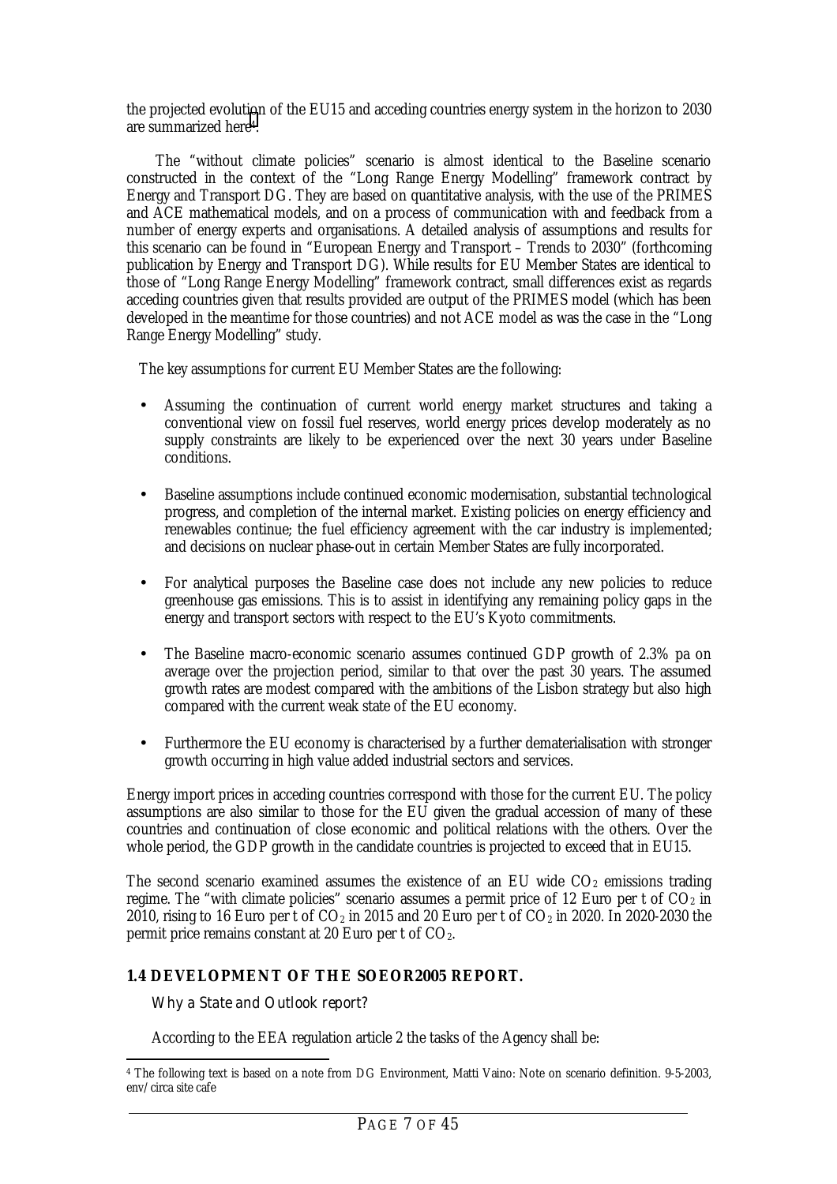the projected evolution of the EU15 and acceding countries energy system in the horizon to 2030 are summarized here[4]:

The "without climate policies" scenario is almost identical to the Baseline scenario constructed in the context of the "Long Range Energy Modelling" framework contract by Energy and Transport DG. They are based on quantitative analysis, with the use of the PRIMES and ACE mathematical models, and on a process of communication with and feedback from a number of energy experts and organisations. A detailed analysis of assumptions and results for this scenario can be found in "European Energy and Transport – Trends to 2030" (forthcoming publication by Energy and Transport DG). While results for EU Member States are identical to those of "Long Range Energy Modelling" framework contract, small differences exist as regards acceding countries given that results provided are output of the PRIMES model (which has been developed in the meantime for those countries) and not ACE model as was the case in the "Long Range Energy Modelling" study.

The key assumptions for current EU Member States are the following:

- Assuming the continuation of current world energy market structures and taking a conventional view on fossil fuel reserves, world energy prices develop moderately as no supply constraints are likely to be experienced over the next 30 years under Baseline conditions.

- Baseline assumptions include continued economic modernisation, substantial technological progress, and completion of the internal market. Existing policies on energy efficiency and renewables continue; the fuel efficiency agreement with the car industry is implemented; and decisions on nuclear phase-out in certain Member States are fully incorporated.

- For analytical purposes the Baseline case does not include any new policies to reduce greenhouse gas emissions. This is to assist in identifying any remaining policy gaps in the energy and transport sectors with respect to the EU's Kyoto commitments.

- The Baseline macro-economic scenario assumes continued GDP growth of 2.3% pa on average over the projection period, similar to that over the past 30 years. The assumed growth rates are modest compared with the ambitions of the Lisbon strategy but also high compared with the current weak state of the EU economy.

- Furthermore the EU economy is characterised by a further dematerialisation with stronger growth occurring in high value added industrial sectors and services.

Energy import prices in acceding countries correspond with those for the current EU. The policy assumptions are also similar to those for the EU given the gradual accession of many of these countries and continuation of close economic and political relations with the others. Over the whole period, the GDP growth in the candidate countries is projected to exceed that in EU15.

The second scenario examined assumes the existence of an EU wide $CO_2$ emissions trading regime. The "with climate policies" scenario assumes a permit price of 12 Euro per t of $CO_2$ in 2010, rising to 16 Euro per t of $CO_2$ in 2015 and 20 Euro per t of $CO_2$ in 2020. In 2020-2030 the permit price remains constant at 20 Euro per t of $CO_2$.

## 1.4 DEVELOPMENT OF THE SOEOR2005 REPORT.

*Why a State and Outlook report?*

According to the EEA regulation article 2 the tasks of the Agency shall be:

[4] The following text is based on a note from DG Environment, Matti Vaino: Note on scenario definition. 9-5-2003, env/circa site cafe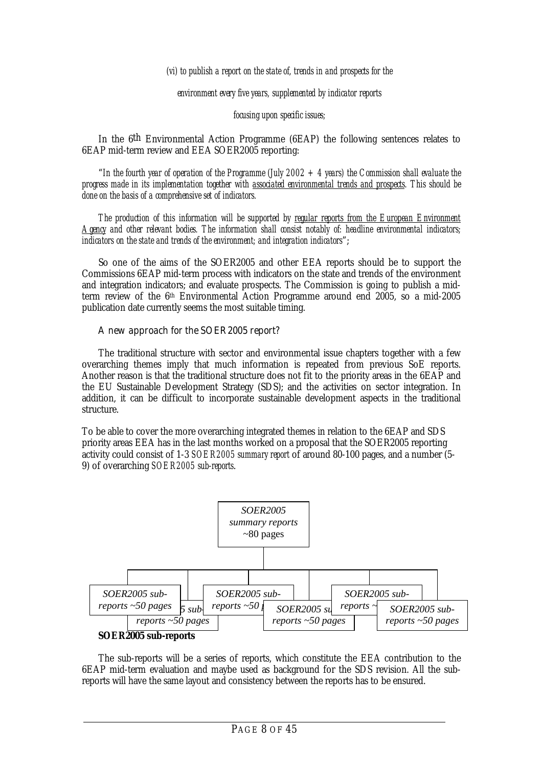*(vi) to publish a report on the state of, trends in and prospects for the*

*environment every five years, supplemented by indicator reports*

*focusing upon specific issues;*

In the 6th Environmental Action Programme (6EAP) the following sentences relates to 6EAP mid-term review and EEA SOER2005 reporting:

"*In the fourth year of operation of the Programme (July 2002 + 4 years) the Commission shall evaluate the progress made in its implementation together with associated environmental trends and prospects. This should be done on the basis of a comprehensive set of indicators.*

*The production of this information will be supported by regular reports from the European Environment Agency and other relevant bodies. The information shall consist notably of: headline environmental indicators; indicators on the state and trends of the environment; and integration indicators*";

So one of the aims of the SOER2005 and other EEA reports should be to support the Commissions 6EAP mid-term process with indicators on the state and trends of the environment and integration indicators; and evaluate prospects. The Commission is going to publish a mid-term review of the 6th Environmental Action Programme around end 2005, so a mid-2005 publication date currently seems the most suitable timing.

### A new approach for the SOER2005 report?

The traditional structure with sector and environmental issue chapters together with a few overarching themes imply that much information is repeated from previous SoE reports. Another reason is that the traditional structure does not fit to the priority areas in the 6EAP and the EU Sustainable Development Strategy (SDS); and the activities on sector integration. In addition, it can be difficult to incorporate sustainable development aspects in the traditional structure.

To be able to cover the more overarching integrated themes in relation to the 6EAP and SDS priority areas EEA has in the last months worked on a proposal that the SOER2005 reporting activity could consist of 1-3 *SOER2005 summary report* of around 80-100 pages, and a number (5-9) of overarching *SOER2005 sub-reports*.

*SOER2005 summary reports ~80 pages*

*SOER2005 sub-reports ~50 pages* | *SOER2005 sub-reports ~50 pages* | *SOER2005 sub-reports ~50 pages* | *SOER2005 sub-reports ~50 pages* | *SOER2005 sub-reports ~50 pages* | *SOER2005 sub-reports ~50 pages*

**SOER2005 sub-reports**

The sub-reports will be a series of reports, which constitute the EEA contribution to the 6EAP mid-term evaluation and maybe used as background for the SDS revision. All the sub-reports will have the same layout and consistency between the reports has to be ensured.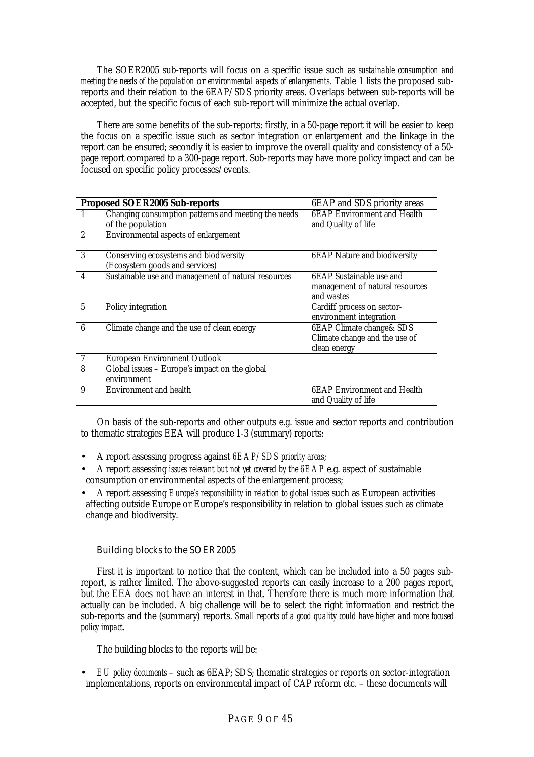The SOER2005 sub-reports will focus on a specific issue such as *sustainable consumption and meeting the needs of the population* or *environmental aspects of enlargements.* Table 1 lists the proposed sub-reports and their relation to the 6EAP/SDS priority areas. Overlaps between sub-reports will be accepted, but the specific focus of each sub-report will minimize the actual overlap.

There are some benefits of the sub-reports: firstly, in a 50-page report it will be easier to keep the focus on a specific issue such as sector integration or enlargement and the linkage in the report can be ensured; secondly it is easier to improve the overall quality and consistency of a 50-page report compared to a 300-page report. Sub-reports may have more policy impact and can be focused on specific policy processes/events.

| **Proposed SOER2005 Sub-reports** | | 6EAP and SDS priority areas |
|---|---|---|
| 1 | Changing consumption patterns and meeting the needs of the population | 6EAP Environment and Health and Quality of life |
| 2 | Environmental aspects of enlargement | |
| 3 | Conserving ecosystems and biodiversity (Ecosystem goods and services) | 6EAP Nature and biodiversity |
| 4 | Sustainable use and management of natural resources | 6EAP Sustainable use and management of natural resources and wastes |
| 5 | Policy integration | Cardiff process on sector-environment integration |
| 6 | Climate change and the use of clean energy | 6EAP Climate change& SDS Climate change and the use of clean energy |
| 7 | European Environment Outlook | |
| 8 | Global issues – Europe's impact on the global environment | |
| 9 | Environment and health | 6EAP Environment and Health and Quality of life |

On basis of the sub-reports and other outputs e.g. issue and sector reports and contribution to thematic strategies EEA will produce 1-3 (summary) reports:

- A report assessing progress against *6EAP/SDS priority areas*;
- A report assessing *issues relevant but not yet covered by the 6EAP* e.g. aspect of sustainable consumption or environmental aspects of the enlargement process;
- A report assessing *Europe's responsibility in relation to global issues* such as European activities affecting outside Europe or Europe's responsibility in relation to global issues such as climate change and biodiversity.

### Building blocks to the SOER2005

First it is important to notice that the content, which can be included into a 50 pages sub-report, is rather limited. The above-suggested reports can easily increase to a 200 pages report, but the EEA does not have an interest in that. Therefore there is much more information that actually can be included. A big challenge will be to select the right information and restrict the sub-reports and the (summary) reports. *Small reports of a good quality could have higher and more focused policy impact.*

The building blocks to the reports will be:

- *EU policy documents* – such as 6EAP; SDS; thematic strategies or reports on sector-integration implementations, reports on environmental impact of CAP reform etc. – these documents will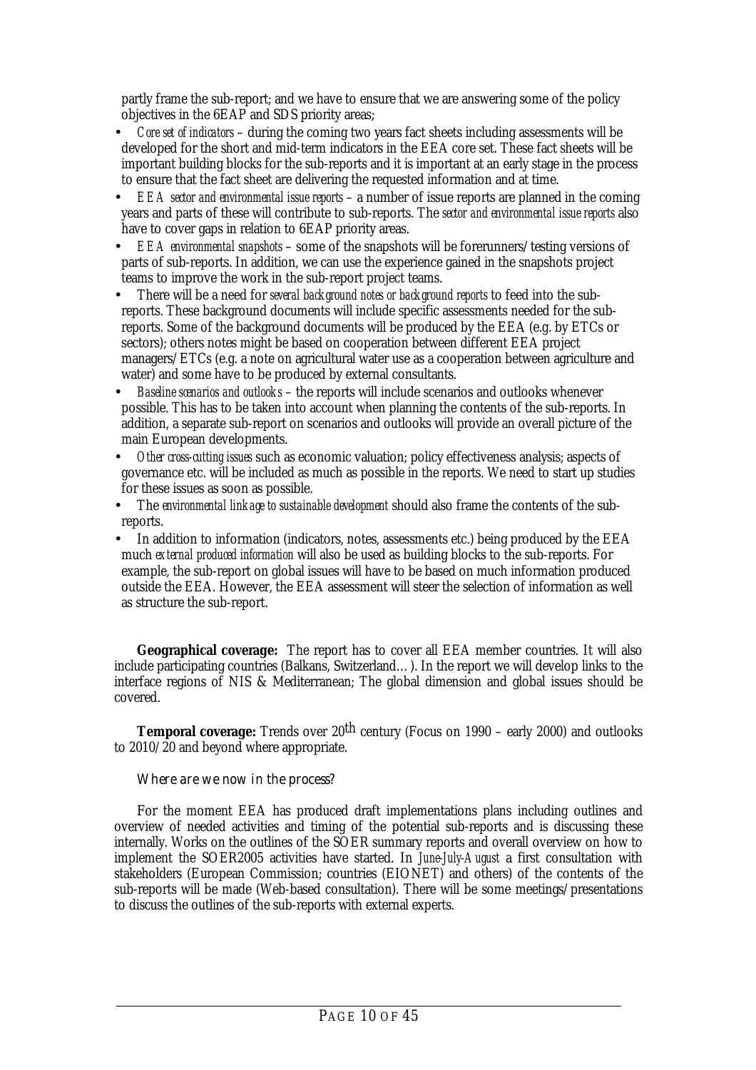partly frame the sub-report; and we have to ensure that we are answering some of the policy objectives in the 6EAP and SDS priority areas;

- *Core set of indicators* – during the coming two years fact sheets including assessments will be developed for the short and mid-term indicators in the EEA core set. These fact sheets will be important building blocks for the sub-reports and it is important at an early stage in the process to ensure that the fact sheet are delivering the requested information and at time.
- *EEA sector and environmental issue reports* – a number of issue reports are planned in the coming years and parts of these will contribute to sub-reports. The *sector and environmental issue reports* also have to cover gaps in relation to 6EAP priority areas.
- *EEA environmental snapshots* – some of the snapshots will be forerunners/testing versions of parts of sub-reports. In addition, we can use the experience gained in the snapshots project teams to improve the work in the sub-report project teams.
- There will be a need for *several background notes or background reports* to feed into the sub-reports. These background documents will include specific assessments needed for the sub-reports. Some of the background documents will be produced by the EEA (e.g. by ETCs or sectors); others notes might be based on cooperation between different EEA project managers/ETCs (e.g. a note on agricultural water use as a cooperation between agriculture and water) and some have to be produced by external consultants.
- *Baseline scenarios and outlooks* – the reports will include scenarios and outlooks whenever possible. This has to be taken into account when planning the contents of the sub-reports. In addition, a separate sub-report on scenarios and outlooks will provide an overall picture of the main European developments.
- *Other cross-cutting issues* such as economic valuation; policy effectiveness analysis; aspects of governance etc. will be included as much as possible in the reports. We need to start up studies for these issues as soon as possible.
- The *environmental linkage to sustainable development* should also frame the contents of the sub-reports.
- In addition to information (indicators, notes, assessments etc.) being produced by the EEA much *external produced information* will also be used as building blocks to the sub-reports. For example, the sub-report on global issues will have to be based on much information produced outside the EEA. However, the EEA assessment will steer the selection of information as well as structure the sub-report.

**Geographical coverage:** The report has to cover all EEA member countries. It will also include participating countries (Balkans, Switzerland…). In the report we will develop links to the interface regions of NIS & Mediterranean; The global dimension and global issues should be covered.

**Temporal coverage:** Trends over 20th century (Focus on 1990 – early 2000) and outlooks to 2010/20 and beyond where appropriate.

### Where are we now in the process?

For the moment EEA has produced draft implementations plans including outlines and overview of needed activities and timing of the potential sub-reports and is discussing these internally. Works on the outlines of the SOER summary reports and overall overview on how to implement the SOER2005 activities have started. In *June-July-August* a first consultation with stakeholders (European Commission; countries (EIONET) and others) of the contents of the sub-reports will be made (Web-based consultation). There will be some meetings/presentations to discuss the outlines of the sub-reports with external experts.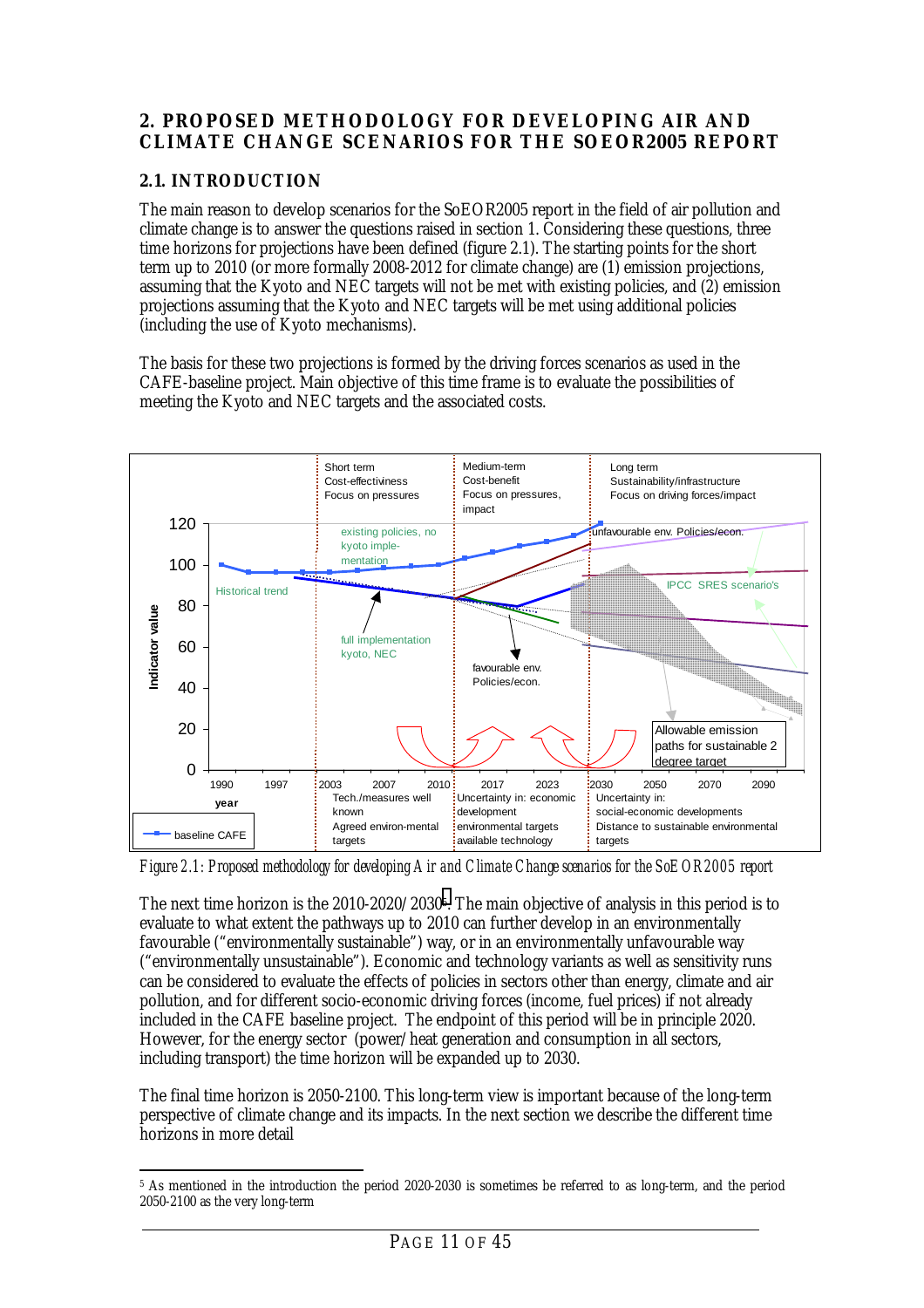# 2. PROPOSED METHODOLOGY FOR DEVELOPING AIR AND CLIMATE CHANGE SCENARIOS FOR THE SOEOR2005 REPORT

## 2.1. INTRODUCTION

The main reason to develop scenarios for the SoEOR2005 report in the field of air pollution and climate change is to answer the questions raised in section 1. Considering these questions, three time horizons for projections have been defined (figure 2.1). The starting points for the short term up to 2010 (or more formally 2008-2012 for climate change) are (1) emission projections, assuming that the Kyoto and NEC targets will not be met with existing policies, and (2) emission projections assuming that the Kyoto and NEC targets will be met using additional policies (including the use of Kyoto mechanisms).

The basis for these two projections is formed by the driving forces scenarios as used in the CAFE-baseline project. Main objective of this time frame is to evaluate the possibilities of meeting the Kyoto and NEC targets and the associated costs.

*Figure 2.1: Proposed methodology for developing Air and Climate Change scenarios for the SoEOR2005 report*

The next time horizon is the 2010-2020/2030[5]. The main objective of analysis in this period is to evaluate to what extent the pathways up to 2010 can further develop in an environmentally favourable ("environmentally sustainable") way, or in an environmentally unfavourable way ("environmentally unsustainable"). Economic and technology variants as well as sensitivity runs can be considered to evaluate the effects of policies in sectors other than energy, climate and air pollution, and for different socio-economic driving forces (income, fuel prices) if not already included in the CAFE baseline project. The endpoint of this period will be in principle 2020. However, for the energy sector (power/heat generation and consumption in all sectors, including transport) the time horizon will be expanded up to 2030.

The final time horizon is 2050-2100. This long-term view is important because of the long-term perspective of climate change and its impacts. In the next section we describe the different time horizons in more detail

[5] As mentioned in the introduction the period 2020-2030 is sometimes be referred to as long-term, and the period 2050-2100 as the very long-term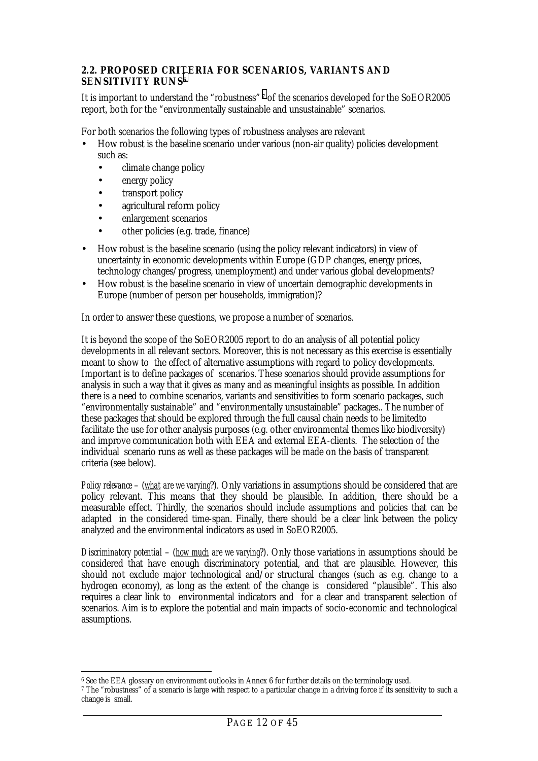## 2.2. PROPOSED CRITERIA FOR SCENARIOS, VARIANTS AND SENSITIVITY RUNS[6]

It is important to understand the "robustness"[7] of the scenarios developed for the SoEOR2005 report, both for the "environmentally sustainable and unsustainable" scenarios.

For both scenarios the following types of robustness analyses are relevant

- How robust is the baseline scenario under various (non-air quality) policies development such as:
  - climate change policy
  - energy policy
  - transport policy
  - agricultural reform policy
  - enlargement scenarios
  - other policies (e.g. trade, finance)
- How robust is the baseline scenario (using the policy relevant indicators) in view of uncertainty in economic developments within Europe (GDP changes, energy prices, technology changes/progress, unemployment) and under various global developments?
- How robust is the baseline scenario in view of uncertain demographic developments in Europe (number of person per households, immigration)?

In order to answer these questions, we propose a number of scenarios.

It is beyond the scope of the SoEOR2005 report to do an analysis of all potential policy developments in all relevant sectors. Moreover, this is not necessary as this exercise is essentially meant to show to the effect of alternative assumptions with regard to policy developments. Important is to define packages of scenarios. These scenarios should provide assumptions for analysis in such a way that it gives as many and as meaningful insights as possible. In addition there is a need to combine scenarios, variants and sensitivities to form scenario packages, such "environmentally sustainable" and "environmentally unsustainable" packages.. The number of these packages that should be explored through the full causal chain needs to be limitedto facilitate the use for other analysis purposes (e.g. other environmental themes like biodiversity) and improve communication both with EEA and external EEA-clients. The selection of the individual scenario runs as well as these packages will be made on the basis of transparent criteria (see below).

*Policy relevance* – (*what are we varying*?). Only variations in assumptions should be considered that are policy relevant. This means that they should be plausible. In addition, there should be a measurable effect. Thirdly, the scenarios should include assumptions and policies that can be adapted in the considered time-span. Finally, there should be a clear link between the policy analyzed and the environmental indicators as used in SoEOR2005.

*Discriminatory potential* – (*how much are we varying*?). Only those variations in assumptions should be considered that have enough discriminatory potential, and that are plausible. However, this should not exclude major technological and/or structural changes (such as e.g. change to a hydrogen economy), as long as the extent of the change is considered "plausible". This also requires a clear link to environmental indicators and for a clear and transparent selection of scenarios. Aim is to explore the potential and main impacts of socio-economic and technological assumptions.

---

[6] See the EEA glossary on environment outlooks in Annex 6 for further details on the terminology used.

[7] The "robustness" of a scenario is large with respect to a particular change in a driving force if its sensitivity to such a change is small.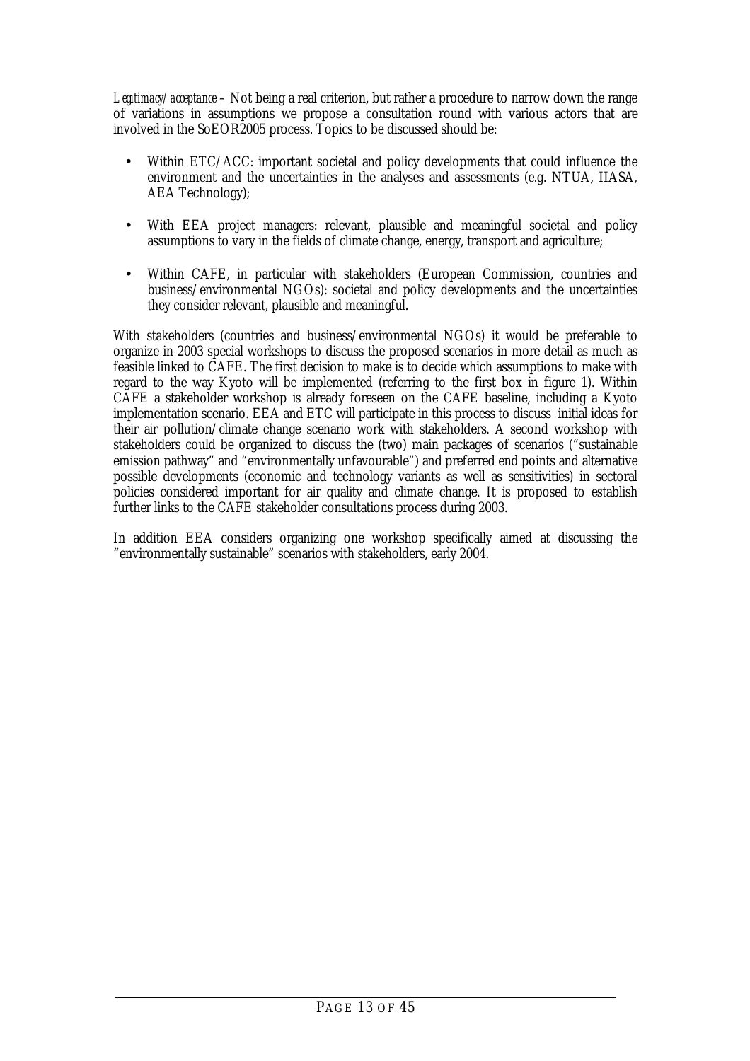*Legitimacy/acceptance* – Not being a real criterion, but rather a procedure to narrow down the range of variations in assumptions we propose a consultation round with various actors that are involved in the SoEOR2005 process. Topics to be discussed should be:

- Within ETC/ACC: important societal and policy developments that could influence the environment and the uncertainties in the analyses and assessments (e.g. NTUA, IIASA, AEA Technology);

- With EEA project managers: relevant, plausible and meaningful societal and policy assumptions to vary in the fields of climate change, energy, transport and agriculture;

- Within CAFE, in particular with stakeholders (European Commission, countries and business/environmental NGOs): societal and policy developments and the uncertainties they consider relevant, plausible and meaningful.

With stakeholders (countries and business/environmental NGOs) it would be preferable to organize in 2003 special workshops to discuss the proposed scenarios in more detail as much as feasible linked to CAFE. The first decision to make is to decide which assumptions to make with regard to the way Kyoto will be implemented (referring to the first box in figure 1). Within CAFE a stakeholder workshop is already foreseen on the CAFE baseline, including a Kyoto implementation scenario. EEA and ETC will participate in this process to discuss initial ideas for their air pollution/climate change scenario work with stakeholders. A second workshop with stakeholders could be organized to discuss the (two) main packages of scenarios ("sustainable emission pathway" and "environmentally unfavourable") and preferred end points and alternative possible developments (economic and technology variants as well as sensitivities) in sectoral policies considered important for air quality and climate change. It is proposed to establish further links to the CAFE stakeholder consultations process during 2003.

In addition EEA considers organizing one workshop specifically aimed at discussing the "environmentally sustainable" scenarios with stakeholders, early 2004.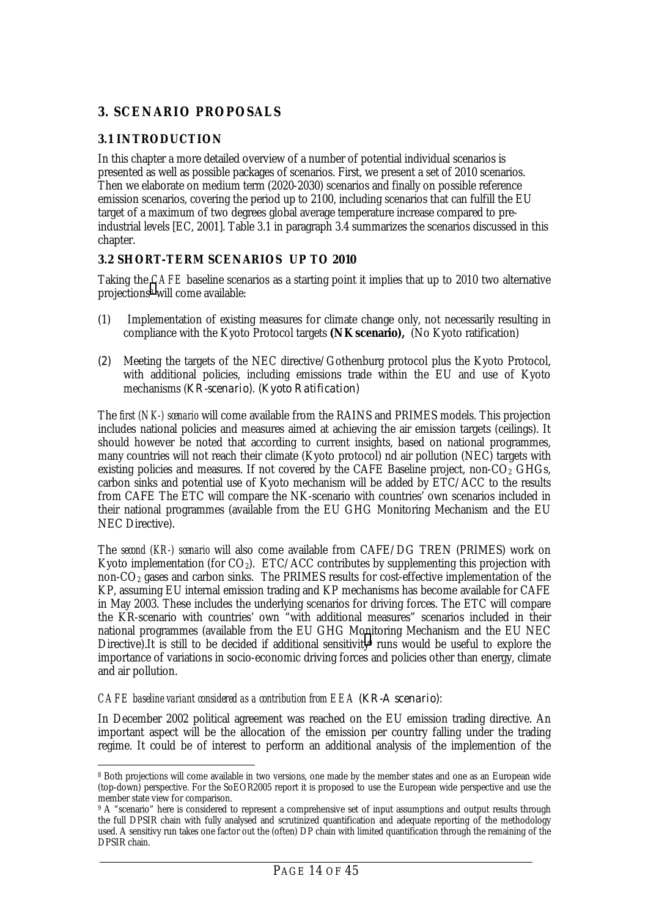## 3. SCENARIO PROPOSALS

### 3.1 INTRODUCTION

In this chapter a more detailed overview of a number of potential individual scenarios is presented as well as possible packages of scenarios. First, we present a set of 2010 scenarios. Then we elaborate on medium term (2020-2030) scenarios and finally on possible reference emission scenarios, covering the period up to 2100, including scenarios that can fulfill the EU target of a maximum of two degrees global average temperature increase compared to pre-industrial levels [EC, 2001]. Table 3.1 in paragraph 3.4 summarizes the scenarios discussed in this chapter.

### 3.2 SHORT-TERM SCENARIOS UP TO 2010

Taking the *CAFE* baseline scenarios as a starting point it implies that up to 2010 two alternative projections[8] will come available:

(1) Implementation of existing measures for climate change only, not necessarily resulting in compliance with the Kyoto Protocol targets **(NK scenario),** (No Kyoto ratification)

(2) Meeting the targets of the NEC directive/Gothenburg protocol plus the Kyoto Protocol, with additional policies, including emissions trade within the EU and use of Kyoto mechanisms (KR-scenario). (Kyoto Ratification)

The *first (NK-) scenario* will come available from the RAINS and PRIMES models. This projection includes national policies and measures aimed at achieving the air emission targets (ceilings). It should however be noted that according to current insights, based on national programmes, many countries will not reach their climate (Kyoto protocol) nd air pollution (NEC) targets with existing policies and measures. If not covered by the CAFE Baseline project, non-$CO_2$ GHGs, carbon sinks and potential use of Kyoto mechanism will be added by ETC/ACC to the results from CAFE The ETC will compare the NK-scenario with countries' own scenarios included in their national programmes (available from the EU GHG Monitoring Mechanism and the EU NEC Directive).

The *second (KR-) scenario* will also come available from CAFE/DG TREN (PRIMES) work on Kyoto implementation (for $CO_2$). ETC/ACC contributes by supplementing this projection with non-$CO_2$ gases and carbon sinks. The PRIMES results for cost-effective implementation of the KP, assuming EU internal emission trading and KP mechanisms has become available for CAFE in May 2003. These includes the underlying scenarios for driving forces. The ETC will compare the KR-scenario with countries' own "with additional measures" scenarios included in their national programmes (available from the EU GHG Monitoring Mechanism and the EU NEC Directive).It is still to be decided if additional sensitivity[9] runs would be useful to explore the importance of variations in socio-economic driving forces and policies other than energy, climate and air pollution.

*CAFE baseline variant considered as a contribution from EEA* (KR-A scenario):

In December 2002 political agreement was reached on the EU emission trading directive. An important aspect will be the allocation of the emission per country falling under the trading regime. It could be of interest to perform an additional analysis of the implemention of the

---

[8] Both projections will come available in two versions, one made by the member states and one as an European wide (top-down) perspective. For the SoEOR2005 report it is proposed to use the European wide perspective and use the member state view for comparison.

[9] A "scenario" here is considered to represent a comprehensive set of input assumptions and output results through the full DPSIR chain with fully analysed and scrutinized quantification and adequate reporting of the methodology used. A sensitivy run takes one factor out the (often) DP chain with limited quantification through the remaining of the DPSIR chain.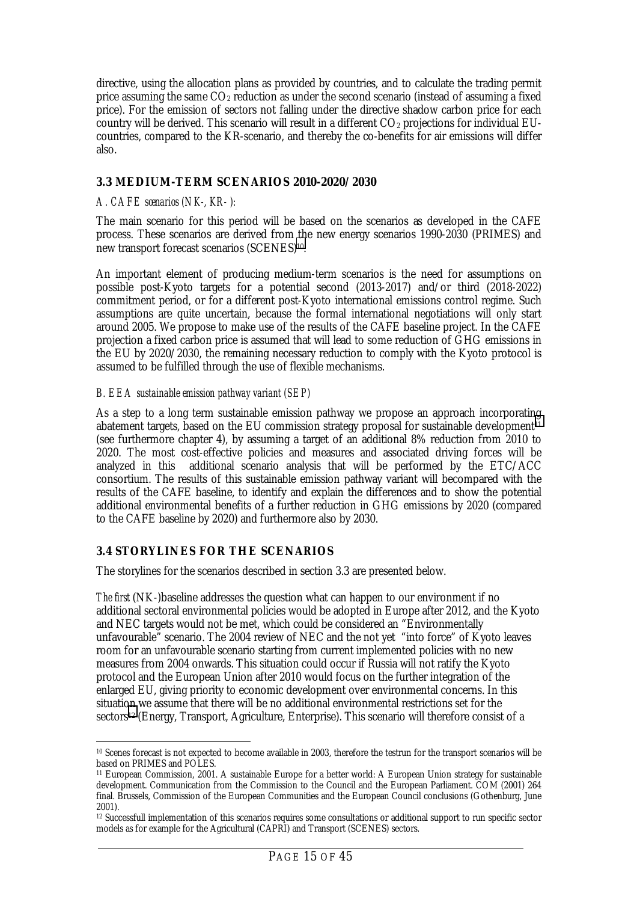directive, using the allocation plans as provided by countries, and to calculate the trading permit price assuming the same $CO_2$ reduction as under the second scenario (instead of assuming a fixed price). For the emission of sectors not falling under the directive shadow carbon price for each country will be derived. This scenario will result in a different $CO_2$ projections for individual EU-countries, compared to the KR-scenario, and thereby the co-benefits for air emissions will differ also.

### 3.3 MEDIUM-TERM SCENARIOS 2010-2020/2030

*A. CAFE scenarios (NK-, KR-):*

The main scenario for this period will be based on the scenarios as developed in the CAFE process. These scenarios are derived from the new energy scenarios 1990-2030 (PRIMES) and new transport forecast scenarios (SCENES)[10].

An important element of producing medium-term scenarios is the need for assumptions on possible post-Kyoto targets for a potential second (2013-2017) and/or third (2018-2022) commitment period, or for a different post-Kyoto international emissions control regime. Such assumptions are quite uncertain, because the formal international negotiations will only start around 2005. We propose to make use of the results of the CAFE baseline project. In the CAFE projection a fixed carbon price is assumed that will lead to some reduction of GHG emissions in the EU by 2020/2030, the remaining necessary reduction to comply with the Kyoto protocol is assumed to be fulfilled through the use of flexible mechanisms.

*B. EEA sustainable emission pathway variant (SEP)*

As a step to a long term sustainable emission pathway we propose an approach incorporating abatement targets, based on the EU commission strategy proposal for sustainable development[11] (see furthermore chapter 4), by assuming a target of an additional 8% reduction from 2010 to 2020. The most cost-effective policies and measures and associated driving forces will be analyzed in this additional scenario analysis that will be performed by the ETC/ACC consortium. The results of this sustainable emission pathway variant will becompared with the results of the CAFE baseline, to identify and explain the differences and to show the potential additional environmental benefits of a further reduction in GHG emissions by 2020 (compared to the CAFE baseline by 2020) and furthermore also by 2030.

### 3.4 STORYLINES FOR THE SCENARIOS

The storylines for the scenarios described in section 3.3 are presented below.

*The first* (NK-)baseline addresses the question what can happen to our environment if no additional sectoral environmental policies would be adopted in Europe after 2012, and the Kyoto and NEC targets would not be met, which could be considered an "Environmentally unfavourable" scenario. The 2004 review of NEC and the not yet "into force" of Kyoto leaves room for an unfavourable scenario starting from current implemented policies with no new measures from 2004 onwards. This situation could occur if Russia will not ratify the Kyoto protocol and the European Union after 2010 would focus on the further integration of the enlarged EU, giving priority to economic development over environmental concerns. In this situation we assume that there will be no additional environmental restrictions set for the sectors[12] (Energy, Transport, Agriculture, Enterprise). This scenario will therefore consist of a

---

[10] Scenes forecast is not expected to become available in 2003, therefore the testrun for the transport scenarios will be based on PRIMES and POLES.

[11] European Commission, 2001. A sustainable Europe for a better world: A European Union strategy for sustainable development. Communication from the Commission to the Council and the European Parliament. COM (2001) 264 final. Brussels, Commission of the European Communities and the European Council conclusions (Gothenburg, June 2001).

[12] Successfull implementation of this scenarios requires some consultations or additional support to run specific sector models as for example for the Agricultural (CAPRI) and Transport (SCENES) sectors.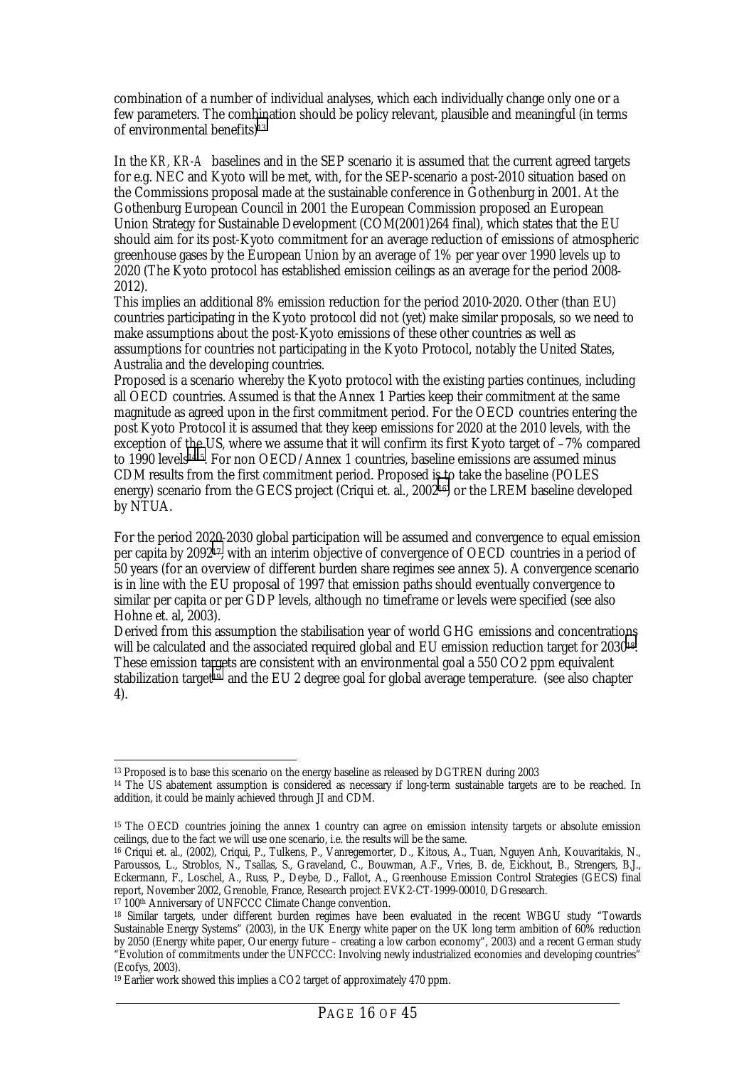combination of a number of individual analyses, which each individually change only one or a few parameters. The combination should be policy relevant, plausible and meaningful (in terms of environmental benefits)[13].

In the *KR, KR-A* baselines and in the SEP scenario it is assumed that the current agreed targets for e.g. NEC and Kyoto will be met, with, for the SEP-scenario a post-2010 situation based on the Commissions proposal made at the sustainable conference in Gothenburg in 2001. At the Gothenburg European Council in 2001 the European Commission proposed an European Union Strategy for Sustainable Development (COM(2001)264 final), which states that the EU should aim for its post-Kyoto commitment for an average reduction of emissions of atmospheric greenhouse gases by the European Union by an average of 1% per year over 1990 levels up to 2020 (The Kyoto protocol has established emission ceilings as an average for the period 2008-2012).

This implies an additional 8% emission reduction for the period 2010-2020. Other (than EU) countries participating in the Kyoto protocol did not (yet) make similar proposals, so we need to make assumptions about the post-Kyoto emissions of these other countries as well as assumptions for countries not participating in the Kyoto Protocol, notably the United States, Australia and the developing countries.

Proposed is a scenario whereby the Kyoto protocol with the existing parties continues, including all OECD countries. Assumed is that the Annex 1 Parties keep their commitment at the same magnitude as agreed upon in the first commitment period. For the OECD countries entering the post Kyoto Protocol it is assumed that they keep emissions for 2020 at the 2010 levels, with the exception of the US, where we assume that it will confirm its first Kyoto target of –7% compared to 1990 levels[14][15]. For non OECD/Annex 1 countries, baseline emissions are assumed minus CDM results from the first commitment period. Proposed is to take the baseline (POLES energy) scenario from the GECS project (Criqui et. al., 2002[16]) or the LREM baseline developed by NTUA.

For the period 2020-2030 global participation will be assumed and convergence to equal emission per capita by 2092[17], with an interim objective of convergence of OECD countries in a period of 50 years (for an overview of different burden share regimes see annex 5). A convergence scenario is in line with the EU proposal of 1997 that emission paths should eventually convergence to similar per capita or per GDP levels, although no timeframe or levels were specified (see also Hohne et. al, 2003).

Derived from this assumption the stabilisation year of world GHG emissions and concentrations will be calculated and the associated required global and EU emission reduction target for 2030[18]. These emission targets are consistent with an environmental goal a 550 CO2 ppm equivalent stabilization target[19] and the EU 2 degree goal for global average temperature. (see also chapter 4).

---

[13] Proposed is to base this scenario on the energy baseline as released by DGTREN during 2003

[14] The US abatement assumption is considered as necessary if long-term sustainable targets are to be reached. In addition, it could be mainly achieved through JI and CDM.

[15] The OECD countries joining the annex 1 country can agree on emission intensity targets or absolute emission ceilings, due to the fact we will use one scenario, i.e. the results will be the same.

[16] Criqui et. al., (2002), Criqui, P., Tulkens, P., Vanregemorter, D., Kitous, A., Tuan, Nguyen Anh, Kouvaritakis, N., Paroussos, L., Stroblos, N., Tsallas, S., Graveland, C., Bouwman, A.F., Vries, B. de, Eickhout, B., Strengers, B.J., Eckermann, F., Loschel, A., Russ, P., Deybe, D., Fallot, A., Greenhouse Emission Control Strategies (GECS) final report, November 2002, Grenoble, France, Research project EVK2-CT-1999-00010, DGresearch.

[17] 100th Anniversary of UNFCCC Climate Change convention.

[18] Similar targets, under different burden regimes have been evaluated in the recent WBGU study "Towards Sustainable Energy Systems" (2003), in the UK Energy white paper on the UK long term ambition of 60% reduction by 2050 (Energy white paper, Our energy future – creating a low carbon economy", 2003) and a recent German study "Evolution of commitments under the UNFCCC: Involving newly industrialized economies and developing countries" (Ecofys, 2003).

[19] Earlier work showed this implies a CO2 target of approximately 470 ppm.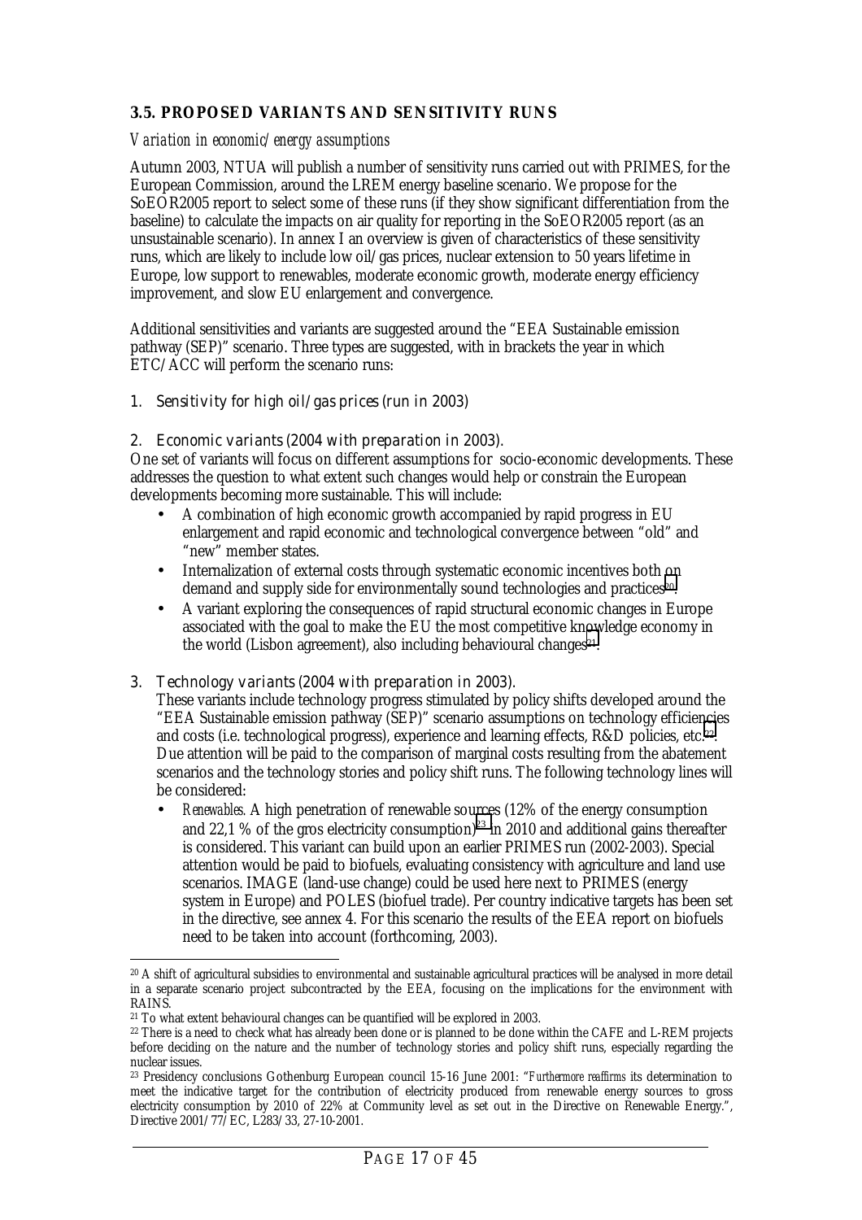### 3.5. PROPOSED VARIANTS AND SENSITIVITY RUNS

*Variation in economic/energy assumptions*

Autumn 2003, NTUA will publish a number of sensitivity runs carried out with PRIMES, for the European Commission, around the LREM energy baseline scenario. We propose for the SoEOR2005 report to select some of these runs (if they show significant differentiation from the baseline) to calculate the impacts on air quality for reporting in the SoEOR2005 report (as an unsustainable scenario). In annex I an overview is given of characteristics of these sensitivity runs, which are likely to include low oil/gas prices, nuclear extension to 50 years lifetime in Europe, low support to renewables, moderate economic growth, moderate energy efficiency improvement, and slow EU enlargement and convergence.

Additional sensitivities and variants are suggested around the "EEA Sustainable emission pathway (SEP)" scenario. Three types are suggested, with in brackets the year in which ETC/ACC will perform the scenario runs:

1. Sensitivity for high oil/gas prices (run in 2003)

2. Economic variants (2004 with preparation in 2003).
One set of variants will focus on different assumptions for socio-economic developments. These addresses the question to what extent such changes would help or constrain the European developments becoming more sustainable. This will include:
    - A combination of high economic growth accompanied by rapid progress in EU enlargement and rapid economic and technological convergence between "old" and "new" member states.
    - Internalization of external costs through systematic economic incentives both on demand and supply side for environmentally sound technologies and practices[20].
    - A variant exploring the consequences of rapid structural economic changes in Europe associated with the goal to make the EU the most competitive knowledge economy in the world (Lisbon agreement), also including behavioural changes[21].

3. Technology variants (2004 with preparation in 2003).
These variants include technology progress stimulated by policy shifts developed around the "EEA Sustainable emission pathway (SEP)" scenario assumptions on technology efficiencies and costs (i.e. technological progress), experience and learning effects, R&D policies, etc.[22]. Due attention will be paid to the comparison of marginal costs resulting from the abatement scenarios and the technology stories and policy shift runs. The following technology lines will be considered:
    - *Renewables.* A high penetration of renewable sources (12% of the energy consumption and 22,1 % of the gros electricity consumption)[23] in 2010 and additional gains thereafter is considered. This variant can build upon an earlier PRIMES run (2002-2003). Special attention would be paid to biofuels, evaluating consistency with agriculture and land use scenarios. IMAGE (land-use change) could be used here next to PRIMES (energy system in Europe) and POLES (biofuel trade). Per country indicative targets has been set in the directive, see annex 4. For this scenario the results of the EEA report on biofuels need to be taken into account (forthcoming, 2003).

---

[20] A shift of agricultural subsidies to environmental and sustainable agricultural practices will be analysed in more detail in a separate scenario project subcontracted by the EEA, focusing on the implications for the environment with RAINS.

[21] To what extent behavioural changes can be quantified will be explored in 2003.

[22] There is a need to check what has already been done or is planned to be done within the CAFE and L-REM projects before deciding on the nature and the number of technology stories and policy shift runs, especially regarding the nuclear issues.

[23] Presidency conclusions Gothenburg European council 15-16 June 2001: "*Furthermore reaffirms* its determination to meet the indicative target for the contribution of electricity produced from renewable energy sources to gross electricity consumption by 2010 of 22% at Community level as set out in the Directive on Renewable Energy.", Directive 2001/77/EC, L283/33, 27-10-2001.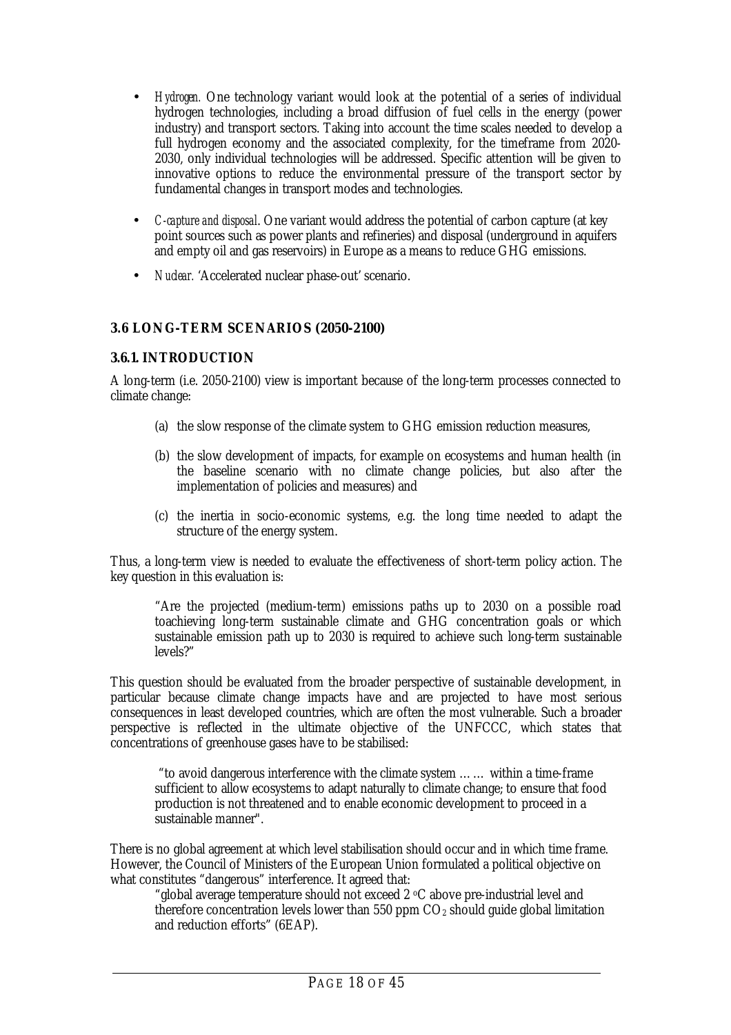- *Hydrogen.* One technology variant would look at the potential of a series of individual hydrogen technologies, including a broad diffusion of fuel cells in the energy (power industry) and transport sectors. Taking into account the time scales needed to develop a full hydrogen economy and the associated complexity, for the timeframe from 2020-2030, only individual technologies will be addressed. Specific attention will be given to innovative options to reduce the environmental pressure of the transport sector by fundamental changes in transport modes and technologies.

- *C-capture and disposal*. One variant would address the potential of carbon capture (at key point sources such as power plants and refineries) and disposal (underground in aquifers and empty oil and gas reservoirs) in Europe as a means to reduce GHG emissions.

- *Nuclear.* 'Accelerated nuclear phase-out' scenario.

## 3.6 LONG-TERM SCENARIOS (2050-2100)

### 3.6.1. INTRODUCTION

A long-term (i.e. 2050-2100) view is important because of the long-term processes connected to climate change:

(a) the slow response of the climate system to GHG emission reduction measures,

(b) the slow development of impacts, for example on ecosystems and human health (in the baseline scenario with no climate change policies, but also after the implementation of policies and measures) and

(c) the inertia in socio-economic systems, e.g. the long time needed to adapt the structure of the energy system.

Thus, a long-term view is needed to evaluate the effectiveness of short-term policy action. The key question in this evaluation is:

> "Are the projected (medium-term) emissions paths up to 2030 on a possible road toachieving long-term sustainable climate and GHG concentration goals or which sustainable emission path up to 2030 is required to achieve such long-term sustainable levels?"

This question should be evaluated from the broader perspective of sustainable development, in particular because climate change impacts have and are projected to have most serious consequences in least developed countries, which are often the most vulnerable. Such a broader perspective is reflected in the ultimate objective of the UNFCCC, which states that concentrations of greenhouse gases have to be stabilised:

> "to avoid dangerous interference with the climate system …… within a time-frame sufficient to allow ecosystems to adapt naturally to climate change; to ensure that food production is not threatened and to enable economic development to proceed in a sustainable manner".

There is no global agreement at which level stabilisation should occur and in which time frame. However, the Council of Ministers of the European Union formulated a political objective on what constitutes "dangerous" interference. It agreed that:

> "global average temperature should not exceed 2 °C above pre-industrial level and therefore concentration levels lower than 550 ppm $CO_2$ should guide global limitation and reduction efforts" (6EAP).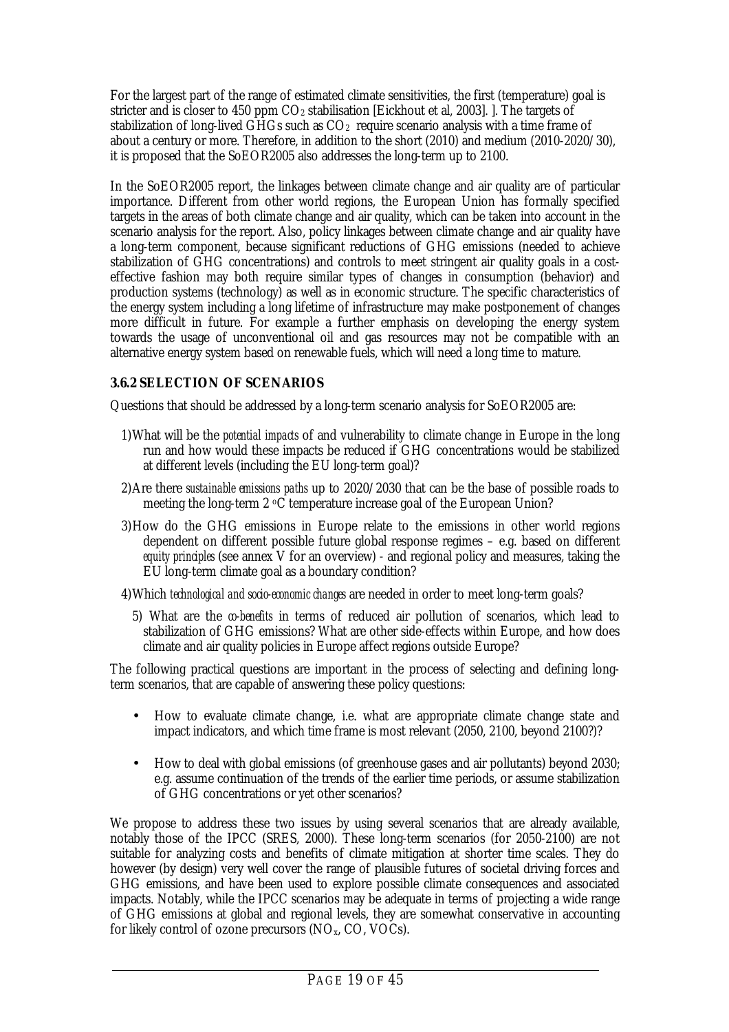For the largest part of the range of estimated climate sensitivities, the first (temperature) goal is stricter and is closer to 450 ppm $CO_2$ stabilisation [Eickhout et al, 2003]. ]. The targets of stabilization of long-lived GHGs such as $CO_2$ require scenario analysis with a time frame of about a century or more. Therefore, in addition to the short (2010) and medium (2010-2020/30), it is proposed that the SoEOR2005 also addresses the long-term up to 2100.

In the SoEOR2005 report, the linkages between climate change and air quality are of particular importance. Different from other world regions, the European Union has formally specified targets in the areas of both climate change and air quality, which can be taken into account in the scenario analysis for the report. Also, policy linkages between climate change and air quality have a long-term component, because significant reductions of GHG emissions (needed to achieve stabilization of GHG concentrations) and controls to meet stringent air quality goals in a cost-effective fashion may both require similar types of changes in consumption (behavior) and production systems (technology) as well as in economic structure. The specific characteristics of the energy system including a long lifetime of infrastructure may make postponement of changes more difficult in future. For example a further emphasis on developing the energy system towards the usage of unconventional oil and gas resources may not be compatible with an alternative energy system based on renewable fuels, which will need a long time to mature.

### 3.6.2 SELECTION OF SCENARIOS

Questions that should be addressed by a long-term scenario analysis for SoEOR2005 are:

1) What will be the *potential impacts* of and vulnerability to climate change in Europe in the long run and how would these impacts be reduced if GHG concentrations would be stabilized at different levels (including the EU long-term goal)?
2) Are there *sustainable emissions paths* up to 2020/2030 that can be the base of possible roads to meeting the long-term 2 °C temperature increase goal of the European Union?
3) How do the GHG emissions in Europe relate to the emissions in other world regions dependent on different possible future global response regimes – e.g. based on different *equity principles* (see annex V for an overview) - and regional policy and measures, taking the EU long-term climate goal as a boundary condition?
4) Which *technological and socio-economic changes* are needed in order to meet long-term goals?
5) What are the *co-benefits* in terms of reduced air pollution of scenarios, which lead to stabilization of GHG emissions? What are other side-effects within Europe, and how does climate and air quality policies in Europe affect regions outside Europe?

The following practical questions are important in the process of selecting and defining long-term scenarios, that are capable of answering these policy questions:

- How to evaluate climate change, i.e. what are appropriate climate change state and impact indicators, and which time frame is most relevant (2050, 2100, beyond 2100?)?
- How to deal with global emissions (of greenhouse gases and air pollutants) beyond 2030; e.g. assume continuation of the trends of the earlier time periods, or assume stabilization of GHG concentrations or yet other scenarios?

We propose to address these two issues by using several scenarios that are already available, notably those of the IPCC (SRES, 2000). These long-term scenarios (for 2050-2100) are not suitable for analyzing costs and benefits of climate mitigation at shorter time scales. They do however (by design) very well cover the range of plausible futures of societal driving forces and GHG emissions, and have been used to explore possible climate consequences and associated impacts. Notably, while the IPCC scenarios may be adequate in terms of projecting a wide range of GHG emissions at global and regional levels, they are somewhat conservative in accounting for likely control of ozone precursors ($NO_x$, CO, VOCs).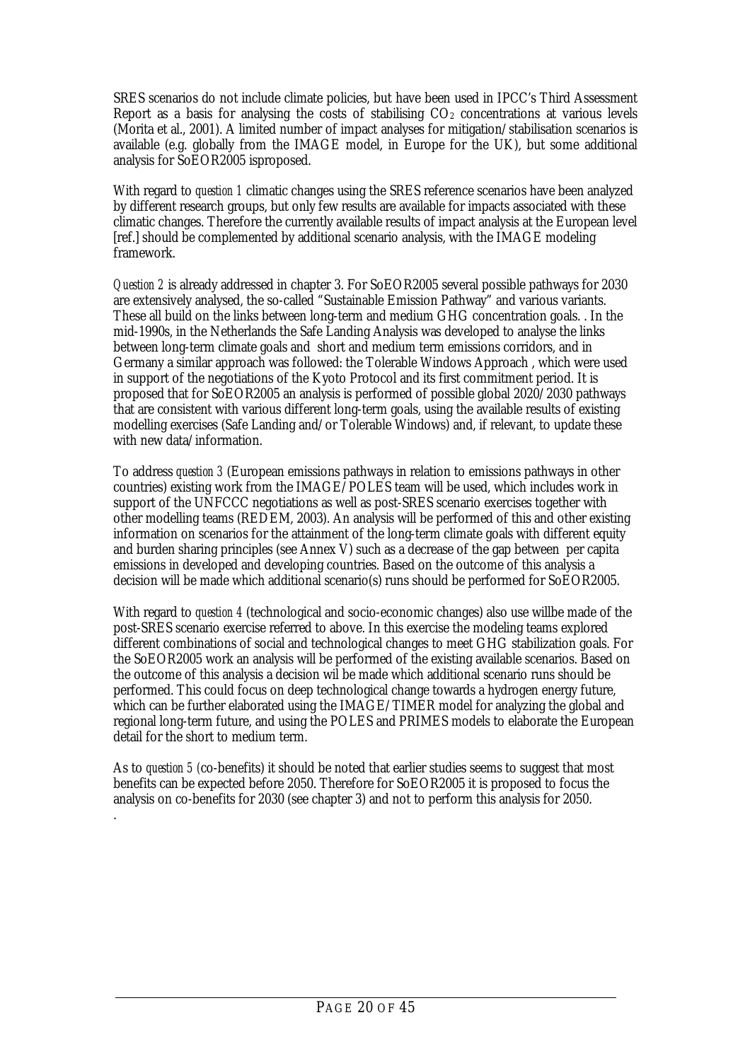SRES scenarios do not include climate policies, but have been used in IPCC's Third Assessment Report as a basis for analysing the costs of stabilising $CO_2$ concentrations at various levels (Morita et al., 2001). A limited number of impact analyses for mitigation/stabilisation scenarios is available (e.g. globally from the IMAGE model, in Europe for the UK), but some additional analysis for SoEOR2005 isproposed.

With regard to *question 1* climatic changes using the SRES reference scenarios have been analyzed by different research groups, but only few results are available for impacts associated with these climatic changes. Therefore the currently available results of impact analysis at the European level [ref.] should be complemented by additional scenario analysis, with the IMAGE modeling framework.

*Question 2* is already addressed in chapter 3. For SoEOR2005 several possible pathways for 2030 are extensively analysed, the so-called "Sustainable Emission Pathway" and various variants. These all build on the links between long-term and medium GHG concentration goals. . In the mid-1990s, in the Netherlands the Safe Landing Analysis was developed to analyse the links between long-term climate goals and short and medium term emissions corridors, and in Germany a similar approach was followed: the Tolerable Windows Approach , which were used in support of the negotiations of the Kyoto Protocol and its first commitment period. It is proposed that for SoEOR2005 an analysis is performed of possible global 2020/2030 pathways that are consistent with various different long-term goals, using the available results of existing modelling exercises (Safe Landing and/or Tolerable Windows) and, if relevant, to update these with new data/information.

To address *question 3* (European emissions pathways in relation to emissions pathways in other countries) existing work from the IMAGE/POLES team will be used, which includes work in support of the UNFCCC negotiations as well as post-SRES scenario exercises together with other modelling teams (REDEM, 2003). An analysis will be performed of this and other existing information on scenarios for the attainment of the long-term climate goals with different equity and burden sharing principles (see Annex V) such as a decrease of the gap between per capita emissions in developed and developing countries. Based on the outcome of this analysis a decision will be made which additional scenario(s) runs should be performed for SoEOR2005.

With regard to *question 4* (technological and socio-economic changes) also use willbe made of the post-SRES scenario exercise referred to above. In this exercise the modeling teams explored different combinations of social and technological changes to meet GHG stabilization goals. For the SoEOR2005 work an analysis will be performed of the existing available scenarios. Based on the outcome of this analysis a decision wil be made which additional scenario runs should be performed. This could focus on deep technological change towards a hydrogen energy future, which can be further elaborated using the IMAGE/TIMER model for analyzing the global and regional long-term future, and using the POLES and PRIMES models to elaborate the European detail for the short to medium term.

As to *question 5* (co-benefits) it should be noted that earlier studies seems to suggest that most benefits can be expected before 2050. Therefore for SoEOR2005 it is proposed to focus the analysis on co-benefits for 2030 (see chapter 3) and not to perform this analysis for 2050.

.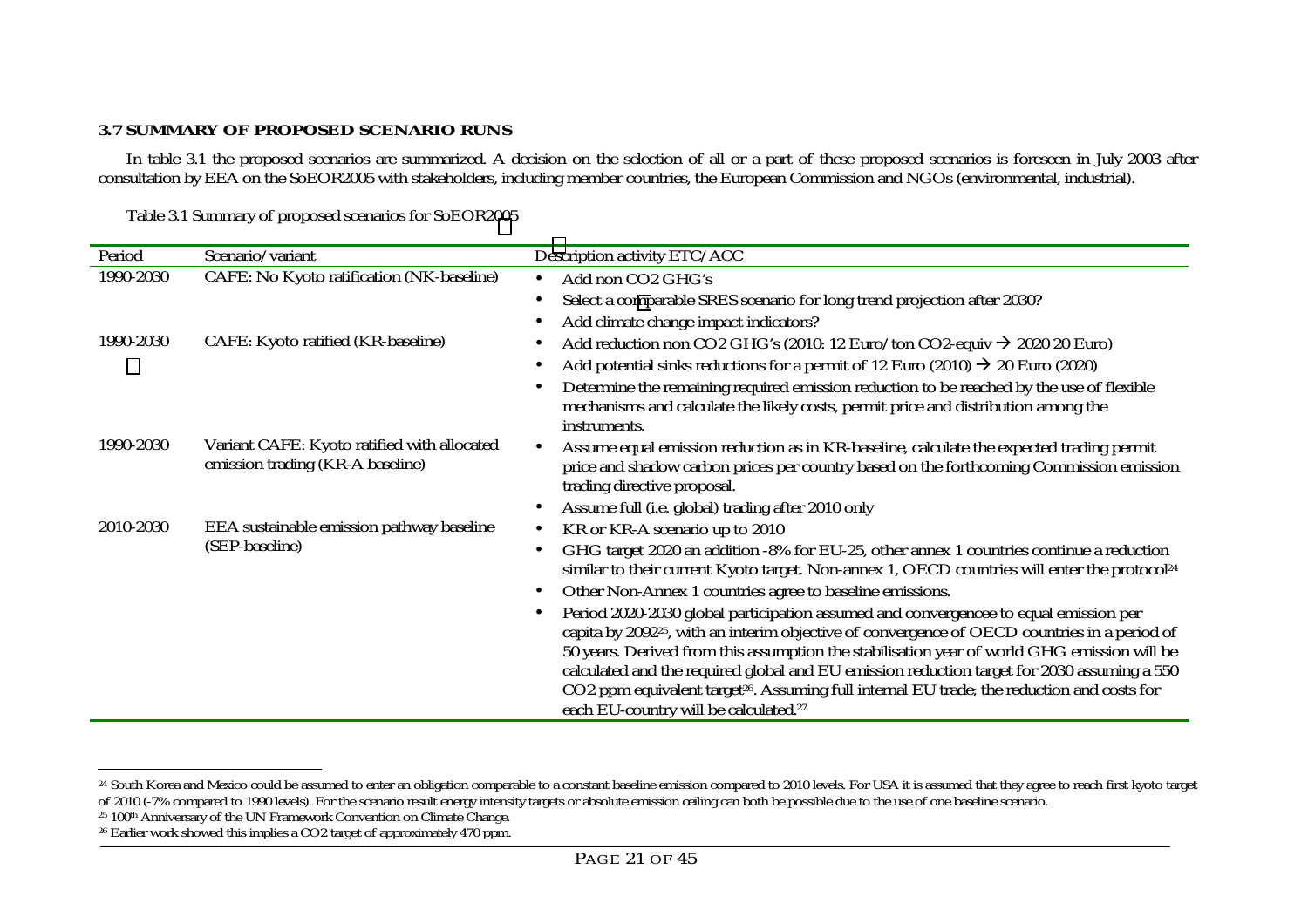### 3.7 SUMMARY OF PROPOSED SCENARIO RUNS

In table 3.1 the proposed scenarios are summarized. A decision on the selection of all or a part of these proposed scenarios is foreseen in July 2003 after consultation by EEA on the SoEOR2005 with stakeholders, including member countries, the European Commission and NGOs (environmental, industrial).

Table 3.1 Summary of proposed scenarios for SoEOR2005

| Period | Scenario/variant | Description activity ETC/ACC |
|---|---|---|
| 1990-2030 | CAFE: No Kyoto ratification (NK-baseline) | • Add non CO2 GHG's<br>• Select a comparable SRES scenario for long trend projection after 2030?<br>• Add climate change impact indicators? |
| 1990-2030 | CAFE: Kyoto ratified (KR-baseline) | • Add reduction non CO2 GHG's (2010: 12 Euro/ton CO2-equiv → 2020 20 Euro)<br>• Add potential sinks reductions for a permit of 12 Euro (2010) → 20 Euro (2020)<br>• Determine the remaining required emission reduction to be reached by the use of flexible mechanisms and calculate the likely costs, permit price and distribution among the instruments. |
| 1990-2030 | Variant CAFE: Kyoto ratified with allocated emission trading (KR-A baseline) | • Assume equal emission reduction as in KR-baseline, calculate the expected trading permit price and shadow carbon prices per country based on the forthcoming Commission emission trading directive proposal.<br>• Assume full (i.e. global) trading after 2010 only |
| 2010-2030 | EEA sustainable emission pathway baseline (SEP-baseline) | • KR or KR-A scenario up to 2010<br>• GHG target 2020 an addition -8% for EU-25, other annex 1 countries continue a reduction similar to their current Kyoto target. Non-annex 1, OECD countries will enter the protocol[24]<br>• Other Non-Annex 1 countries agree to baseline emissions.<br>• Period 2020-2030 global participation assumed and convergencee to equal emission per capita by 2092[25], with an interim objective of convergence of OECD countries in a period of 50 years. Derived from this assumption the stabilisation year of world GHG emission will be calculated and the required global and EU emission reduction target for 2030 assuming a 550 CO2 ppm equivalent target[26]. Assuming full internal EU trade; the reduction and costs for each EU-country will be calculated.[27] |

[24] South Korea and Mexico could be assumed to enter an obligation comparable to a constant baseline emission compared to 2010 levels. For USA it is assumed that they agree to reach first kyoto target of 2010 (-7% compared to 1990 levels). For the scenario result energy intensity targets or absolute emission ceiling can both be possible due to the use of one baseline scenario.

[25] 100th Anniversary of the UN Framework Convention on Climate Change.

[26] Earlier work showed this implies a CO2 target of approximately 470 ppm.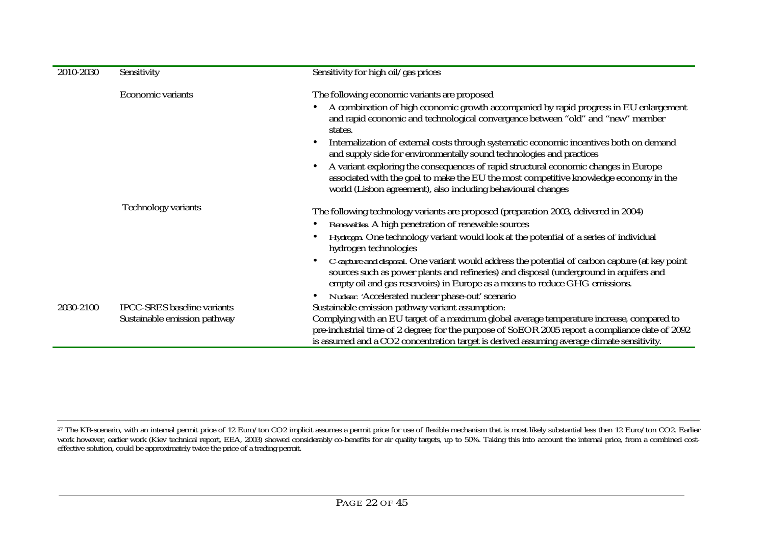| | | |
|---|---|---|
| 2010-2030 | Sensitivity | Sensitivity for high oil/gas prices |
| | Economic variants | The following economic variants are proposed<br>• A combination of high economic growth accompanied by rapid progress in EU enlargement and rapid economic and technological convergence between "old" and "new" member states.<br>• Internalization of external costs through systematic economic incentives both on demand and supply side for environmentally sound technologies and practices<br>• A variant exploring the consequences of rapid structural economic changes in Europe associated with the goal to make the EU the most competitive knowledge economy in the world (Lisbon agreement), also including behavioural changes |
| | Technology variants | The following technology variants are proposed (preparation 2003, delivered in 2004)<br>• *Renewables*: A high penetration of renewable sources<br>• *Hydrogen*. One technology variant would look at the potential of a series of individual hydrogen technologies<br>• *C-capture and disposal*. One variant would address the potential of carbon capture (at key point sources such as power plants and refineries) and disposal (underground in aquifers and empty oil and gas reservoirs) in Europe as a means to reduce GHG emissions.<br>• *Nuclear*: 'Accelerated nuclear phase-out' scenario |
| 2030-2100 | IPCC-SRES baseline variants<br>Sustainable emission pathway | Sustainable emission pathway variant assumption:<br>Complying with an EU target of a maximum global average temperature increase, compared to pre-industrial time of 2 degree; for the purpose of SoEOR 2005 report a compliance date of 2092 is assumed and a CO2 concentration target is derived assuming average climate sensitivity. |

[27] The KR-scenario, with an internal permit price of 12 Euro/ton CO2 implicit assumes a permit price for use of flexible mechanism that is most likely substantial less then 12 Euro/ton CO2. Earlier work however, earlier work (Kiev technical report, EEA, 2003) showed considerably co-benefits for air quality targets, up to 50%. Taking this into account the internal price, from a combined cost-effective solution, could be approximately twice the price of a trading permit.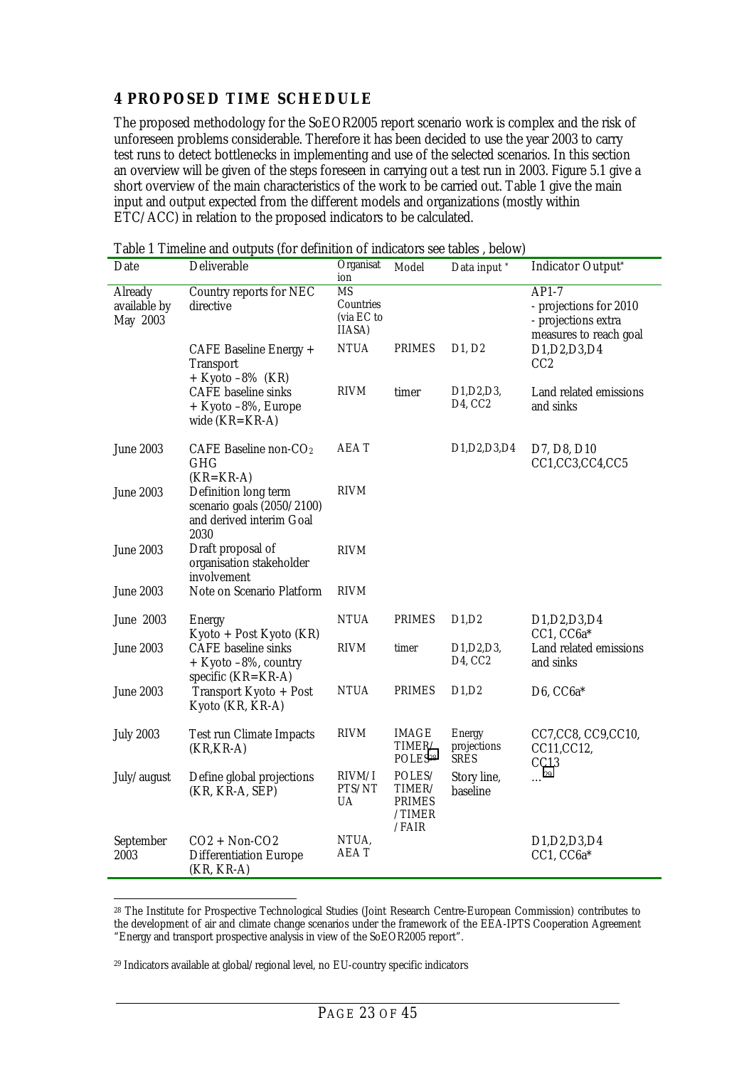## 4 PROPOSED TIME SCHEDULE

The proposed methodology for the SoEOR2005 report scenario work is complex and the risk of unforeseen problems considerable. Therefore it has been decided to use the year 2003 to carry test runs to detect bottlenecks in implementing and use of the selected scenarios. In this section an overview will be given of the steps foreseen in carrying out a test run in 2003. Figure 5.1 give a short overview of the main characteristics of the work to be carried out. Table 1 give the main input and output expected from the different models and organizations (mostly within ETC/ACC) in relation to the proposed indicators to be calculated.

Table 1 Timeline and outputs (for definition of indicators see tables , below)

| Date | Deliverable | Organisation | Model | Data input * | Indicator Output* |
|---|---|---|---|---|---|
| Already available by May 2003 | Country reports for NEC directive | MS Countries (via EC to IIASA) | | | AP1-7<br>- projections for 2010<br>- projections extra measures to reach goal |
| | CAFE Baseline Energy + Transport + Kyoto –8% (KR) | NTUA | PRIMES | D1, D2 | D1,D2,D3,D4<br>CC2 |
| | CAFE baseline sinks + Kyoto –8%, Europe wide (KR=KR-A) | RIVM | timer | D1,D2,D3, D4, CC2 | Land related emissions and sinks |
| June 2003 | CAFE Baseline non-$CO_2$ GHG (KR=KR-A) | AEA T | | D1,D2,D3,D4 | D7, D8, D10<br>CC1,CC3,CC4,CC5 |
| June 2003 | Definition long term scenario goals (2050/2100) and derived interim Goal 2030 | RIVM | | | |
| June 2003 | Draft proposal of organisation stakeholder involvement | RIVM | | | |
| June 2003 | Note on Scenario Platform | RIVM | | | |
| June 2003 | Energy Kyoto + Post Kyoto (KR) | NTUA | PRIMES | D1,D2 | D1,D2,D3,D4<br>CC1, CC6a* |
| June 2003 | CAFE baseline sinks + Kyoto –8%, country specific (KR=KR-A) | RIVM | timer | D1,D2,D3, D4, CC2 | Land related emissions and sinks |
| June 2003 | Transport Kyoto + Post Kyoto (KR, KR-A) | NTUA | PRIMES | D1,D2 | D6, CC6a* |
| July 2003 | Test run Climate Impacts (KR,KR-A) | RIVM | IMAGE TIMER/ POLES[28] | Energy projections SRES | CC7,CC8, CC9,CC10, CC11,CC12, CC13 |
| July/august | Define global projections (KR, KR-A, SEP) | RIVM/IPTS/NTUA | POLES/ TIMER/ PRIMES /TIMER /FAIR | Story line, baseline | ...[29] |
| September 2003 | CO2 + Non-CO2 Differentiation Europe (KR, KR-A) | NTUA, AEA T | | | D1,D2,D3,D4<br>CC1, CC6a* |

[28] The Institute for Prospective Technological Studies (Joint Research Centre-European Commission) contributes to the development of air and climate change scenarios under the framework of the EEA-IPTS Cooperation Agreement "Energy and transport prospective analysis in view of the SoEOR2005 report".

[29] Indicators available at global/regional level, no EU-country specific indicators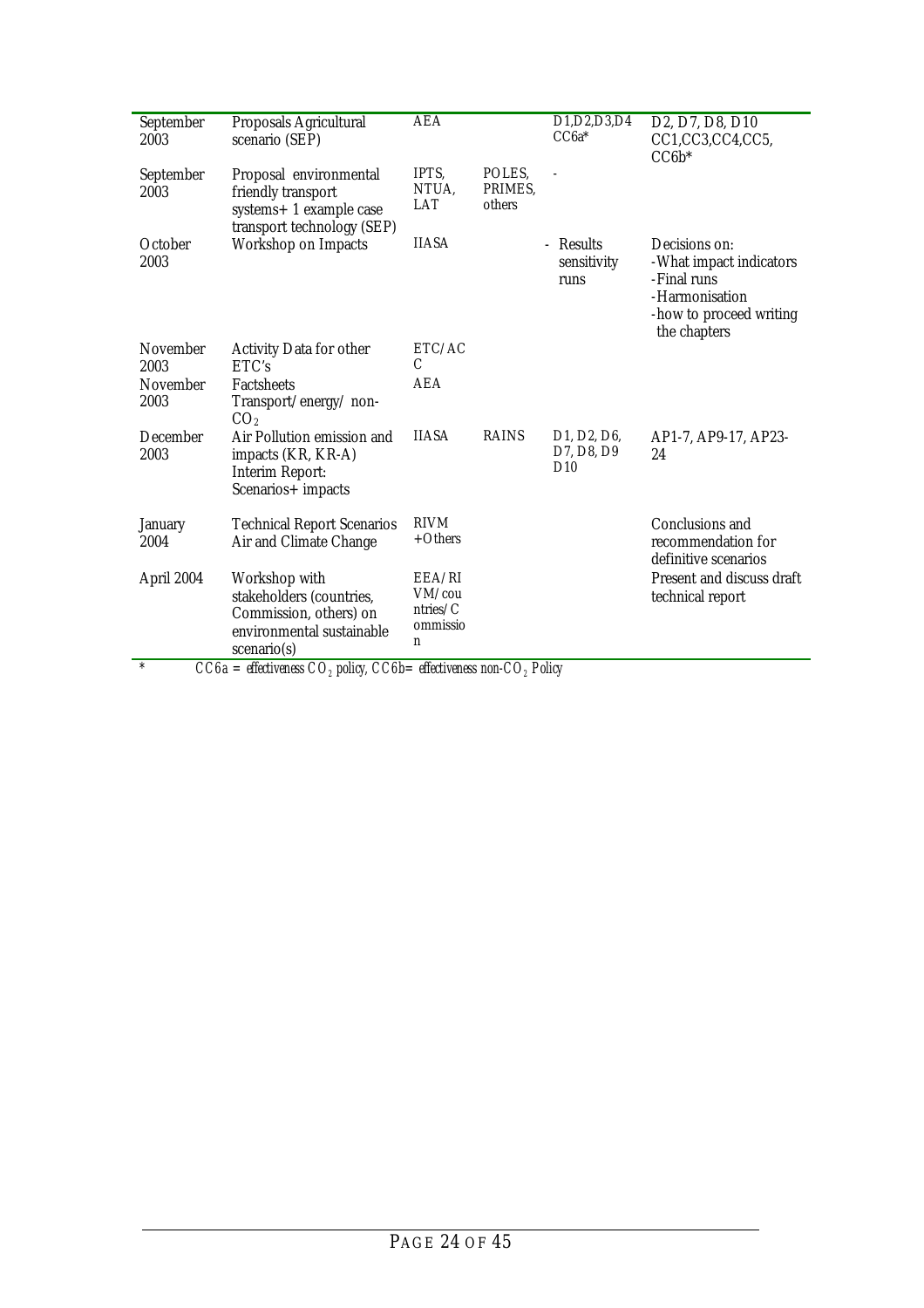| | | | | | |
|---|---|---|---|---|---|
| September 2003 | Proposals Agricultural scenario (SEP) | AEA | | D1,D2,D3,D4 CC6a* | D2, D7, D8, D10 CC1,CC3,CC4,CC5, CC6b* |
| September 2003 | Proposal environmental friendly transport systems+ 1 example case transport technology (SEP) | IPTS, NTUA, LAT | POLES, PRIMES, others | - | |
| October 2003 | Workshop on Impacts | IIASA | | - Results sensitivity runs | Decisions on: -What impact indicators -Final runs -Harmonisation -how to proceed writing the chapters |
| November 2003 | Activity Data for other ETC's | ETC/ACC | | | |
| November 2003 | Factsheets Transport/energy/ non-$CO_2$ | AEA | | | |
| December 2003 | Air Pollution emission and impacts (KR, KR-A) Interim Report: Scenarios+ impacts | IIASA | RAINS | D1, D2, D6, D7, D8, D9 D10 | AP1-7, AP9-17, AP23-24 |
| January 2004 | Technical Report Scenarios Air and Climate Change | RIVM +Others | | | Conclusions and recommendation for definitive scenarios |
| April 2004 | Workshop with stakeholders (countries, Commission, others) on environmental sustainable scenario(s) | EEA/RIVM/countries/Commission | | | Present and discuss draft technical report |

\* *CC6a = effectiveness $CO_2$ policy, CC6b= effectiveness non-$CO_2$ Policy*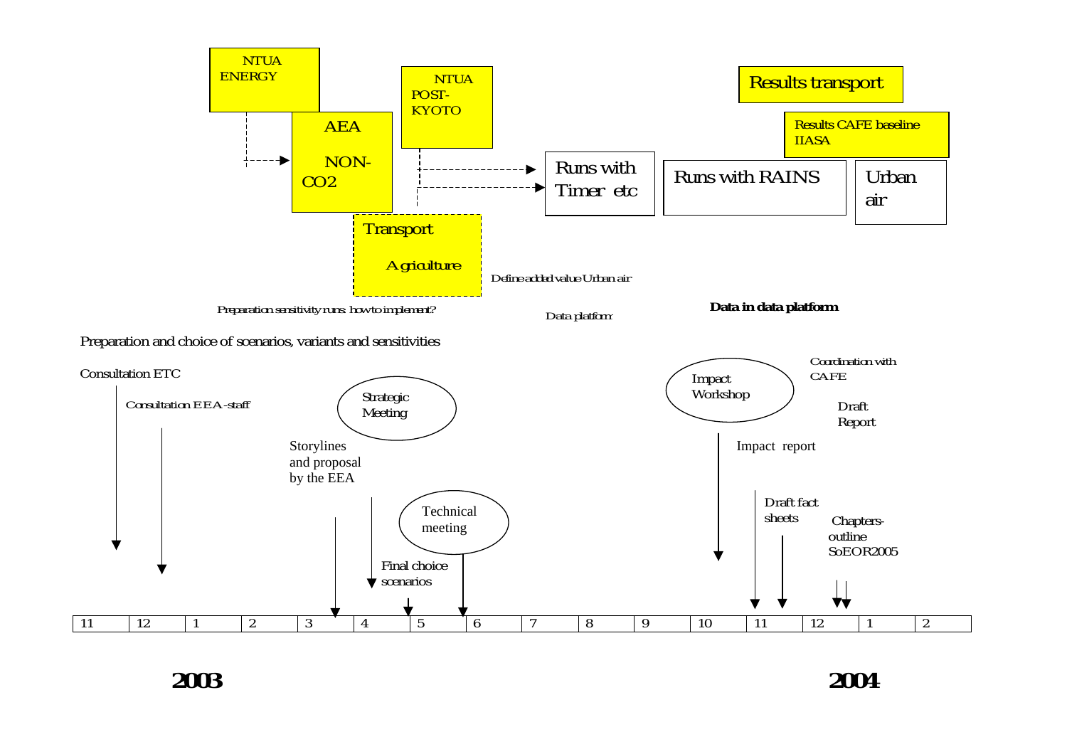NTUA ENERGY

AEA

NON-CO2

NTUA POST-KYOTO

Transport

Agriculture

Runs with Timer etc

Runs with RAINS

Urban air

Results transport

Results CAFE baseline IIASA

Define added value Urban air

Preparation sensitivity runs: how to implement?

Data platform

**Data in data platform**

Preparation and choice of scenarios, variants and sensitivities

Consultation ETC

Consultation EEA-staff

Strategic Meeting

Storylines and proposal by the EEA

Technical meeting

Final choice scenarios

Impact Workshop

Coordination with CAFE

Draft Report

Impact report

Draft fact sheets

Chapters-outline SoEOR2005

| 11 | 12 | 1 | 2 | 3 | 4 | 5 | 6 | 7 | 8 | 9 | 10 | 11 | 12 | 1 | 2 |
|---|---|---|---|---|---|---|---|---|---|---|---|---|---|---|---|

**2003**

**2004**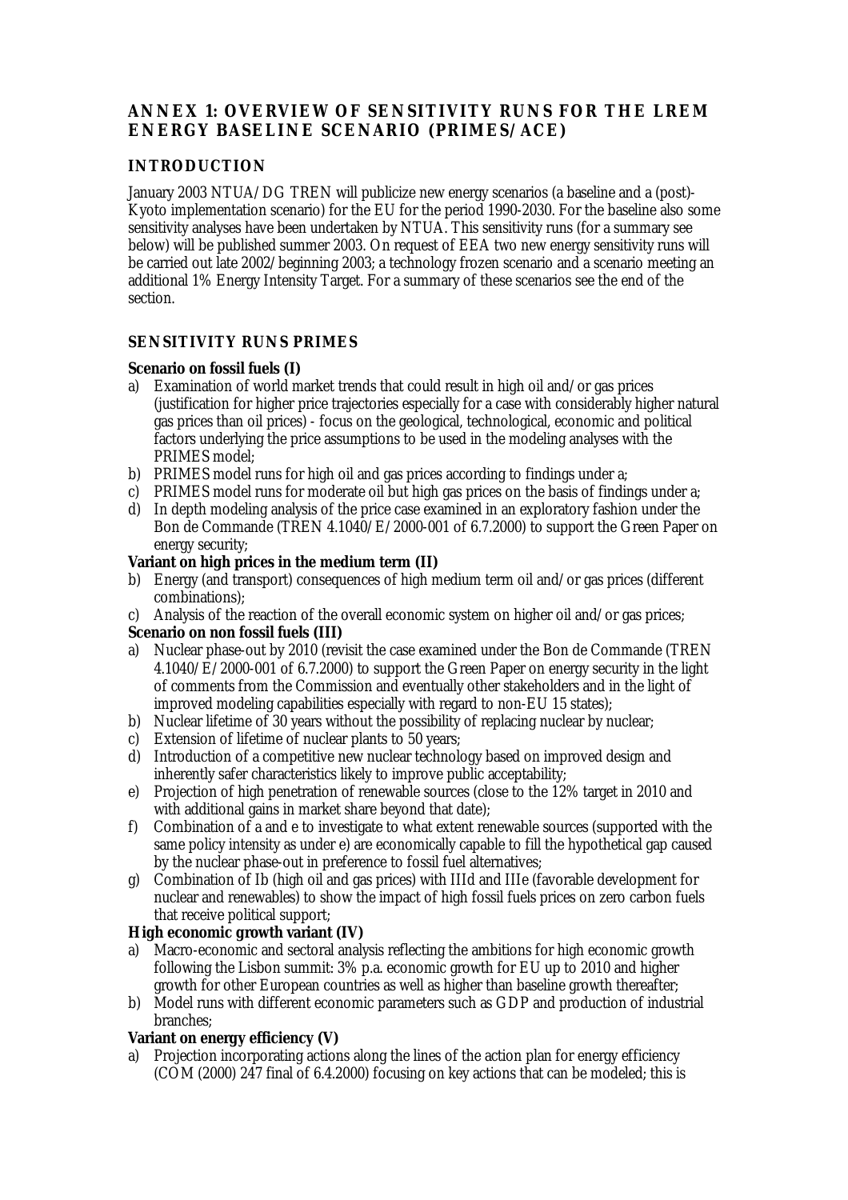## ANNEX 1: OVERVIEW OF SENSITIVITY RUNS FOR THE LREM ENERGY BASELINE SCENARIO (PRIMES/ACE)

### INTRODUCTION

January 2003 NTUA/DG TREN will publicize new energy scenarios (a baseline and a (post)-Kyoto implementation scenario) for the EU for the period 1990-2030. For the baseline also some sensitivity analyses have been undertaken by NTUA. This sensitivity runs (for a summary see below) will be published summer 2003. On request of EEA two new energy sensitivity runs will be carried out late 2002/beginning 2003; a technology frozen scenario and a scenario meeting an additional 1% Energy Intensity Target. For a summary of these scenarios see the end of the section.

### SENSITIVITY RUNS PRIMES

**Scenario on fossil fuels (I)**

a) Examination of world market trends that could result in high oil and/or gas prices (justification for higher price trajectories especially for a case with considerably higher natural gas prices than oil prices) - focus on the geological, technological, economic and political factors underlying the price assumptions to be used in the modeling analyses with the PRIMES model;
b) PRIMES model runs for high oil and gas prices according to findings under a;
c) PRIMES model runs for moderate oil but high gas prices on the basis of findings under a;
d) In depth modeling analysis of the price case examined in an exploratory fashion under the Bon de Commande (TREN 4.1040/E/2000-001 of 6.7.2000) to support the Green Paper on energy security;

**Variant on high prices in the medium term (II)**

b) Energy (and transport) consequences of high medium term oil and/or gas prices (different combinations);
c) Analysis of the reaction of the overall economic system on higher oil and/or gas prices;

**Scenario on non fossil fuels (III)**

a) Nuclear phase-out by 2010 (revisit the case examined under the Bon de Commande (TREN 4.1040/E/2000-001 of 6.7.2000) to support the Green Paper on energy security in the light of comments from the Commission and eventually other stakeholders and in the light of improved modeling capabilities especially with regard to non-EU 15 states);
b) Nuclear lifetime of 30 years without the possibility of replacing nuclear by nuclear;
c) Extension of lifetime of nuclear plants to 50 years;
d) Introduction of a competitive new nuclear technology based on improved design and inherently safer characteristics likely to improve public acceptability;
e) Projection of high penetration of renewable sources (close to the 12% target in 2010 and with additional gains in market share beyond that date);
f) Combination of a and e to investigate to what extent renewable sources (supported with the same policy intensity as under e) are economically capable to fill the hypothetical gap caused by the nuclear phase-out in preference to fossil fuel alternatives;
g) Combination of Ib (high oil and gas prices) with IIId and IIIe (favorable development for nuclear and renewables) to show the impact of high fossil fuels prices on zero carbon fuels that receive political support;

**High economic growth variant (IV)**

a) Macro-economic and sectoral analysis reflecting the ambitions for high economic growth following the Lisbon summit: 3% p.a. economic growth for EU up to 2010 and higher growth for other European countries as well as higher than baseline growth thereafter;
b) Model runs with different economic parameters such as GDP and production of industrial branches;

**Variant on energy efficiency (V)**

a) Projection incorporating actions along the lines of the action plan for energy efficiency (COM (2000) 247 final of 6.4.2000) focusing on key actions that can be modeled; this is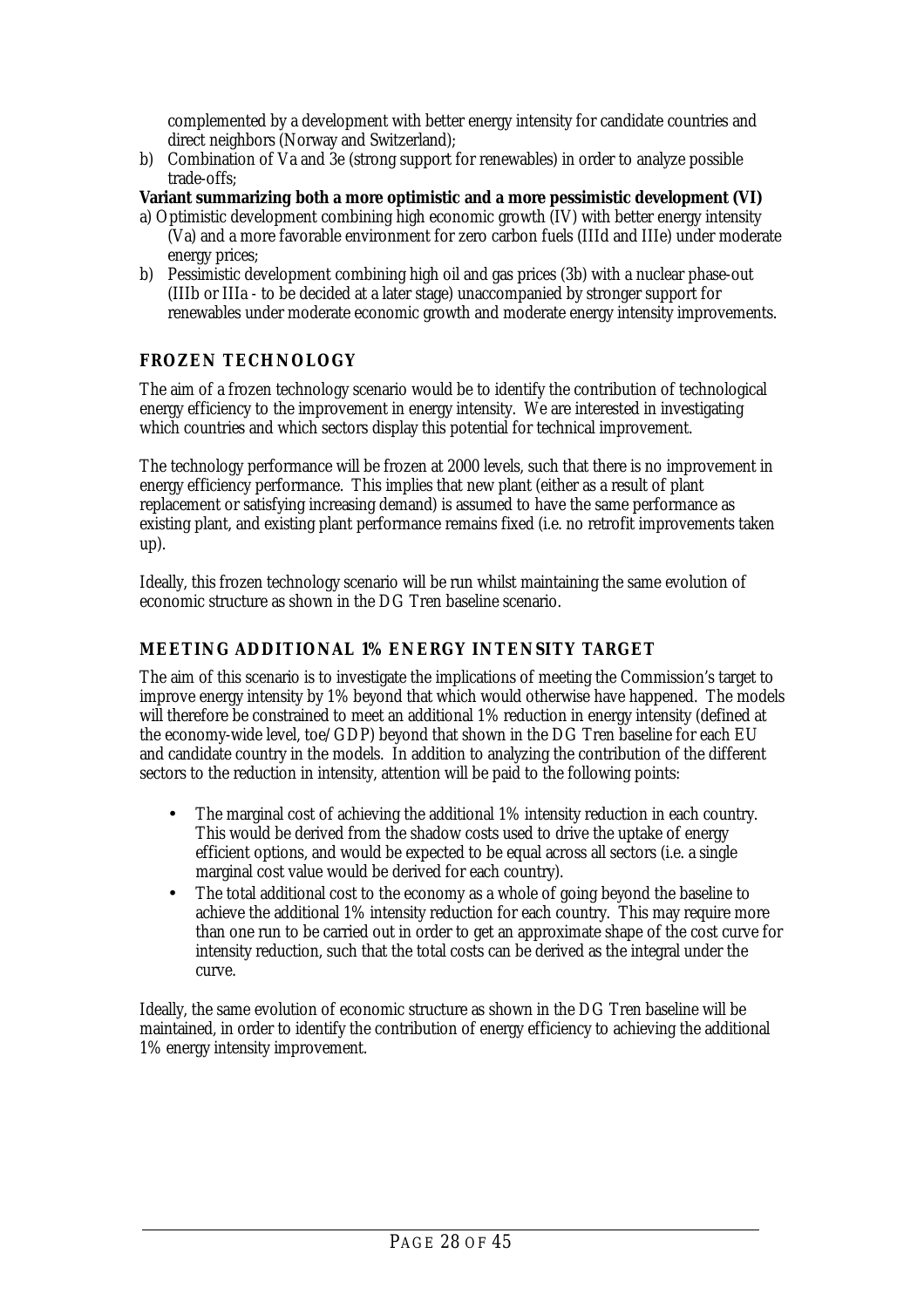complemented by a development with better energy intensity for candidate countries and direct neighbors (Norway and Switzerland);

b) Combination of Va and 3e (strong support for renewables) in order to analyze possible trade-offs;

**Variant summarizing both a more optimistic and a more pessimistic development (VI)**

a) Optimistic development combining high economic growth (IV) with better energy intensity (Va) and a more favorable environment for zero carbon fuels (IIId and IIIe) under moderate energy prices;

b) Pessimistic development combining high oil and gas prices (3b) with a nuclear phase-out (IIIb or IIIa - to be decided at a later stage) unaccompanied by stronger support for renewables under moderate economic growth and moderate energy intensity improvements.

## FROZEN TECHNOLOGY

The aim of a frozen technology scenario would be to identify the contribution of technological energy efficiency to the improvement in energy intensity. We are interested in investigating which countries and which sectors display this potential for technical improvement.

The technology performance will be frozen at 2000 levels, such that there is no improvement in energy efficiency performance. This implies that new plant (either as a result of plant replacement or satisfying increasing demand) is assumed to have the same performance as existing plant, and existing plant performance remains fixed (i.e. no retrofit improvements taken up).

Ideally, this frozen technology scenario will be run whilst maintaining the same evolution of economic structure as shown in the DG Tren baseline scenario.

## MEETING ADDITIONAL 1% ENERGY INTENSITY TARGET

The aim of this scenario is to investigate the implications of meeting the Commission's target to improve energy intensity by 1% beyond that which would otherwise have happened. The models will therefore be constrained to meet an additional 1% reduction in energy intensity (defined at the economy-wide level, toe/GDP) beyond that shown in the DG Tren baseline for each EU and candidate country in the models. In addition to analyzing the contribution of the different sectors to the reduction in intensity, attention will be paid to the following points:

- The marginal cost of achieving the additional 1% intensity reduction in each country. This would be derived from the shadow costs used to drive the uptake of energy efficient options, and would be expected to be equal across all sectors (i.e. a single marginal cost value would be derived for each country).
- The total additional cost to the economy as a whole of going beyond the baseline to achieve the additional 1% intensity reduction for each country. This may require more than one run to be carried out in order to get an approximate shape of the cost curve for intensity reduction, such that the total costs can be derived as the integral under the curve.

Ideally, the same evolution of economic structure as shown in the DG Tren baseline will be maintained, in order to identify the contribution of energy efficiency to achieving the additional 1% energy intensity improvement.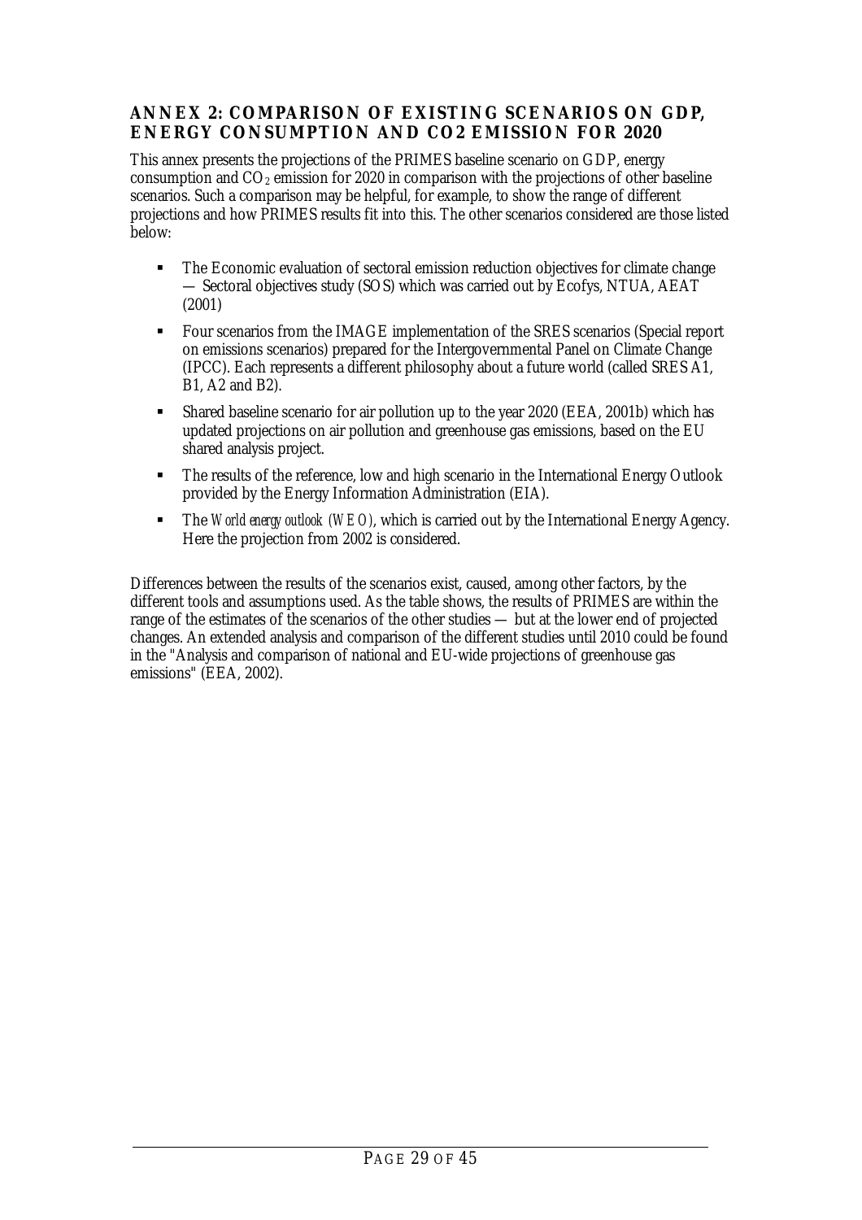## ANNEX 2: COMPARISON OF EXISTING SCENARIOS ON GDP, ENERGY CONSUMPTION AND CO2 EMISSION FOR 2020

This annex presents the projections of the PRIMES baseline scenario on GDP, energy consumption and $CO_2$ emission for 2020 in comparison with the projections of other baseline scenarios. Such a comparison may be helpful, for example, to show the range of different projections and how PRIMES results fit into this. The other scenarios considered are those listed below:

- The Economic evaluation of sectoral emission reduction objectives for climate change — Sectoral objectives study (SOS) which was carried out by Ecofys, NTUA, AEAT (2001)
- Four scenarios from the IMAGE implementation of the SRES scenarios (Special report on emissions scenarios) prepared for the Intergovernmental Panel on Climate Change (IPCC). Each represents a different philosophy about a future world (called SRES A1, B1, A2 and B2).
- Shared baseline scenario for air pollution up to the year 2020 (EEA, 2001b) which has updated projections on air pollution and greenhouse gas emissions, based on the EU shared analysis project.
- The results of the reference, low and high scenario in the International Energy Outlook provided by the Energy Information Administration (EIA).
- The *World energy outlook (WEO)*, which is carried out by the International Energy Agency. Here the projection from 2002 is considered.

Differences between the results of the scenarios exist, caused, among other factors, by the different tools and assumptions used. As the table shows, the results of PRIMES are within the range of the estimates of the scenarios of the other studies — but at the lower end of projected changes. An extended analysis and comparison of the different studies until 2010 could be found in the "Analysis and comparison of national and EU-wide projections of greenhouse gas emissions" (EEA, 2002).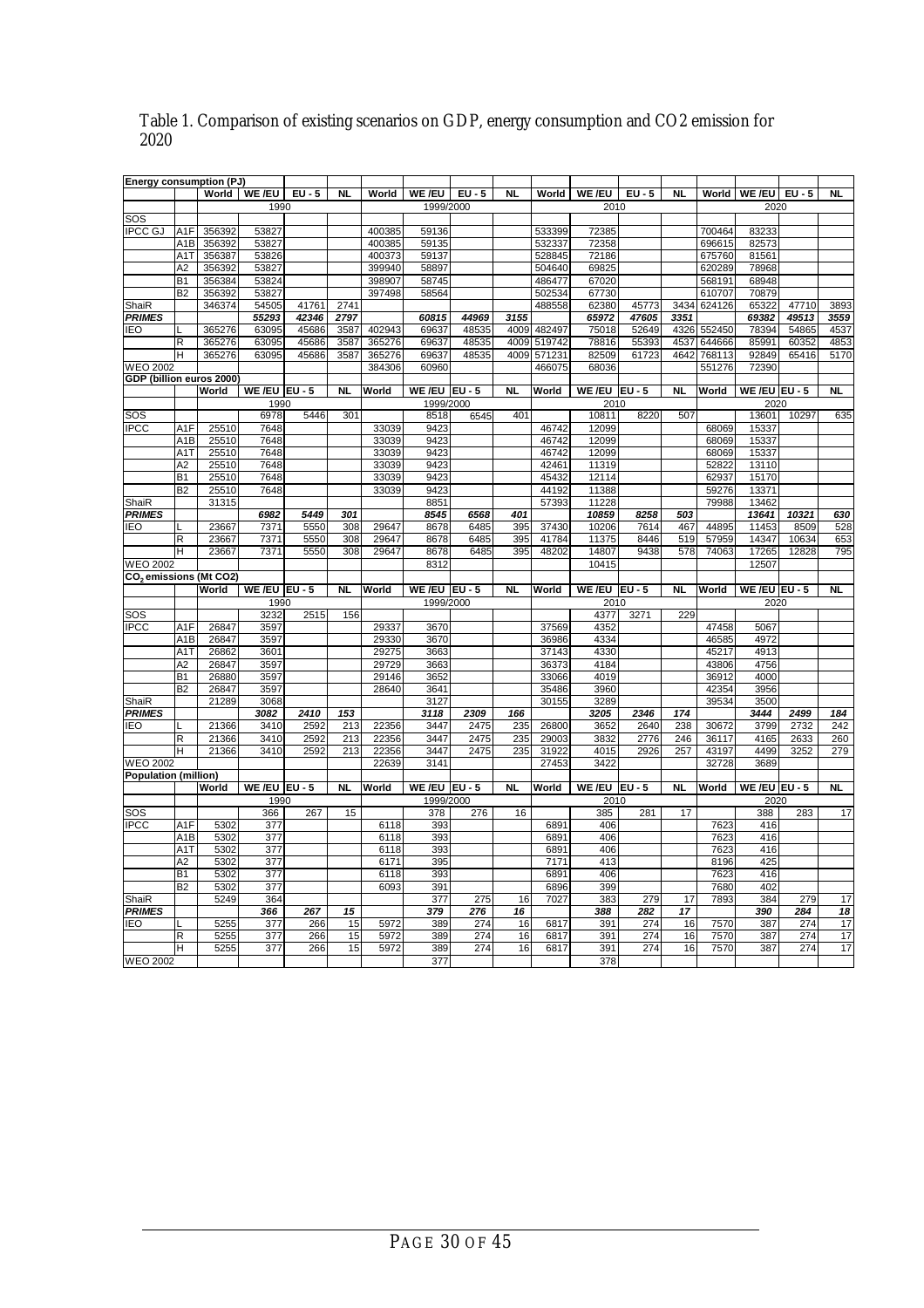Table 1. Comparison of existing scenarios on GDP, energy consumption and $CO_2$ emission for 2020

| **Energy consumption (PJ)** | | | | | | | | | | | | | | | | | |
|---|---|---|---|---|---|---|---|---|---|---|---|---|---|---|---|---|---|
| | | **World** | **WE /EU** | **EU - 5** | **NL** | **World** | **WE /EU** | **EU - 5** | **NL** | **World** | **WE /EU** | **EU - 5** | **NL** | **World** | **WE /EU** | **EU - 5** | **NL** |
| | | 1990 | | | | 1999/2000 | | | | 2010 | | | | 2020 | | | |
| SOS | | | | | | | | | | | | | | | | | |
| IPCC GJ | A1F | 356392 | 53827 | | | 400385 | 59136 | | | 533399 | 72385 | | | 700464 | 83233 | | |
| | A1B | 356392 | 53827 | | | 400385 | 59135 | | | 532337 | 72358 | | | 696615 | 82573 | | |
| | A1T | 356387 | 53826 | | | 400373 | 59137 | | | 528845 | 72186 | | | 675760 | 81561 | | |
| | A2 | 356392 | 53827 | | | 399940 | 58897 | | | 504640 | 69825 | | | 620289 | 78968 | | |
| | B1 | 356384 | 53824 | | | 398907 | 58745 | | | 486477 | 67020 | | | 568191 | 68948 | | |
| | B2 | 356392 | 53827 | | | 397498 | 58564 | | | 502534 | 67730 | | | 610707 | 70879 | | |
| ShaiR | | 346374 | 54505 | 41761 | 2741 | | | | | 488558 | 62380 | 45773 | 3434 | 624126 | 65322 | 47710 | 3893 |
| ***PRIMES*** | | | *55293* | *42346* | *2797* | | *60815* | *44969* | *3155* | | *65972* | *47605* | *3351* | | *69382* | *49513* | *3559* |
| IEO | L | 365276 | 63095 | 45686 | 3587 | 402943 | 69637 | 48535 | 4009 | 482497 | 75018 | 52649 | 4326 | 552450 | 78394 | 54865 | 4537 |
| | R | 365276 | 63095 | 45686 | 3587 | 365276 | 69637 | 48535 | 4009 | 519742 | 78816 | 55393 | 4537 | 644666 | 85991 | 60352 | 4853 |
| | H | 365276 | 63095 | 45686 | 3587 | 365276 | 69637 | 48535 | 4009 | 571231 | 82509 | 61723 | 4642 | 768113 | 92849 | 65416 | 5170 |
| WEO 2002 | | | | | | 384306 | 60960 | | | 466075 | 68036 | | | 551276 | 72390 | | |
| **GDP (billion euros 2000)** | | | | | | | | | | | | | | | | | |
| | | **World** | **WE /EU** | **EU - 5** | **NL** | **World** | **WE /EU** | **EU - 5** | **NL** | **World** | **WE /EU** | **EU - 5** | **NL** | **World** | **WE /EU** | **EU - 5** | **NL** |
| | | 1990 | | | | 1999/2000 | | | | 2010 | | | | 2020 | | | |
| SOS | | | 6978 | 5446 | 301 | | 8518 | 6545 | 401 | | 10811 | 8220 | 507 | | 13601 | 10297 | 635 |
| IPCC | A1F | 25510 | 7648 | | | 33039 | 9423 | | | 46742 | 12099 | | | 68069 | 15337 | | |
| | A1B | 25510 | 7648 | | | 33039 | 9423 | | | 46742 | 12099 | | | 68069 | 15337 | | |
| | A1T | 25510 | 7648 | | | 33039 | 9423 | | | 46742 | 12099 | | | 68069 | 15337 | | |
| | A2 | 25510 | 7648 | | | 33039 | 9423 | | | 42461 | 11319 | | | 52822 | 13110 | | |
| | B1 | 25510 | 7648 | | | 33039 | 9423 | | | 45432 | 12114 | | | 62937 | 15170 | | |
| | B2 | 25510 | 7648 | | | 33039 | 9423 | | | 44192 | 11388 | | | 59276 | 13371 | | |
| ShaiR | | 31315 | | | | | 8851 | | | 57393 | 11228 | | | 79988 | 13462 | | |
| ***PRIMES*** | | | *6982* | *5449* | *301* | | *8545* | *6568* | *401* | | *10859* | *8258* | *503* | | *13641* | *10321* | *630* |
| IEO | L | 23667 | 7371 | 5550 | 308 | 29647 | 8678 | 6485 | 395 | 37430 | 10206 | 7614 | 467 | 44895 | 11453 | 8509 | 528 |
| | R | 23667 | 7371 | 5550 | 308 | 29647 | 8678 | 6485 | 395 | 41784 | 11375 | 8446 | 519 | 57959 | 14347 | 10634 | 653 |
| | H | 23667 | 7371 | 5550 | 308 | 29647 | 8678 | 6485 | 395 | 48202 | 14807 | 9438 | 578 | 74063 | 17265 | 12828 | 795 |
| WEO 2002 | | | | | | | 8312 | | | | 10415 | | | | 12507 | | |
| **$CO_2$ emissions (Mt $CO_2$)** | | | | | | | | | | | | | | | | | |
| | | **World** | **WE /EU** | **EU - 5** | **NL** | **World** | **WE /EU** | **EU - 5** | **NL** | **World** | **WE /EU** | **EU - 5** | **NL** | **World** | **WE /EU** | **EU - 5** | **NL** |
| | | 1990 | | | | 1999/2000 | | | | 2010 | | | | 2020 | | | |
| SOS | | | 3232 | 2515 | 156 | | | | | | 4377 | 3271 | 229 | | | | |
| IPCC | A1F | 26847 | 3597 | | | 29337 | 3670 | | | 37569 | 4352 | | | 47458 | 5067 | | |
| | A1B | 26847 | 3597 | | | 29330 | 3670 | | | 36986 | 4334 | | | 46585 | 4972 | | |
| | A1T | 26862 | 3601 | | | 29275 | 3663 | | | 37143 | 4330 | | | 45217 | 4913 | | |
| | A2 | 26847 | 3597 | | | 29729 | 3663 | | | 36373 | 4184 | | | 43806 | 4756 | | |
| | B1 | 26880 | 3597 | | | 29146 | 3652 | | | 33066 | 4019 | | | 36912 | 4000 | | |
| | B2 | 26847 | 3597 | | | 28640 | 3641 | | | 35486 | 3960 | | | 42354 | 3956 | | |
| ShaiR | | 21289 | 3068 | | | | 3127 | | | 30155 | 3289 | | | 39534 | 3500 | | |
| ***PRIMES*** | | | *3082* | *2410* | *153* | | *3118* | *2309* | *166* | | *3205* | *2346* | *174* | | *3444* | *2499* | *184* |
| IEO | L | 21366 | 3410 | 2592 | 213 | 22356 | 3447 | 2475 | 235 | 26800 | 3652 | 2640 | 238 | 30672 | 3799 | 2732 | 242 |
| | R | 21366 | 3410 | 2592 | 213 | 22356 | 3447 | 2475 | 235 | 29003 | 3832 | 2776 | 246 | 36117 | 4165 | 2633 | 260 |
| | H | 21366 | 3410 | 2592 | 213 | 22356 | 3447 | 2475 | 235 | 31922 | 4015 | 2926 | 257 | 43197 | 4499 | 3252 | 279 |
| WEO 2002 | | | | | | 22639 | 3141 | | | 27453 | 3422 | | | 32728 | 3689 | | |
| **Population (million)** | | | | | | | | | | | | | | | | | |
| | | **World** | **WE /EU** | **EU - 5** | **NL** | **World** | **WE /EU** | **EU - 5** | **NL** | **World** | **WE /EU** | **EU - 5** | **NL** | **World** | **WE /EU** | **EU - 5** | **NL** |
| | | 1990 | | | | 1999/2000 | | | | 2010 | | | | 2020 | | | |
| SOS | | | 366 | 267 | 15 | | 378 | 276 | 16 | | 385 | 281 | 17 | | 388 | 283 | 17 |
| IPCC | A1F | 5302 | 377 | | | 6118 | 393 | | | 6891 | 406 | | | 7623 | 416 | | |
| | A1B | 5302 | 377 | | | 6118 | 393 | | | 6891 | 406 | | | 7623 | 416 | | |
| | A1T | 5302 | 377 | | | 6118 | 393 | | | 6891 | 406 | | | 7623 | 416 | | |
| | A2 | 5302 | 377 | | | 6171 | 395 | | | 7171 | 413 | | | 8196 | 425 | | |
| | B1 | 5302 | 377 | | | 6118 | 393 | | | 6891 | 406 | | | 7623 | 416 | | |
| | B2 | 5302 | 377 | | | 6093 | 391 | | | 6896 | 399 | | | 7680 | 402 | | |
| ShaiR | | 5249 | 364 | | | | 377 | 275 | 16 | 7027 | 383 | 279 | 17 | 7893 | 384 | 279 | 17 |
| ***PRIMES*** | | | *366* | *267* | *15* | | *379* | *276* | *16* | | *388* | *282* | *17* | | *390* | *284* | *18* |
| IEO | L | 5255 | 377 | 266 | 15 | 5972 | 389 | 274 | 16 | 6817 | 391 | 274 | 16 | 7570 | 387 | 274 | 17 |
| | R | 5255 | 377 | 266 | 15 | 5972 | 389 | 274 | 16 | 6817 | 391 | 274 | 16 | 7570 | 387 | 274 | 17 |
| | H | 5255 | 377 | 266 | 15 | 5972 | 389 | 274 | 16 | 6817 | 391 | 274 | 16 | 7570 | 387 | 274 | 17 |
| WEO 2002 | | | | | | | 377 | | | | 378 | | | | | | |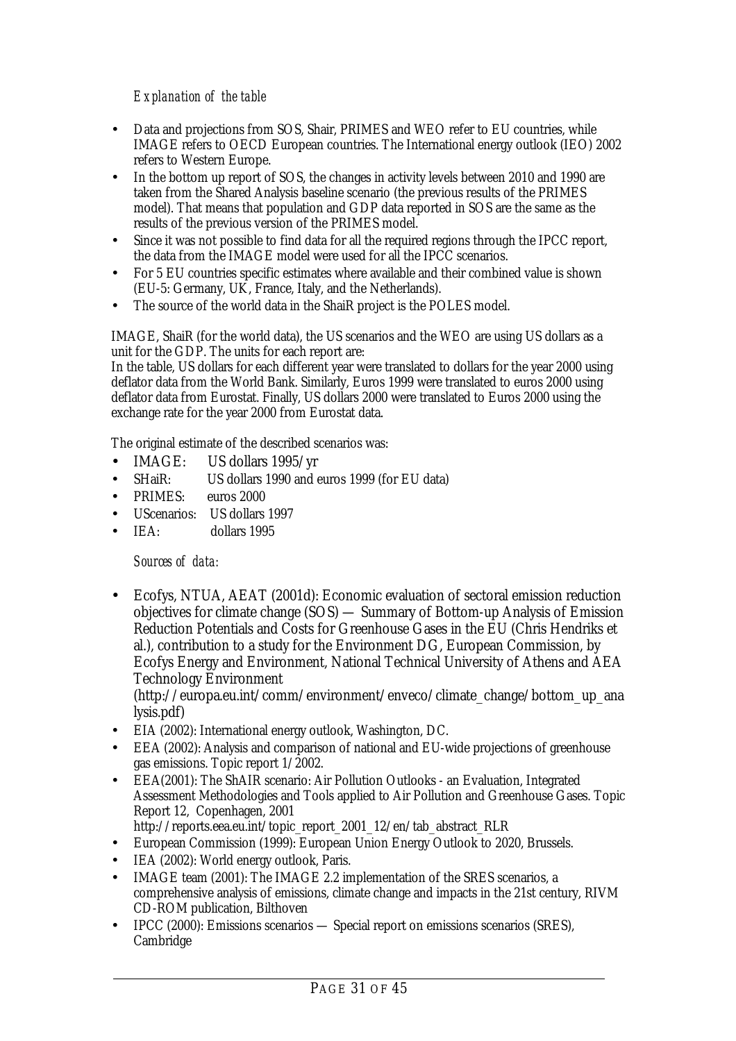*Explanation of the table*

- Data and projections from SOS, Shair, PRIMES and WEO refer to EU countries, while IMAGE refers to OECD European countries. The International energy outlook (IEO) 2002 refers to Western Europe.
- In the bottom up report of SOS, the changes in activity levels between 2010 and 1990 are taken from the Shared Analysis baseline scenario (the previous results of the PRIMES model). That means that population and GDP data reported in SOS are the same as the results of the previous version of the PRIMES model.
- Since it was not possible to find data for all the required regions through the IPCC report, the data from the IMAGE model were used for all the IPCC scenarios.
- For 5 EU countries specific estimates where available and their combined value is shown (EU-5: Germany, UK, France, Italy, and the Netherlands).
- The source of the world data in the ShaiR project is the POLES model.

IMAGE, ShaiR (for the world data), the US scenarios and the WEO are using US dollars as a unit for the GDP. The units for each report are:
In the table, US dollars for each different year were translated to dollars for the year 2000 using deflator data from the World Bank. Similarly, Euros 1999 were translated to euros 2000 using deflator data from Eurostat. Finally, US dollars 2000 were translated to Euros 2000 using the exchange rate for the year 2000 from Eurostat data.

The original estimate of the described scenarios was:

- IMAGE: US dollars 1995/yr
- SHaiR: US dollars 1990 and euros 1999 (for EU data)
- PRIMES: euros 2000
- UScenarios: US dollars 1997
- IEA: dollars 1995

*Sources of data:*

- Ecofys, NTUA, AEAT (2001d): Economic evaluation of sectoral emission reduction objectives for climate change (SOS) — Summary of Bottom-up Analysis of Emission Reduction Potentials and Costs for Greenhouse Gases in the EU (Chris Hendriks et al.), contribution to a study for the Environment DG, European Commission, by Ecofys Energy and Environment, National Technical University of Athens and AEA Technology Environment (http://europa.eu.int/comm/environment/enveco/climate_change/bottom_up_analysis.pdf)
- EIA (2002): International energy outlook, Washington, DC.
- EEA (2002): Analysis and comparison of national and EU-wide projections of greenhouse gas emissions. Topic report 1/2002.
- EEA(2001): The ShAIR scenario: Air Pollution Outlooks - an Evaluation, Integrated Assessment Methodologies and Tools applied to Air Pollution and Greenhouse Gases. Topic Report 12, Copenhagen, 2001 http://reports.eea.eu.int/topic_report_2001_12/en/tab_abstract_RLR
- European Commission (1999): European Union Energy Outlook to 2020, Brussels.
- IEA (2002): World energy outlook, Paris.
- IMAGE team (2001): The IMAGE 2.2 implementation of the SRES scenarios, a comprehensive analysis of emissions, climate change and impacts in the 21st century, RIVM CD-ROM publication, Bilthoven
- IPCC (2000): Emissions scenarios — Special report on emissions scenarios (SRES), Cambridge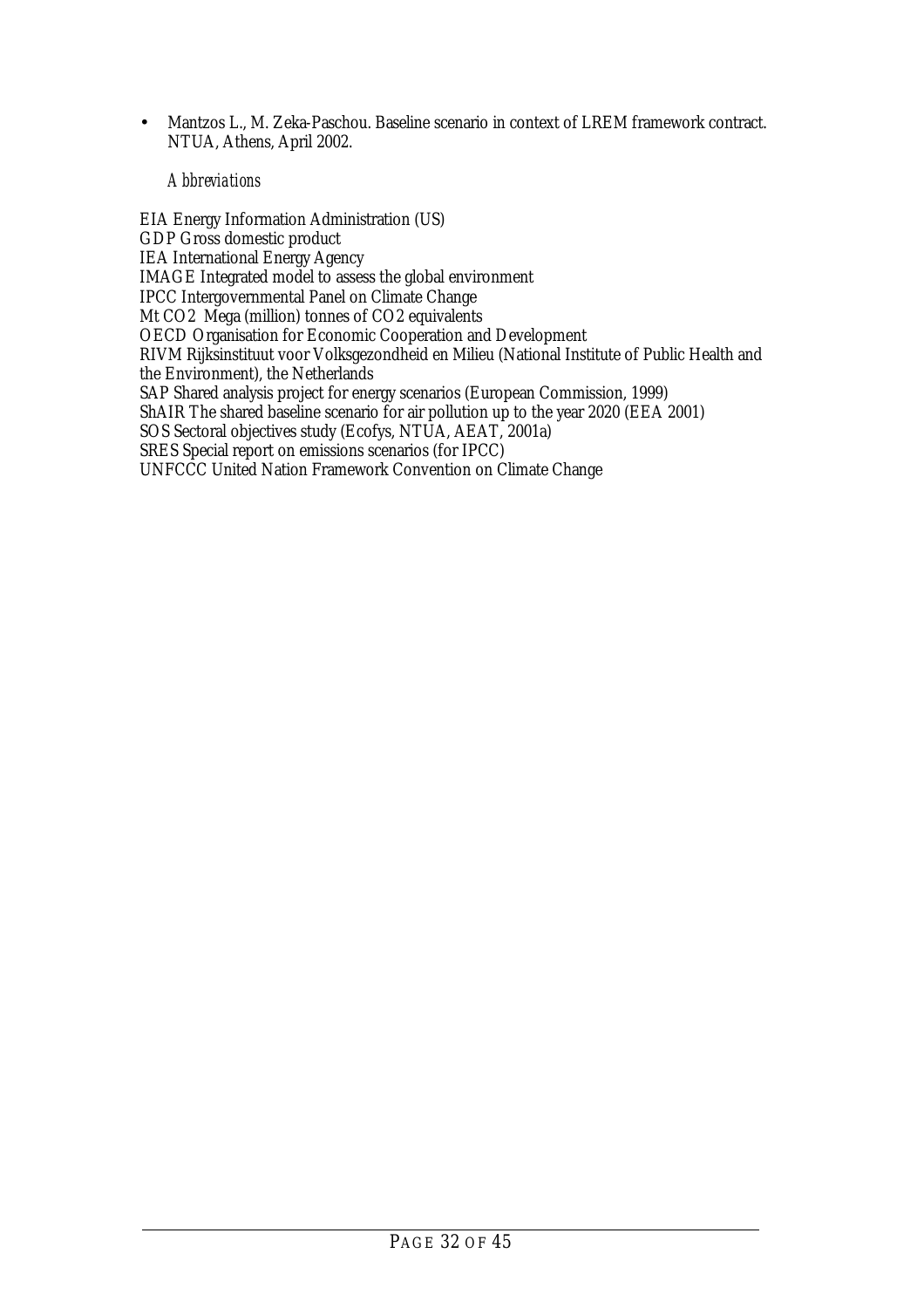- Mantzos L., M. Zeka-Paschou. Baseline scenario in context of LREM framework contract. NTUA, Athens, April 2002.

*Abbreviations*

EIA Energy Information Administration (US)
GDP Gross domestic product
IEA International Energy Agency
IMAGE Integrated model to assess the global environment
IPCC Intergovernmental Panel on Climate Change
Mt $CO_2$ Mega (million) tonnes of $CO_2$ equivalents
OECD Organisation for Economic Cooperation and Development
RIVM Rijksinstituut voor Volksgezondheid en Milieu (National Institute of Public Health and the Environment), the Netherlands
SAP Shared analysis project for energy scenarios (European Commission, 1999)
ShAIR The shared baseline scenario for air pollution up to the year 2020 (EEA 2001)
SOS Sectoral objectives study (Ecofys, NTUA, AEAT, 2001a)
SRES Special report on emissions scenarios (for IPCC)
UNFCCC United Nation Framework Convention on Climate Change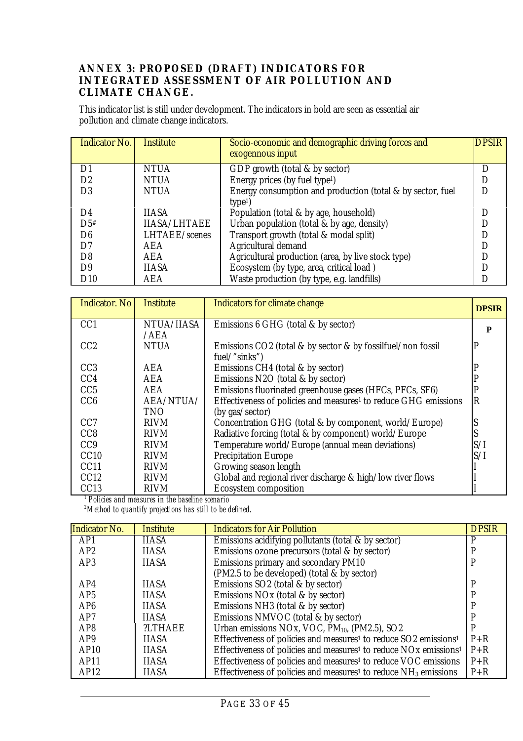## ANNEX 3: PROPOSED (DRAFT) INDICATORS FOR INTEGRATED ASSESSMENT OF AIR POLLUTION AND CLIMATE CHANGE.

This indicator list is still under development. The indicators in bold are seen as essential air pollution and climate change indicators.

| Indicator No. | Institute | Socio-economic and demographic driving forces and exogennous input | DPSIR |
|---|---|---|---|
| D1 | NTUA | GDP growth (total & by sector) | D |
| D2 | NTUA | Energy prices (by fuel type[1]) | D |
| D3 | NTUA | Energy consumption and production (total & by sector, fuel type[1]) | D |
| D4 | IIASA | Population (total & by age, household) | D |
| D5# | IIASA/LHTAEE | Urban population (total & by age, density) | D |
| D6 | LHTAEE/scenes | Transport growth (total & modal split) | D |
| D7 | AEA | Agricultural demand | D |
| D8 | AEA | Agricultural production (area, by live stock type) | D |
| D9 | IIASA | Ecosystem (by type, area, critical load ) | D |
| D10 | AEA | Waste production (by type, e.g. landfills) | D |

| Indicator. No | Institute | Indicators for climate change | DPSIR |
|---|---|---|---|
| CC1 | NTUA/IIASA /AEA | Emissions 6 GHG (total & by sector) | P |
| CC2 | NTUA | Emissions CO2 (total & by sector & by fossilfuel/non fossil fuel/"sinks") | P |
| CC3 | AEA | Emissions CH4 (total & by sector) | P |
| CC4 | AEA | Emissions N2O (total & by sector) | P |
| CC5 | AEA | Emissions fluorinated greenhouse gases (HFCs, PFCs, SF6) | P |
| CC6 | AEA/NTUA/ TNO | Effectiveness of policies and measures[1] to reduce GHG emissions (by gas/sector) | R |
| CC7 | RIVM | Concentration GHG (total & by component, world/Europe) | S |
| CC8 | RIVM | Radiative forcing (total & by component) world/Europe | S |
| CC9 | RIVM | Temperature world/Europe (annual mean deviations) | S/I |
| CC10 | RIVM | Precipitation Europe | S/I |
| CC11 | RIVM | Growing season length | I |
| CC12 | RIVM | Global and regional river discharge & high/low river flows | I |
| CC13 | RIVM | Ecosystem composition | I |

*[1] Policies and measures in the baseline scenario*
*[2] Method to quantify projections has still to be defined.*

| Indicator No. | Institute | Indicators for Air Pollution | DPSIR |
|---|---|---|---|
| AP1 | IIASA | Emissions acidifying pollutants (total & by sector) | P |
| AP2 | IIASA | Emissions ozone precursors (total & by sector) | P |
| AP3 | IIASA | Emissions primary and secondary PM10 (PM2.5 to be developed) (total & by sector) | P |
| AP4 | IIASA | Emissions SO2 (total & by sector) | P |
| AP5 | IIASA | Emissions NOx (total & by sector) | P |
| AP6 | IIASA | Emissions NH3 (total & by sector) | P |
| AP7 | IIASA | Emissions NMVOC (total & by sector) | P |
| AP8 | ?LTHAEE | Urban emissions NOx, VOC, $PM_{10}$, (PM2.5), SO2 | P |
| AP9 | IIASA | Effectiveness of policies and measures[1] to reduce SO2 emissions[1] | P+R |
| AP10 | IIASA | Effectiveness of policies and measures[1] to reduce NOx emissions[1] | P+R |
| AP11 | IIASA | Effectiveness of policies and measures[1] to reduce VOC emissions | P+R |
| AP12 | IIASA | Effectiveness of policies and measures[1] to reduce $NH_3$ emissions | P+R |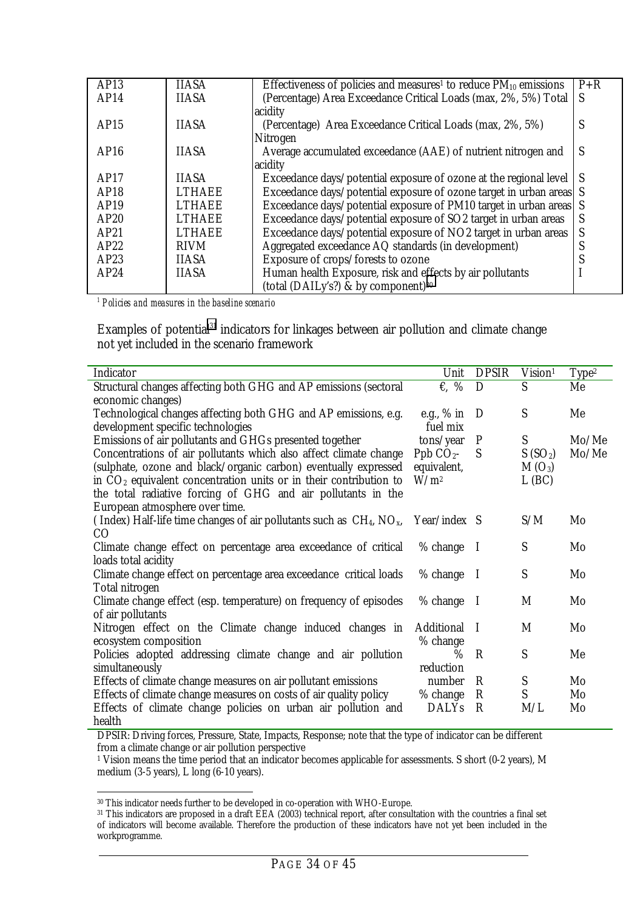| AP13 | IIASA | Effectiveness of policies and measures[1] to reduce $PM_{10}$ emissions | P+R |
|---|---|---|---|
| AP14 | IIASA | (Percentage) Area Exceedance Critical Loads (max, 2%, 5%) Total acidity | S |
| AP15 | IIASA | (Percentage) Area Exceedance Critical Loads (max, 2%, 5%) Nitrogen | S |
| AP16 | IIASA | Average accumulated exceedance (AAE) of nutrient nitrogen and acidity | S |
| AP17 | IIASA | Exceedance days/potential exposure of ozone at the regional level | S |
| AP18 | LTHAEE | Exceedance days/potential exposure of ozone target in urban areas | S |
| AP19 | LTHAEE | Exceedance days/potential exposure of PM10 target in urban areas | S |
| AP20 | LTHAEE | Exceedance days/potential exposure of SO2 target in urban areas | S |
| AP21 | LTHAEE | Exceedance days/potential exposure of NO2 target in urban areas | S |
| AP22 | RIVM | Aggregated exceedance AQ standards (in development) | S |
| AP23 | IIASA | Exposure of crops/forests to ozone | S |
| AP24 | IIASA | Human health Exposure, risk and effects by air pollutants (total (DAILy's?) & by component)[30] | I |

*[1] Policies and measures in the baseline scenario*

Examples of potential[31] indicators for linkages between air pollution and climate change not yet included in the scenario framework

| Indicator | Unit | DPSIR | Vision[1] | Type[2] |
|---|---|---|---|---|
| Structural changes affecting both GHG and AP emissions (sectoral economic changes) | €, % | D | S | Me |
| Technological changes affecting both GHG and AP emissions, e.g. development specific technologies | e.g., % in fuel mix | D | S | Me |
| Emissions of air pollutants and GHGs presented together | tons/year | P | S | Mo/Me |
| Concentrations of air pollutants which also affect climate change (sulphate, ozone and black/organic carbon) eventually expressed in $CO_2$ equivalent concentration units or in their contribution to the total radiative forcing of GHG and air pollutants in the European atmosphere over time. | Ppb $CO_2$-equivalent, $W/m^2$ | S | S ($SO_2$) M ($O_3$) L (BC) | Mo/Me |
| (Index) Half-life time changes of air pollutants such as $CH_4$, $NO_x$, CO | Year/index | S | S/M | Mo |
| Climate change effect on percentage area exceedance of critical loads total acidity | % change | I | S | Mo |
| Climate change effect on percentage area exceedance critical loads Total nitrogen | % change | I | S | Mo |
| Climate change effect (esp. temperature) on frequency of episodes of air pollutants | % change | I | M | Mo |
| Nitrogen effect on the Climate change induced changes in ecosystem composition | Additional % change | I | M | Mo |
| Policies adopted addressing climate change and air pollution simultaneously | % reduction | R | S | Me |
| Effects of climate change measures on air pollutant emissions | number | R | S | Mo |
| Effects of climate change measures on costs of air quality policy | % change | R | S | Mo |
| Effects of climate change policies on urban air pollution and health | DALYs | R | M/L | Mo |

DPSIR: Driving forces, Pressure, State, Impacts, Response; note that the type of indicator can be different from a climate change or air pollution perspective

[1] Vision means the time period that an indicator becomes applicable for assessments. S short (0-2 years), M medium (3-5 years), L long (6-10 years).

---

[30] This indicator needs further to be developed in co-operation with WHO-Europe.

[31] This indicators are proposed in a draft EEA (2003) technical report, after consultation with the countries a final set of indicators will become available. Therefore the production of these indicators have not yet been included in the workprogramme.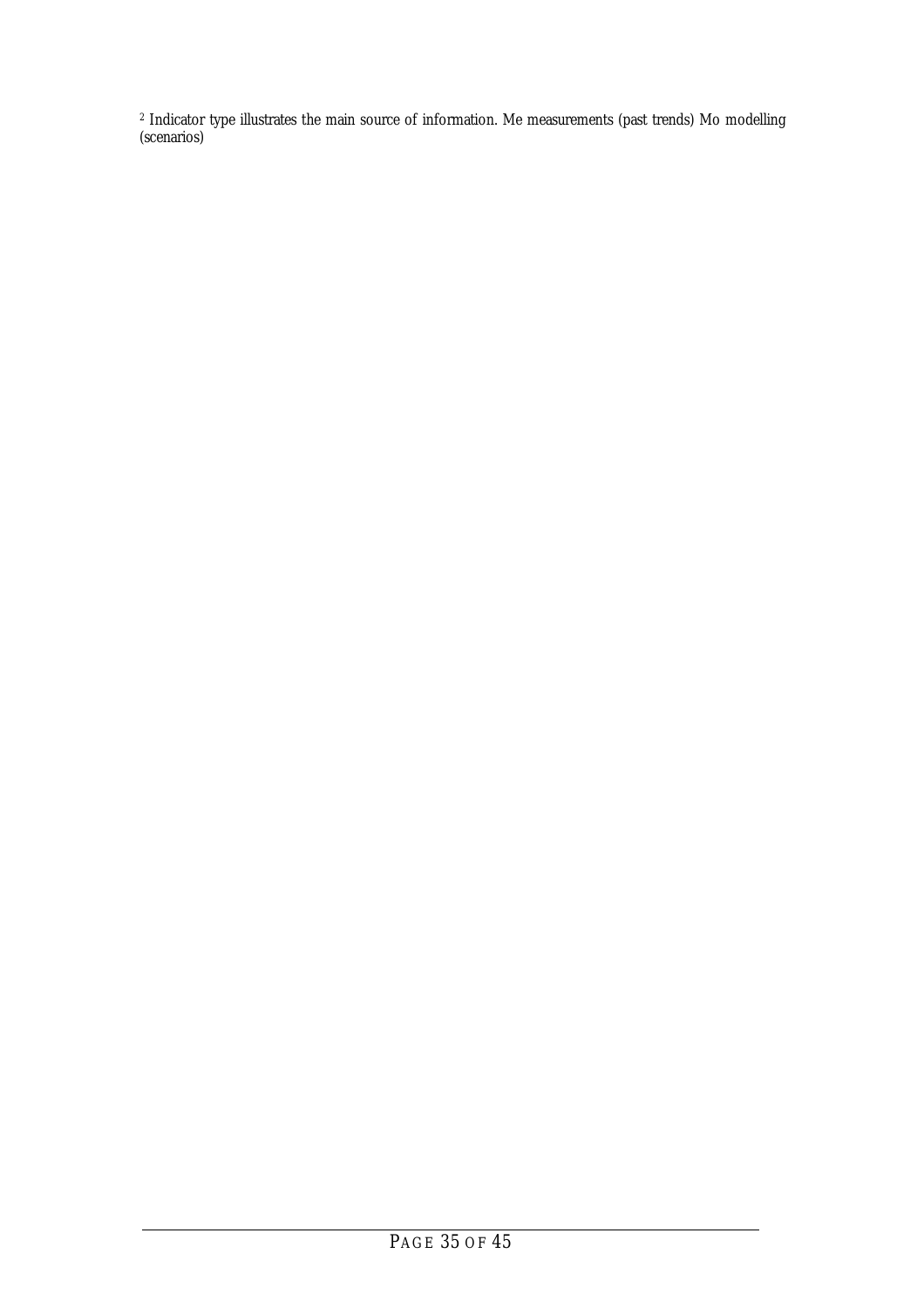[2] Indicator type illustrates the main source of information. Me measurements (past trends) Mo modelling (scenarios)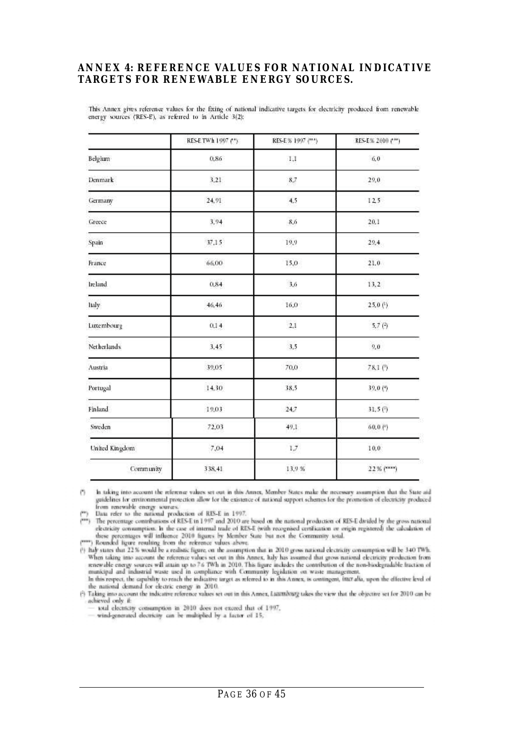# ANNEX 4: REFERENCE VALUES FOR NATIONAL INDICATIVE TARGETS FOR RENEWABLE ENERGY SOURCES.

This Annex gives reference values for the fixing of national indicative targets for electricity produced from renewable energy sources (RES-E), as referred to in Article 3(2):

| | RES-E TWh 1997 (**) | RES-E % 1997 (***) | RES-E% 2010 (***) |
|---|---|---|---|
| Belgium | 0,86 | 1,1 | 6,0 |
| Denmark | 3,21 | 8,7 | 29,0 |
| Germany | 24,91 | 4,5 | 12,5 |
| Greece | 3,94 | 8,6 | 20,1 |
| Spain | 37,15 | 19,9 | 29,4 |
| France | 66,00 | 15,0 | 21,0 |
| Ireland | 0,84 | 3,6 | 13,2 |
| Italy | 46,46 | 16,0 | 25,0 (1) |
| Luxembourg | 0,14 | 2,1 | 5,7 (2) |
| Netherlands | 3,45 | 3,5 | 9,0 |
| Austria | 39,05 | 70,0 | 78,1 (3) |
| Portugal | 14,30 | 38,5 | 39,0 (4) |
| Finland | 19,03 | 24,7 | 31,5 (5) |
| Sweden | 72,03 | 49,1 | 60,0 (6) |
| United Kingdom | 7,04 | 1,7 | 10,0 |
| Community | 338,41 | 13,9 % | 22 % (****) |

(*) In taking into account the reference values set out in this Annex, Member States make the necessary assumption that the State aid guidelines for environmental protection allow for the existence of national support schemes for the promotion of electricity produced from renewable energy sources.

(**) Data refer to the national production of RES-E in 1997.

(***) The percentage contributions of RES-E in 1997 and 2010 are based on the national production of RES-E divided by the gross national electricity consumption. In the case of internal trade of RES-E (with recognised certification or origin registered) the calculation of these percentages will influence 2010 figures by Member State but not the Community total.

(****) Rounded figure resulting from the reference values above.

(1) Italy states that 22 % would be a realistic figure, on the assumption that in 2010 gross national electricity consumption will be 340 TWh. When taking into account the reference values set out in this Annex, Italy has assumed that gross national electricity production from renewable energy sources will attain up to 76 TWh in 2010. This figure includes the contribution of the non-biodegradable fraction of municipal and industrial waste used in compliance with Community legislation on waste management.
In this respect, the capability to reach the indicative target as referred to in this Annex, is contingent, inter alia, upon the effective level of the national demand for electric energy in 2010.

(2) Taking into account the indicative reference values set out in this Annex, Luxembourg takes the view that the objective set for 2010 can be achieved only if:
— total electricity consumption in 2010 does not exceed that of 1997,
— wind-generated electricity can be multiplied by a factor of 15,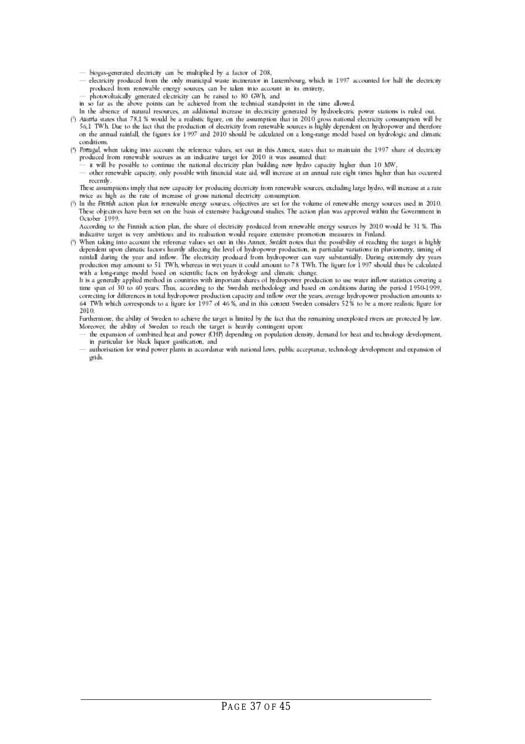— biogas-generated electricity can be multiplied by a factor of 208,

— electricity produced from the only municipal waste incinerator in Luxembourg, which in 1997 accounted for half the electricity produced from renewable energy sources, can be taken into account in its entirety,

— photovoltaically generated electricity can be raised to 80 GWh, and

in so far as the above points can be achieved from the technical standpoint in the time allowed.

In the absence of natural resources, an additional increase in electricity generated by hydroelectric power stations is ruled out.

(³) *Austria* states that 78,1 % would be a realistic figure, on the assumption that in 2010 gross national electricity consumption will be 56,1 TWh. Due to the fact that the production of electricity from renewable sources is highly dependent on hydropower and therefore on the annual rainfall, the figures for 1997 and 2010 should be calculated on a long-range model based on hydrologic and climatic conditions.

(⁴) *Portugal*, when taking into account the reference values, set out in this Annex, states that to maintain the 1997 share of electricity produced from renewable sources as an indicative target for 2010 it was assumed that:

— it will be possible to continue the national electricity plan building new hydro capacity higher than 10 MW,

— other renewable capacity, only possible with financial state aid, will increase at an annual rate eight times higher than has occurred recently.

These assumptions imply that new capacity for producing electricity from renewable sources, excluding large hydro, will increase at a rate twice as high as the rate of increase of gross national electricity consumption.

(⁵) In the *Finnish* action plan for renewable energy sources, objectives are set for the volume of renewable energy sources used in 2010. These objectives have been set on the basis of extensive background studies. The action plan was approved within the Government in October 1999.

According to the Finnish action plan, the share of electricity produced from renewable energy sources by 2010 would be 31 %. This indicative target is very ambitious and its realisation would require extensive promotion measures in Finland.

(⁶) When taking into account the reference values set out in this Annex, *Sweden* notes that the possibility of reaching the target is highly dependent upon climatic factors heavily affecting the level of hydropower production, in particular variations in pluviometry, timing of rainfall during the year and inflow. The electricity produced from hydropower can vary substantially. During extremely dry years production may amount to 51 TWh, whereas in wet years it could amount to 78 TWh. The figure for 1997 should thus be calculated with a long-range model based on scientific facts on hydrology and climatic change.

It is a generally applied method in countries with important shares of hydropower production to use water inflow statistics covering a time span of 30 to 60 years. Thus, according to the Swedish methodology and based on conditions during the period 1950-1999, correcting for differences in total hydropower production capacity and inflow over the years, average hydropower production amounts to 64 TWh which corresponds to a figure for 1997 of 46 %, and in this context Sweden considers 52 % to be a more realistic figure for 2010.

Furthermore, the ability of Sweden to achieve the target is limited by the fact that the remaining unexploited rivers are protected by law. Moreover, the ability of Sweden to reach the target is heavily contingent upon:

— the expansion of combined heat and power (CHP) depending on population density, demand for heat and technology development, in particular for black liquor gasification, and

— authorisation for wind power plants in accordance with national laws, public acceptance, technology development and expansion of grids.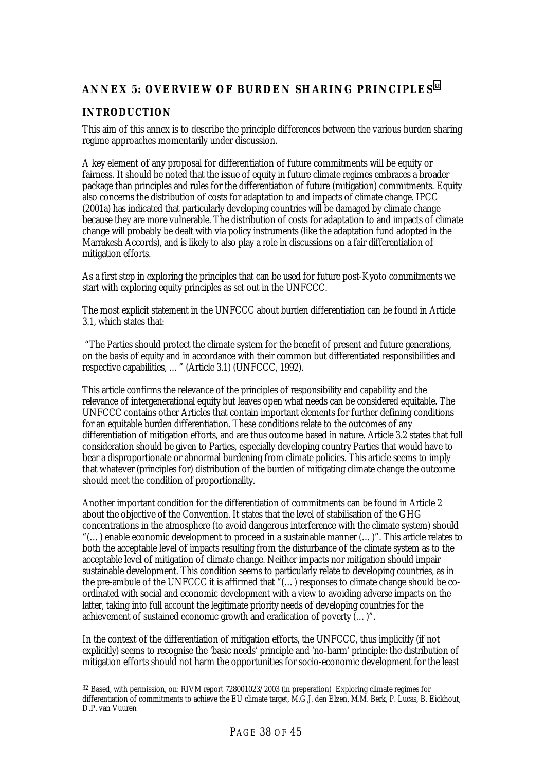## ANNEX 5: OVERVIEW OF BURDEN SHARING PRINCIPLES[32]

### INTRODUCTION

This aim of this annex is to describe the principle differences between the various burden sharing regime approaches momentarily under discussion.

A key element of any proposal for differentiation of future commitments will be equity or fairness. It should be noted that the issue of equity in future climate regimes embraces a broader package than principles and rules for the differentiation of future (mitigation) commitments. Equity also concerns the distribution of costs for adaptation to and impacts of climate change. IPCC (2001a) has indicated that particularly developing countries will be damaged by climate change because they are more vulnerable. The distribution of costs for adaptation to and impacts of climate change will probably be dealt with via policy instruments (like the adaptation fund adopted in the Marrakesh Accords), and is likely to also play a role in discussions on a fair differentiation of mitigation efforts.

As a first step in exploring the principles that can be used for future post-Kyoto commitments we start with exploring equity principles as set out in the UNFCCC.

The most explicit statement in the UNFCCC about burden differentiation can be found in Article 3.1, which states that:

"The Parties should protect the climate system for the benefit of present and future generations, on the basis of equity and in accordance with their common but differentiated responsibilities and respective capabilities, … " (Article 3.1) (UNFCCC, 1992).

This article confirms the relevance of the principles of responsibility and capability and the relevance of intergenerational equity but leaves open what needs can be considered equitable. The UNFCCC contains other Articles that contain important elements for further defining conditions for an equitable burden differentiation. These conditions relate to the outcomes of any differentiation of mitigation efforts, and are thus outcome based in nature. Article 3.2 states that full consideration should be given to Parties, especially developing country Parties that would have to bear a disproportionate or abnormal burdening from climate policies. This article seems to imply that whatever (principles for) distribution of the burden of mitigating climate change the outcome should meet the condition of proportionality.

Another important condition for the differentiation of commitments can be found in Article 2 about the objective of the Convention. It states that the level of stabilisation of the GHG concentrations in the atmosphere (to avoid dangerous interference with the climate system) should "(…) enable economic development to proceed in a sustainable manner (…)". This article relates to both the acceptable level of impacts resulting from the disturbance of the climate system as to the acceptable level of mitigation of climate change. Neither impacts nor mitigation should impair sustainable development. This condition seems to particularly relate to developing countries, as in the pre-ambule of the UNFCCC it is affirmed that "(…) responses to climate change should be co-ordinated with social and economic development with a view to avoiding adverse impacts on the latter, taking into full account the legitimate priority needs of developing countries for the achievement of sustained economic growth and eradication of poverty (…)".

In the context of the differentiation of mitigation efforts, the UNFCCC, thus implicitly (if not explicitly) seems to recognise the 'basic needs' principle and 'no-harm' principle: the distribution of mitigation efforts should not harm the opportunities for socio-economic development for the least

---

[32] Based, with permission, on: RIVM report 728001023/2003 (in preperation) Exploring climate regimes for differentiation of commitments to achieve the EU climate target, M.G.J. den Elzen, M.M. Berk, P. Lucas, B. Eickhout, D.P. van Vuuren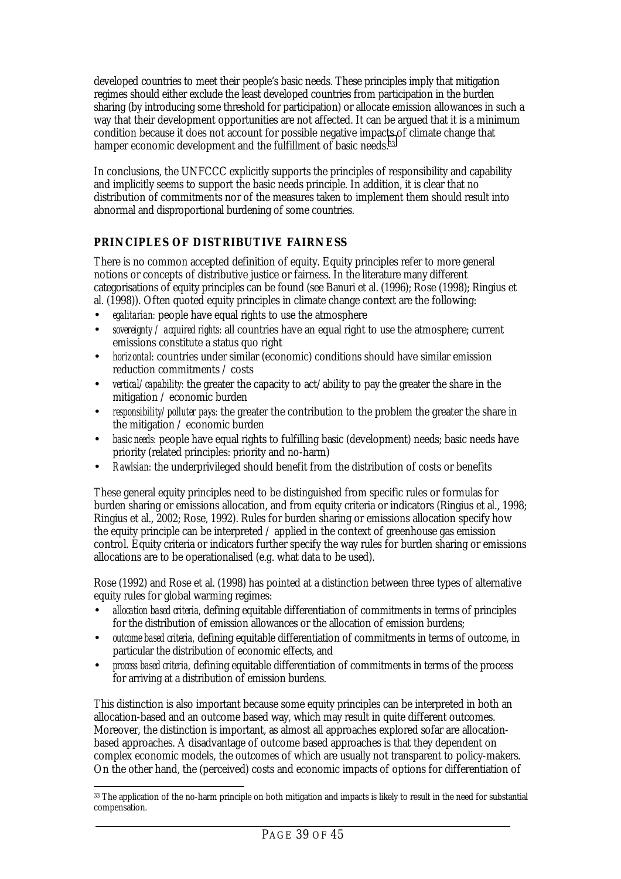developed countries to meet their people's basic needs. These principles imply that mitigation regimes should either exclude the least developed countries from participation in the burden sharing (by introducing some threshold for participation) or allocate emission allowances in such a way that their development opportunities are not affected. It can be argued that it is a minimum condition because it does not account for possible negative impacts of climate change that hamper economic development and the fulfillment of basic needs.[33]

In conclusions, the UNFCCC explicitly supports the principles of responsibility and capability and implicitly seems to support the basic needs principle. In addition, it is clear that no distribution of commitments nor of the measures taken to implement them should result into abnormal and disproportional burdening of some countries.

## PRINCIPLES OF DISTRIBUTIVE FAIRNESS

There is no common accepted definition of equity. Equity principles refer to more general notions or concepts of distributive justice or fairness. In the literature many different categorisations of equity principles can be found (see Banuri et al. (1996); Rose (1998); Ringius et al. (1998)). Often quoted equity principles in climate change context are the following:

- *egalitarian:* people have equal rights to use the atmosphere
- *sovereignty / acquired rights:* all countries have an equal right to use the atmosphere; current emissions constitute a status quo right
- *horizontal:* countries under similar (economic) conditions should have similar emission reduction commitments / costs
- *vertical/capability:* the greater the capacity to act/ability to pay the greater the share in the mitigation / economic burden
- *responsibility/polluter pays:* the greater the contribution to the problem the greater the share in the mitigation / economic burden
- *basic needs:* people have equal rights to fulfilling basic (development) needs; basic needs have priority (related principles: priority and no-harm)
- *Rawlsian:* the underprivileged should benefit from the distribution of costs or benefits

These general equity principles need to be distinguished from specific rules or formulas for burden sharing or emissions allocation, and from equity criteria or indicators (Ringius et al., 1998; Ringius et al., 2002; Rose, 1992). Rules for burden sharing or emissions allocation specify how the equity principle can be interpreted / applied in the context of greenhouse gas emission control. Equity criteria or indicators further specify the way rules for burden sharing or emissions allocations are to be operationalised (e.g. what data to be used).

Rose (1992) and Rose et al. (1998) has pointed at a distinction between three types of alternative equity rules for global warming regimes:

- *allocation based criteria,* defining equitable differentiation of commitments in terms of principles for the distribution of emission allowances or the allocation of emission burdens;
- *outcome based criteria,* defining equitable differentiation of commitments in terms of outcome, in particular the distribution of economic effects, and
- *process based criteria,* defining equitable differentiation of commitments in terms of the process for arriving at a distribution of emission burdens.

This distinction is also important because some equity principles can be interpreted in both an allocation-based and an outcome based way, which may result in quite different outcomes. Moreover, the distinction is important, as almost all approaches explored sofar are allocation-based approaches. A disadvantage of outcome based approaches is that they dependent on complex economic models, the outcomes of which are usually not transparent to policy-makers. On the other hand, the (perceived) costs and economic impacts of options for differentiation of

[33] The application of the no-harm principle on both mitigation and impacts is likely to result in the need for substantial compensation.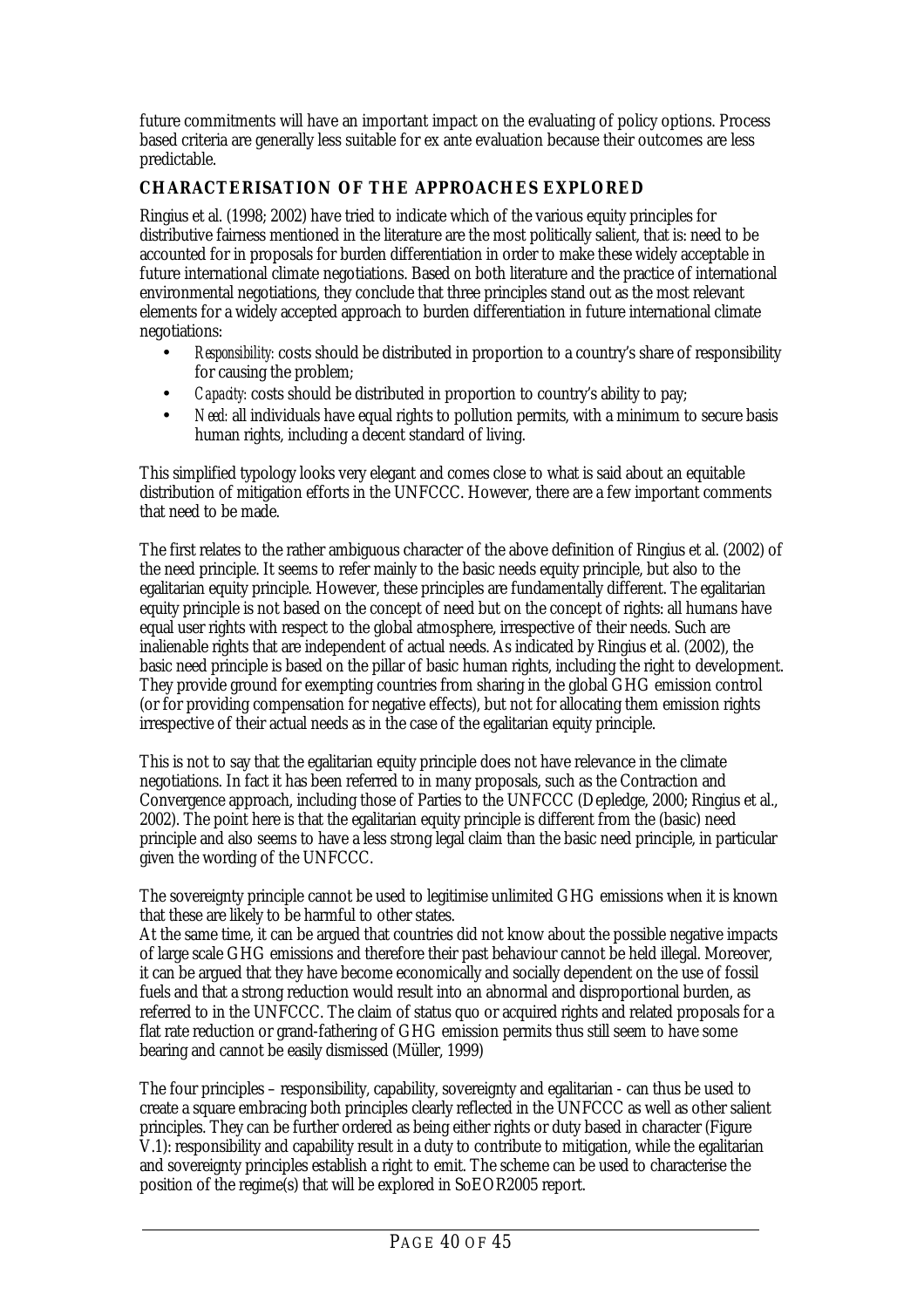future commitments will have an important impact on the evaluating of policy options. Process based criteria are generally less suitable for ex ante evaluation because their outcomes are less predictable.

## CHARACTERISATION OF THE APPROACHES EXPLORED

Ringius et al. (1998; 2002) have tried to indicate which of the various equity principles for distributive fairness mentioned in the literature are the most politically salient, that is: need to be accounted for in proposals for burden differentiation in order to make these widely acceptable in future international climate negotiations. Based on both literature and the practice of international environmental negotiations, they conclude that three principles stand out as the most relevant elements for a widely accepted approach to burden differentiation in future international climate negotiations:

- *Responsibility:* costs should be distributed in proportion to a country's share of responsibility for causing the problem;
- *Capacity:* costs should be distributed in proportion to country's ability to pay;
- *Need:* all individuals have equal rights to pollution permits, with a minimum to secure basis human rights, including a decent standard of living.

This simplified typology looks very elegant and comes close to what is said about an equitable distribution of mitigation efforts in the UNFCCC. However, there are a few important comments that need to be made.

The first relates to the rather ambiguous character of the above definition of Ringius et al. (2002) of the need principle. It seems to refer mainly to the basic needs equity principle, but also to the egalitarian equity principle. However, these principles are fundamentally different. The egalitarian equity principle is not based on the concept of need but on the concept of rights: all humans have equal user rights with respect to the global atmosphere, irrespective of their needs. Such are inalienable rights that are independent of actual needs. As indicated by Ringius et al. (2002), the basic need principle is based on the pillar of basic human rights, including the right to development. They provide ground for exempting countries from sharing in the global GHG emission control (or for providing compensation for negative effects), but not for allocating them emission rights irrespective of their actual needs as in the case of the egalitarian equity principle.

This is not to say that the egalitarian equity principle does not have relevance in the climate negotiations. In fact it has been referred to in many proposals, such as the Contraction and Convergence approach, including those of Parties to the UNFCCC (Depledge, 2000; Ringius et al., 2002). The point here is that the egalitarian equity principle is different from the (basic) need principle and also seems to have a less strong legal claim than the basic need principle, in particular given the wording of the UNFCCC.

The sovereignty principle cannot be used to legitimise unlimited GHG emissions when it is known that these are likely to be harmful to other states.
At the same time, it can be argued that countries did not know about the possible negative impacts of large scale GHG emissions and therefore their past behaviour cannot be held illegal. Moreover, it can be argued that they have become economically and socially dependent on the use of fossil fuels and that a strong reduction would result into an abnormal and disproportional burden, as referred to in the UNFCCC. The claim of status quo or acquired rights and related proposals for a flat rate reduction or grand-fathering of GHG emission permits thus still seem to have some bearing and cannot be easily dismissed (Müller, 1999)

The four principles – responsibility, capability, sovereignty and egalitarian - can thus be used to create a square embracing both principles clearly reflected in the UNFCCC as well as other salient principles. They can be further ordered as being either rights or duty based in character (Figure V.1): responsibility and capability result in a duty to contribute to mitigation, while the egalitarian and sovereignty principles establish a right to emit. The scheme can be used to characterise the position of the regime(s) that will be explored in SoEOR2005 report.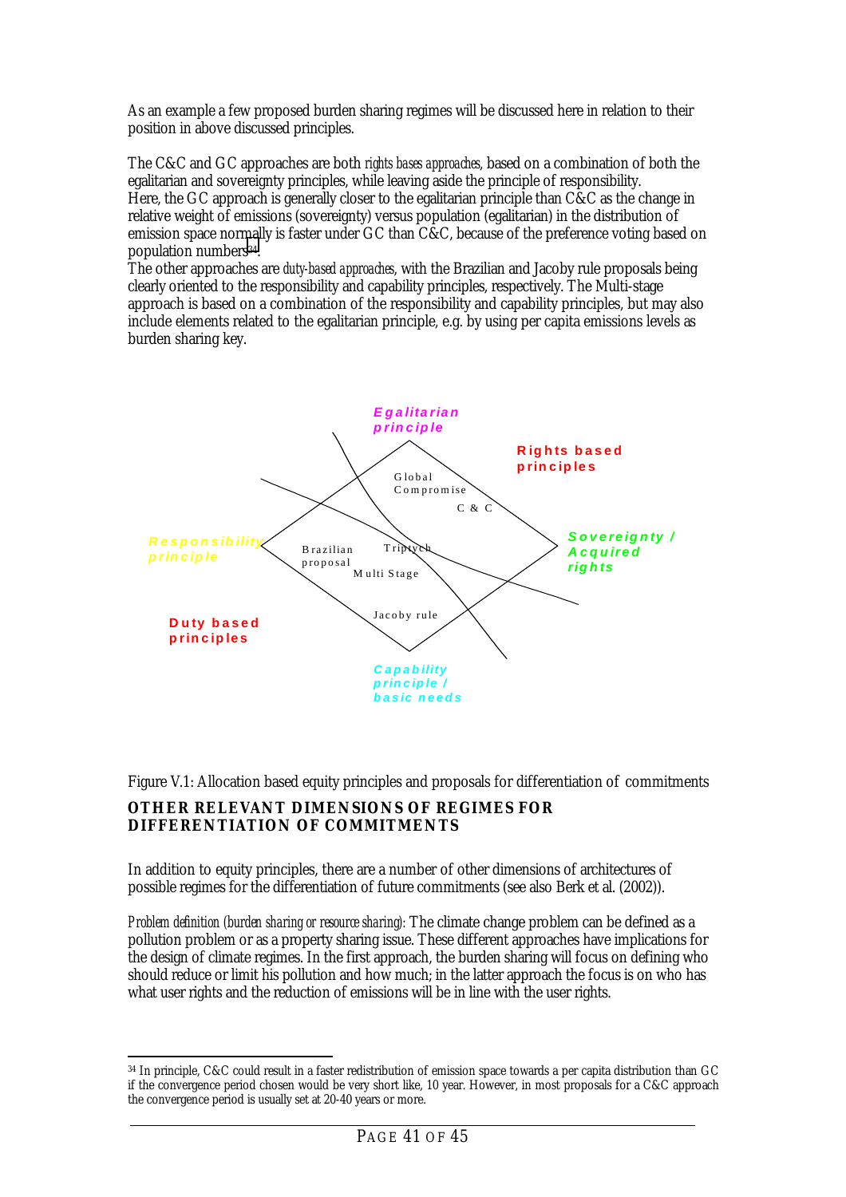As an example a few proposed burden sharing regimes will be discussed here in relation to their position in above discussed principles.

The C&C and GC approaches are both *rights bases approaches*, based on a combination of both the egalitarian and sovereignty principles, while leaving aside the principle of responsibility.
Here, the GC approach is generally closer to the egalitarian principle than C&C as the change in relative weight of emissions (sovereignty) versus population (egalitarian) in the distribution of emission space normally is faster under GC than C&C, because of the preference voting based on population numbers[34].
The other approaches are *duty-based approaches*, with the Brazilian and Jacoby rule proposals being clearly oriented to the responsibility and capability principles, respectively. The Multi-stage approach is based on a combination of the responsibility and capability principles, but may also include elements related to the egalitarian principle, e.g. by using per capita emissions levels as burden sharing key.

Egalitarian principle

Rights based principles

Global Compromise

C & C

Responsibility principle

Brazilian proposal

Triptych

Multi Stage

Sovereignty / Acquired rights

Jacoby rule

Duty based principles

Capability principle / basic needs

Figure V.1: Allocation based equity principles and proposals for differentiation of commitments

## OTHER RELEVANT DIMENSIONS OF REGIMES FOR DIFFERENTIATION OF COMMITMENTS

In addition to equity principles, there are a number of other dimensions of architectures of possible regimes for the differentiation of future commitments (see also Berk et al. (2002)).

*Problem definition (burden sharing or resource sharing)*: The climate change problem can be defined as a pollution problem or as a property sharing issue. These different approaches have implications for the design of climate regimes. In the first approach, the burden sharing will focus on defining who should reduce or limit his pollution and how much; in the latter approach the focus is on who has what user rights and the reduction of emissions will be in line with the user rights.

---

[34] In principle, C&C could result in a faster redistribution of emission space towards a per capita distribution than GC if the convergence period chosen would be very short like, 10 year. However, in most proposals for a C&C approach the convergence period is usually set at 20-40 years or more.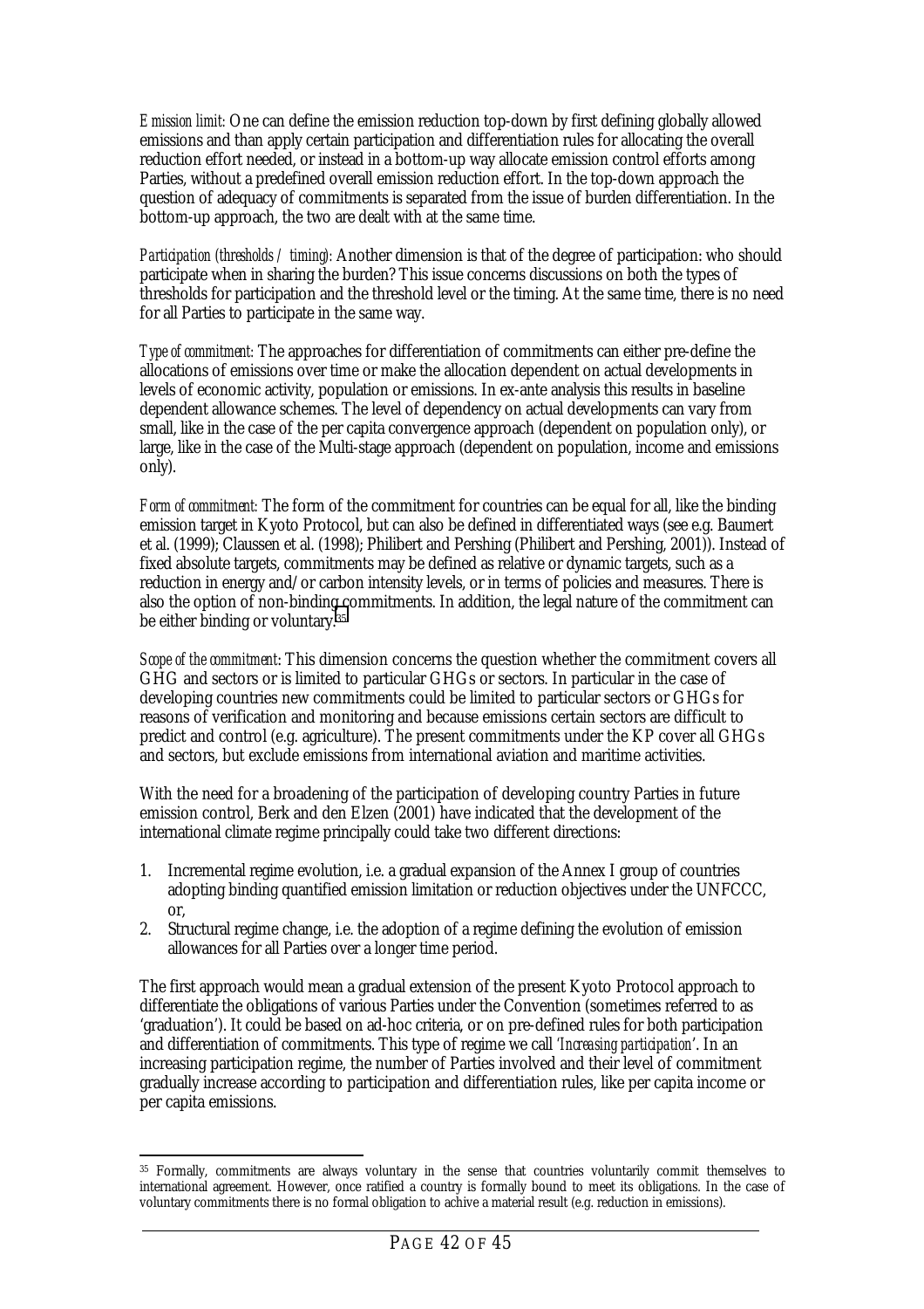*Emission limit:* One can define the emission reduction top-down by first defining globally allowed emissions and than apply certain participation and differentiation rules for allocating the overall reduction effort needed, or instead in a bottom-up way allocate emission control efforts among Parties, without a predefined overall emission reduction effort. In the top-down approach the question of adequacy of commitments is separated from the issue of burden differentiation. In the bottom-up approach, the two are dealt with at the same time.

*Participation (thresholds / timing):* Another dimension is that of the degree of participation: who should participate when in sharing the burden? This issue concerns discussions on both the types of thresholds for participation and the threshold level or the timing. At the same time, there is no need for all Parties to participate in the same way.

*Type of commitment:* The approaches for differentiation of commitments can either pre-define the allocations of emissions over time or make the allocation dependent on actual developments in levels of economic activity, population or emissions. In ex-ante analysis this results in baseline dependent allowance schemes. The level of dependency on actual developments can vary from small, like in the case of the per capita convergence approach (dependent on population only), or large, like in the case of the Multi-stage approach (dependent on population, income and emissions only).

*Form of commitment:* The form of the commitment for countries can be equal for all, like the binding emission target in Kyoto Protocol, but can also be defined in differentiated ways (see e.g. Baumert et al. (1999); Claussen et al. (1998); Philibert and Pershing (Philibert and Pershing, 2001)). Instead of fixed absolute targets, commitments may be defined as relative or dynamic targets, such as a reduction in energy and/or carbon intensity levels, or in terms of policies and measures. There is also the option of non-binding commitments. In addition, the legal nature of the commitment can be either binding or voluntary.[35]

*Scope of the commitment:* This dimension concerns the question whether the commitment covers all GHG and sectors or is limited to particular GHGs or sectors. In particular in the case of developing countries new commitments could be limited to particular sectors or GHGs for reasons of verification and monitoring and because emissions certain sectors are difficult to predict and control (e.g. agriculture). The present commitments under the KP cover all GHGs and sectors, but exclude emissions from international aviation and maritime activities.

With the need for a broadening of the participation of developing country Parties in future emission control, Berk and den Elzen (2001) have indicated that the development of the international climate regime principally could take two different directions:

1. Incremental regime evolution, i.e. a gradual expansion of the Annex I group of countries adopting binding quantified emission limitation or reduction objectives under the UNFCCC, or,
2. Structural regime change, i.e. the adoption of a regime defining the evolution of emission allowances for all Parties over a longer time period.

The first approach would mean a gradual extension of the present Kyoto Protocol approach to differentiate the obligations of various Parties under the Convention (sometimes referred to as 'graduation'). It could be based on ad-hoc criteria, or on pre-defined rules for both participation and differentiation of commitments. This type of regime we call *'Increasing participation'*. In an increasing participation regime, the number of Parties involved and their level of commitment gradually increase according to participation and differentiation rules, like per capita income or per capita emissions.

---

[35] Formally, commitments are always voluntary in the sense that countries voluntarily commit themselves to international agreement. However, once ratified a country is formally bound to meet its obligations. In the case of voluntary commitments there is no formal obligation to achive a material result (e.g. reduction in emissions).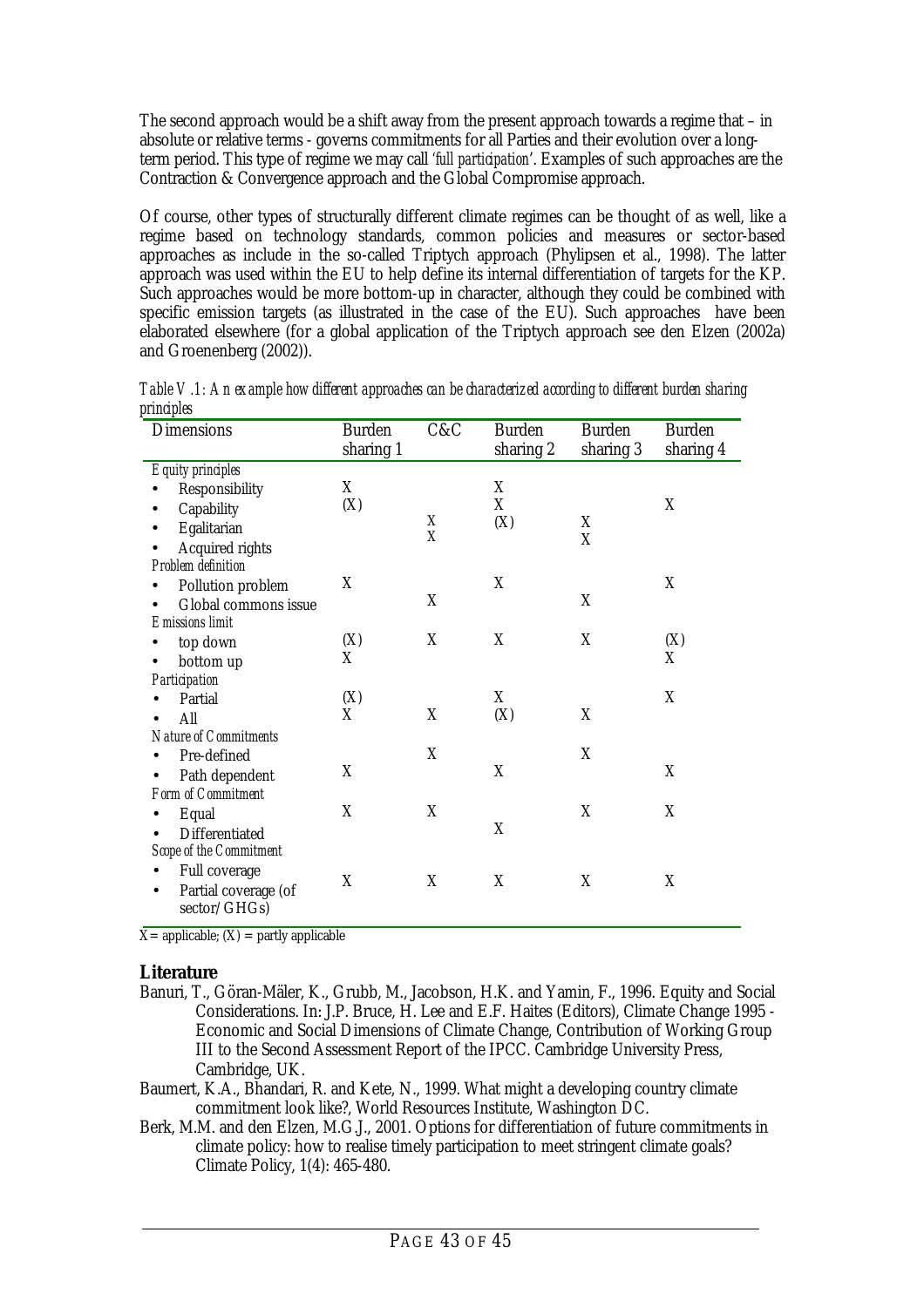The second approach would be a shift away from the present approach towards a regime that – in absolute or relative terms - governs commitments for all Parties and their evolution over a long-term period. This type of regime we may call *'full participation'*. Examples of such approaches are the Contraction & Convergence approach and the Global Compromise approach.

Of course, other types of structurally different climate regimes can be thought of as well, like a regime based on technology standards, common policies and measures or sector-based approaches as include in the so-called Triptych approach (Phylipsen et al., 1998). The latter approach was used within the EU to help define its internal differentiation of targets for the KP. Such approaches would be more bottom-up in character, although they could be combined with specific emission targets (as illustrated in the case of the EU). Such approaches have been elaborated elsewhere (for a global application of the Triptych approach see den Elzen (2002a) and Groenenberg (2002)).

*Table V.1: An example how different approaches can be characterized according to different burden sharing principles*

| Dimensions | Burden sharing 1 | C&C | Burden sharing 2 | Burden sharing 3 | Burden sharing 4 |
|---|---|---|---|---|---|
| *Equity principles* | | | | | |
| • Responsibility | X | | X | | |
| • Capability | (X) | | X | | X |
| • Egalitarian | | X | (X) | X | |
| • Acquired rights | | X | | X | |
| *Problem definition* | | | | | |
| • Pollution problem | X | | X | | X |
| • Global commons issue | | X | | X | |
| *Emissions limit* | | | | | |
| • top down | (X) | X | X | X | (X) |
| • bottom up | X | | | | X |
| *Participation* | | | | | |
| • Partial | (X) | | X | | X |
| • All | X | X | (X) | X | |
| *Nature of Commitments* | | | | | |
| • Pre-defined | | X | | X | |
| • Path dependent | X | | X | | X |
| *Form of Commitment* | | | | | |
| • Equal | X | X | | X | X |
| • Differentiated | | | X | | |
| *Scope of the Commitment* | | | | | |
| • Full coverage | X | X | X | X | X |
| • Partial coverage (of sector/GHGs) | | | | | |

X = applicable; (X) = partly applicable

## Literature

Banuri, T., Göran-Mäler, K., Grubb, M., Jacobson, H.K. and Yamin, F., 1996. Equity and Social Considerations. In: J.P. Bruce, H. Lee and E.F. Haites (Editors), Climate Change 1995 - Economic and Social Dimensions of Climate Change, Contribution of Working Group III to the Second Assessment Report of the IPCC. Cambridge University Press, Cambridge, UK.

Baumert, K.A., Bhandari, R. and Kete, N., 1999. What might a developing country climate commitment look like?, World Resources Institute, Washington DC.

Berk, M.M. and den Elzen, M.G.J., 2001. Options for differentiation of future commitments in climate policy: how to realise timely participation to meet stringent climate goals? Climate Policy, 1(4): 465-480.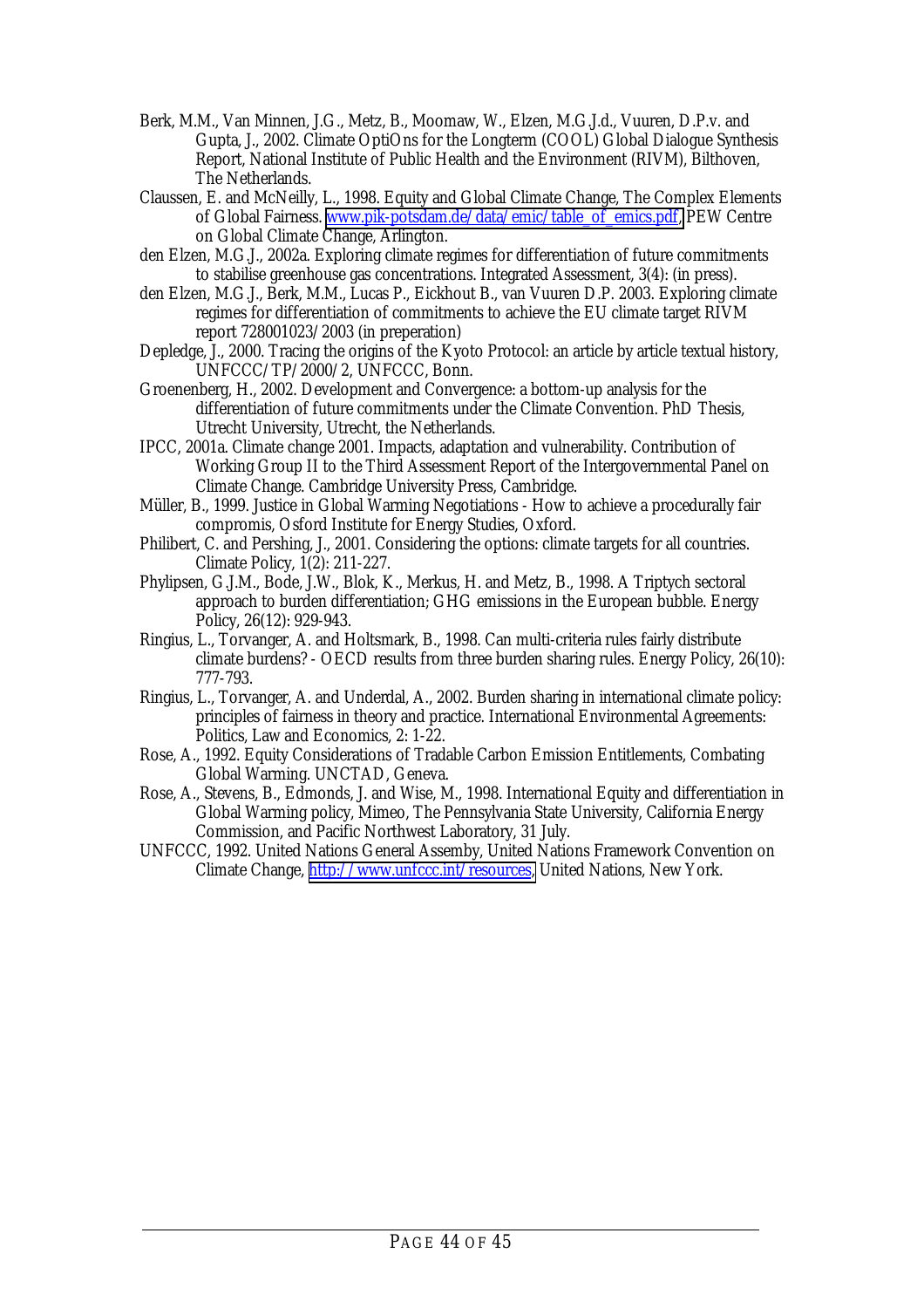Berk, M.M., Van Minnen, J.G., Metz, B., Moomaw, W., Elzen, M.G.J.d., Vuuren, D.P.v. and Gupta, J., 2002. Climate OptiOns for the Longterm (COOL) Global Dialogue Synthesis Report, National Institute of Public Health and the Environment (RIVM), Bilthoven, The Netherlands.

Claussen, E. and McNeilly, L., 1998. Equity and Global Climate Change, The Complex Elements of Global Fairness. www.pik-potsdam.de/data/emic/table_of_emics.pdf, PEW Centre on Global Climate Change, Arlington.

den Elzen, M.G.J., 2002a. Exploring climate regimes for differentiation of future commitments to stabilise greenhouse gas concentrations. Integrated Assessment, 3(4): (in press).

den Elzen, M.G.J., Berk, M.M., Lucas P., Eickhout B., van Vuuren D.P. 2003. Exploring climate regimes for differentiation of commitments to achieve the EU climate target RIVM report 728001023/2003 (in preperation)

Depledge, J., 2000. Tracing the origins of the Kyoto Protocol: an article by article textual history, UNFCCC/TP/2000/2, UNFCCC, Bonn.

Groenenberg, H., 2002. Development and Convergence: a bottom-up analysis for the differentiation of future commitments under the Climate Convention. PhD Thesis, Utrecht University, Utrecht, the Netherlands.

IPCC, 2001a. Climate change 2001. Impacts, adaptation and vulnerability. Contribution of Working Group II to the Third Assessment Report of the Intergovernmental Panel on Climate Change. Cambridge University Press, Cambridge.

Müller, B., 1999. Justice in Global Warming Negotiations - How to achieve a procedurally fair compromis, Osford Institute for Energy Studies, Oxford.

Philibert, C. and Pershing, J., 2001. Considering the options: climate targets for all countries. Climate Policy, 1(2): 211-227.

Phylipsen, G.J.M., Bode, J.W., Blok, K., Merkus, H. and Metz, B., 1998. A Triptych sectoral approach to burden differentiation; GHG emissions in the European bubble. Energy Policy, 26(12): 929-943.

Ringius, L., Torvanger, A. and Holtsmark, B., 1998. Can multi-criteria rules fairly distribute climate burdens? - OECD results from three burden sharing rules. Energy Policy, 26(10): 777-793.

Ringius, L., Torvanger, A. and Underdal, A., 2002. Burden sharing in international climate policy: principles of fairness in theory and practice. International Environmental Agreements: Politics, Law and Economics, 2: 1-22.

Rose, A., 1992. Equity Considerations of Tradable Carbon Emission Entitlements, Combating Global Warming. UNCTAD, Geneva.

Rose, A., Stevens, B., Edmonds, J. and Wise, M., 1998. International Equity and differentiation in Global Warming policy, Mimeo, The Pennsylvania State University, California Energy Commission, and Pacific Northwest Laboratory, 31 July.

UNFCCC, 1992. United Nations General Asseмby, United Nations Framework Convention on Climate Change, http://www.unfccc.int/resources, United Nations, New York.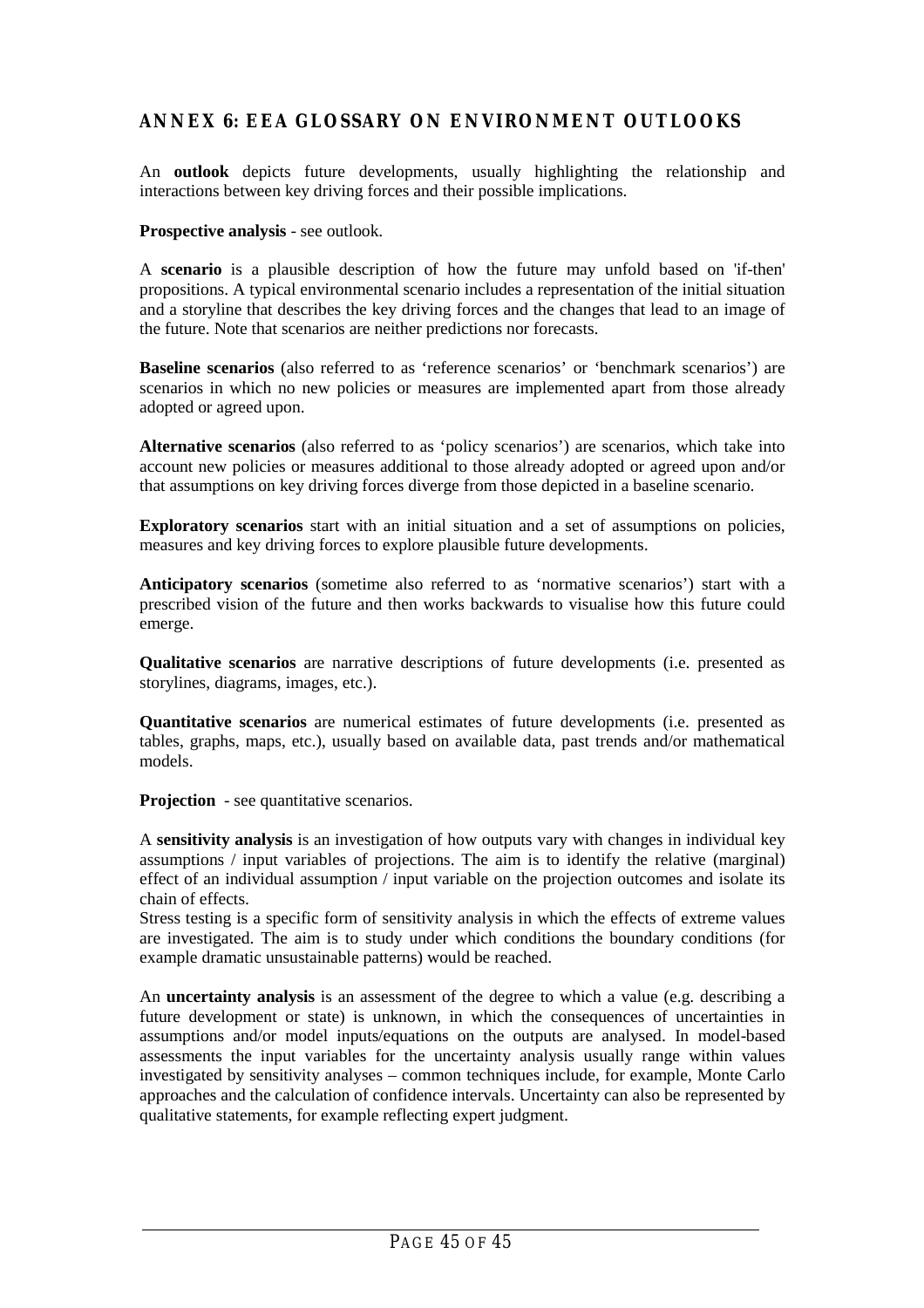## ANNEX 6: EEA GLOSSARY ON ENVIRONMENT OUTLOOKS

An **outlook** depicts future developments, usually highlighting the relationship and interactions between key driving forces and their possible implications.

**Prospective analysis** - see outlook.

A **scenario** is a plausible description of how the future may unfold based on 'if-then' propositions. A typical environmental scenario includes a representation of the initial situation and a storyline that describes the key driving forces and the changes that lead to an image of the future. Note that scenarios are neither predictions nor forecasts.

**Baseline scenarios** (also referred to as 'reference scenarios' or 'benchmark scenarios') are scenarios in which no new policies or measures are implemented apart from those already adopted or agreed upon.

**Alternative scenarios** (also referred to as 'policy scenarios') are scenarios, which take into account new policies or measures additional to those already adopted or agreed upon and/or that assumptions on key driving forces diverge from those depicted in a baseline scenario.

**Exploratory scenarios** start with an initial situation and a set of assumptions on policies, measures and key driving forces to explore plausible future developments.

**Anticipatory scenarios** (sometime also referred to as 'normative scenarios') start with a prescribed vision of the future and then works backwards to visualise how this future could emerge.

**Qualitative scenarios** are narrative descriptions of future developments (i.e. presented as storylines, diagrams, images, etc.).

**Quantitative scenarios** are numerical estimates of future developments (i.e. presented as tables, graphs, maps, etc.), usually based on available data, past trends and/or mathematical models.

**Projection** - see quantitative scenarios.

A **sensitivity analysis** is an investigation of how outputs vary with changes in individual key assumptions / input variables of projections. The aim is to identify the relative (marginal) effect of an individual assumption / input variable on the projection outcomes and isolate its chain of effects.
Stress testing is a specific form of sensitivity analysis in which the effects of extreme values are investigated. The aim is to study under which conditions the boundary conditions (for example dramatic unsustainable patterns) would be reached.

An **uncertainty analysis** is an assessment of the degree to which a value (e.g. describing a future development or state) is unknown, in which the consequences of uncertainties in assumptions and/or model inputs/equations on the outputs are analysed. In model-based assessments the input variables for the uncertainty analysis usually range within values investigated by sensitivity analyses – common techniques include, for example, Monte Carlo approaches and the calculation of confidence intervals. Uncertainty can also be represented by qualitative statements, for example reflecting expert judgment.